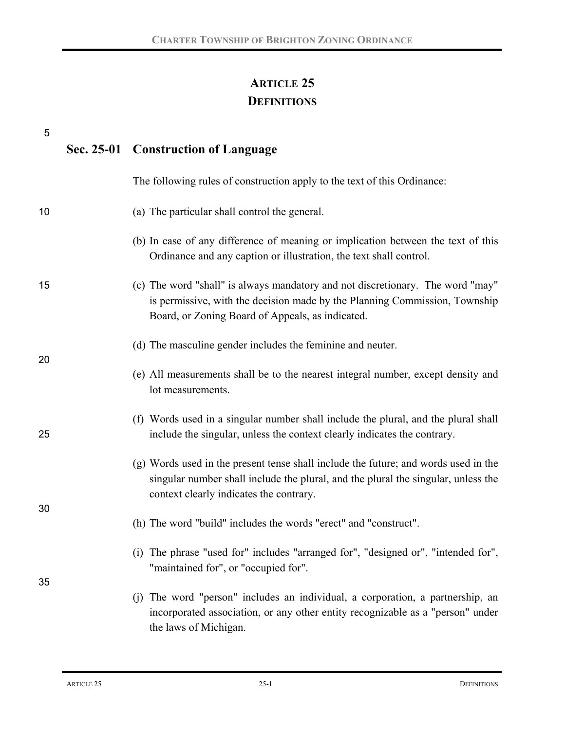# ARTICLE 25
# DEFINITIONS

## Sec. 25-01 Construction of Language

The following rules of construction apply to the text of this Ordinance:

(a) The particular shall control the general.

(b) In case of any difference of meaning or implication between the text of this Ordinance and any caption or illustration, the text shall control.

(c) The word "shall" is always mandatory and not discretionary. The word "may" is permissive, with the decision made by the Planning Commission, Township Board, or Zoning Board of Appeals, as indicated.

(d) The masculine gender includes the feminine and neuter.

(e) All measurements shall be to the nearest integral number, except density and lot measurements.

(f) Words used in a singular number shall include the plural, and the plural shall include the singular, unless the context clearly indicates the contrary.

(g) Words used in the present tense shall include the future; and words used in the singular number shall include the plural, and the plural the singular, unless the context clearly indicates the contrary.

(h) The word "build" includes the words "erect" and "construct".

(i) The phrase "used for" includes "arranged for", "designed or", "intended for", "maintained for", or "occupied for".

(j) The word "person" includes an individual, a corporation, a partnership, an incorporated association, or any other entity recognizable as a "person" under the laws of Michigan.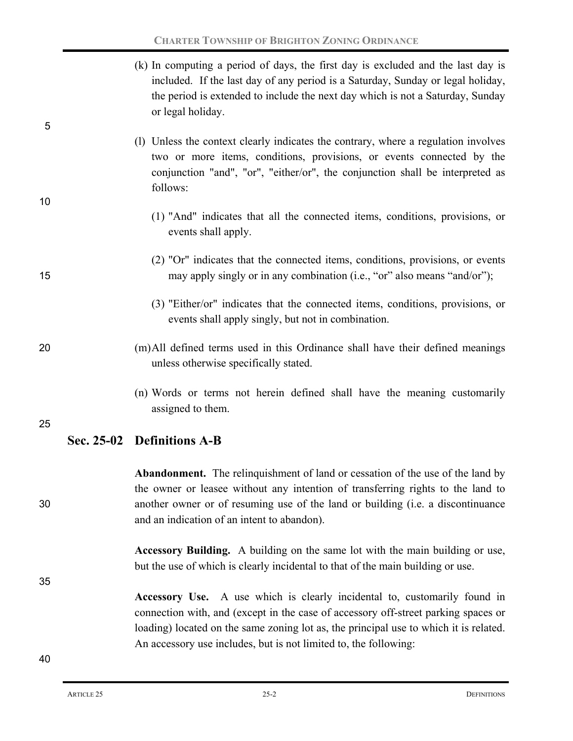(k) In computing a period of days, the first day is excluded and the last day is included. If the last day of any period is a Saturday, Sunday or legal holiday, the period is extended to include the next day which is not a Saturday, Sunday or legal holiday.

(l) Unless the context clearly indicates the contrary, where a regulation involves two or more items, conditions, provisions, or events connected by the conjunction "and", "or", "either/or", the conjunction shall be interpreted as follows:

(1) "And" indicates that all the connected items, conditions, provisions, or events shall apply.

(2) "Or" indicates that the connected items, conditions, provisions, or events may apply singly or in any combination (i.e., "or" also means "and/or");

(3) "Either/or" indicates that the connected items, conditions, provisions, or events shall apply singly, but not in combination.

(m) All defined terms used in this Ordinance shall have their defined meanings unless otherwise specifically stated.

(n) Words or terms not herein defined shall have the meaning customarily assigned to them.

## Sec. 25-02 Definitions A-B

**Abandonment.** The relinquishment of land or cessation of the use of the land by the owner or leasee without any intention of transferring rights to the land to another owner or of resuming use of the land or building (i.e. a discontinuance and an indication of an intent to abandon).

**Accessory Building.** A building on the same lot with the main building or use, but the use of which is clearly incidental to that of the main building or use.

**Accessory Use.** A use which is clearly incidental to, customarily found in connection with, and (except in the case of accessory off-street parking spaces or loading) located on the same zoning lot as, the principal use to which it is related. An accessory use includes, but is not limited to, the following: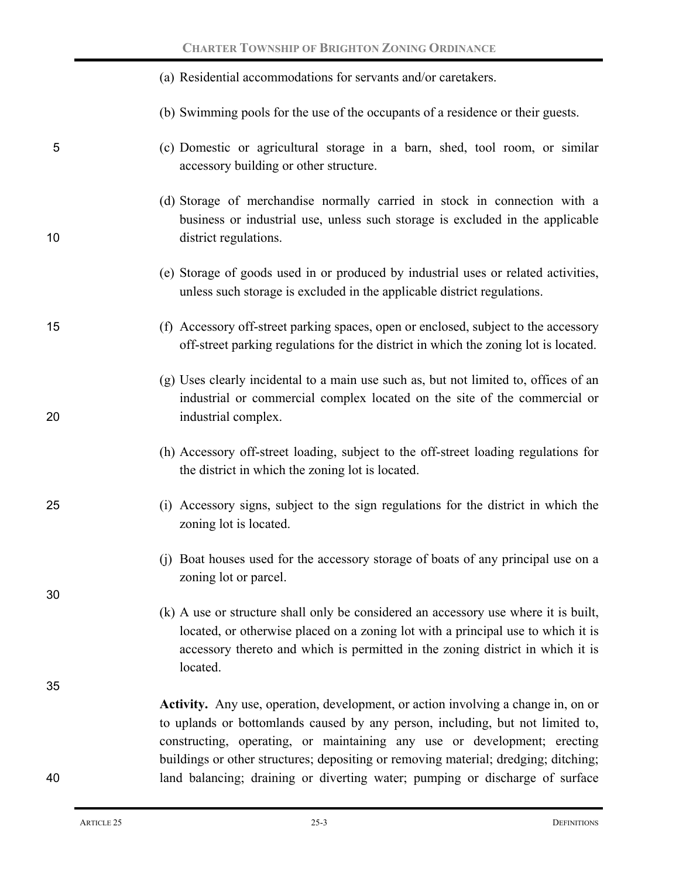(a) Residential accommodations for servants and/or caretakers.

(b) Swimming pools for the use of the occupants of a residence or their guests.

(c) Domestic or agricultural storage in a barn, shed, tool room, or similar accessory building or other structure.

(d) Storage of merchandise normally carried in stock in connection with a business or industrial use, unless such storage is excluded in the applicable district regulations.

(e) Storage of goods used in or produced by industrial uses or related activities, unless such storage is excluded in the applicable district regulations.

(f) Accessory off-street parking spaces, open or enclosed, subject to the accessory off-street parking regulations for the district in which the zoning lot is located.

(g) Uses clearly incidental to a main use such as, but not limited to, offices of an industrial or commercial complex located on the site of the commercial or industrial complex.

(h) Accessory off-street loading, subject to the off-street loading regulations for the district in which the zoning lot is located.

(i) Accessory signs, subject to the sign regulations for the district in which the zoning lot is located.

(j) Boat houses used for the accessory storage of boats of any principal use on a zoning lot or parcel.

(k) A use or structure shall only be considered an accessory use where it is built, located, or otherwise placed on a zoning lot with a principal use to which it is accessory thereto and which is permitted in the zoning district in which it is located.

**Activity.** Any use, operation, development, or action involving a change in, on or to uplands or bottomlands caused by any person, including, but not limited to, constructing, operating, or maintaining any use or development; erecting buildings or other structures; depositing or removing material; dredging; ditching; land balancing; draining or diverting water; pumping or discharge of surface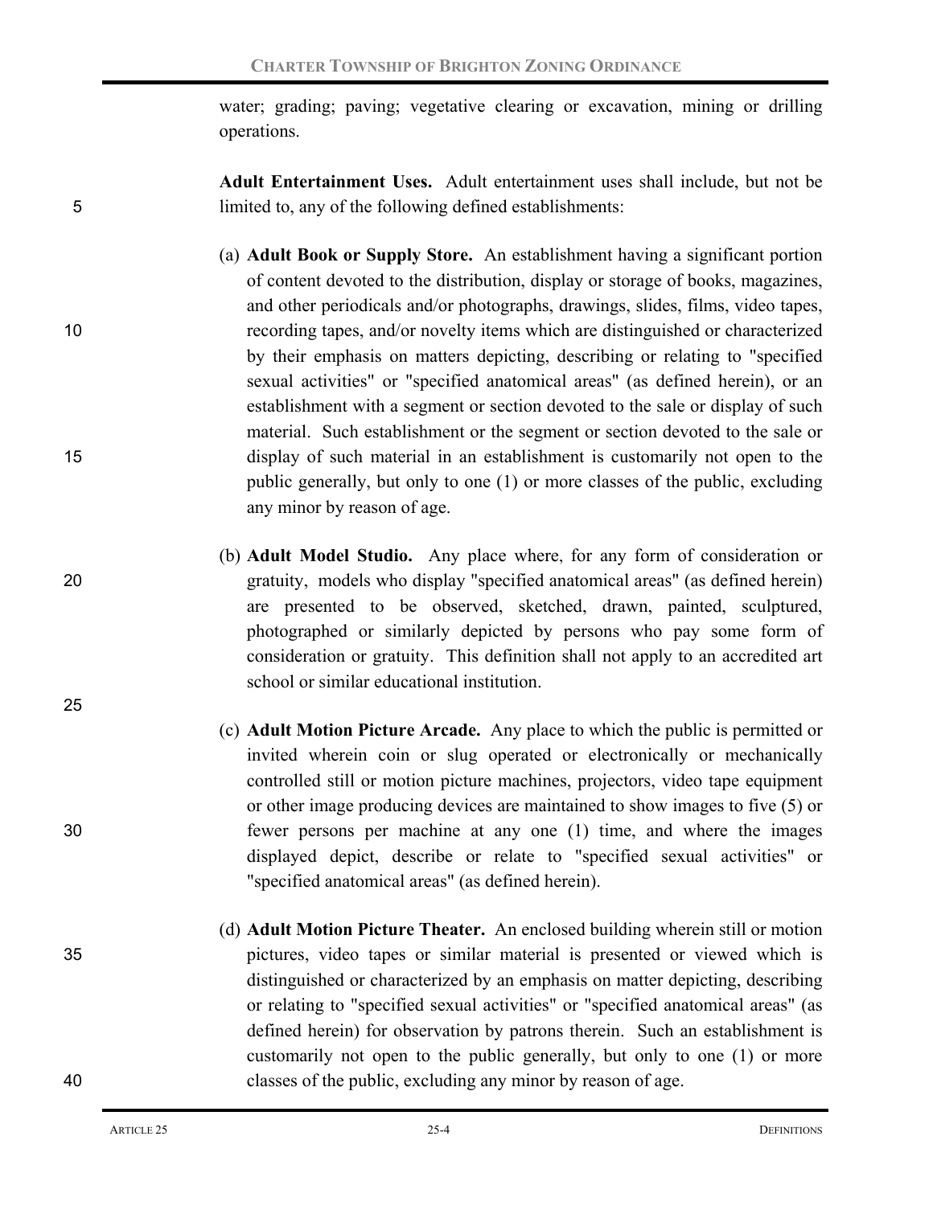water; grading; paving; vegetative clearing or excavation, mining or drilling operations.

**Adult Entertainment Uses.** Adult entertainment uses shall include, but not be limited to, any of the following defined establishments:

(a) **Adult Book or Supply Store.** An establishment having a significant portion of content devoted to the distribution, display or storage of books, magazines, and other periodicals and/or photographs, drawings, slides, films, video tapes, recording tapes, and/or novelty items which are distinguished or characterized by their emphasis on matters depicting, describing or relating to "specified sexual activities" or "specified anatomical areas" (as defined herein), or an establishment with a segment or section devoted to the sale or display of such material. Such establishment or the segment or section devoted to the sale or display of such material in an establishment is customarily not open to the public generally, but only to one (1) or more classes of the public, excluding any minor by reason of age.

(b) **Adult Model Studio.** Any place where, for any form of consideration or gratuity, models who display "specified anatomical areas" (as defined herein) are presented to be observed, sketched, drawn, painted, sculptured, photographed or similarly depicted by persons who pay some form of consideration or gratuity. This definition shall not apply to an accredited art school or similar educational institution.

(c) **Adult Motion Picture Arcade.** Any place to which the public is permitted or invited wherein coin or slug operated or electronically or mechanically controlled still or motion picture machines, projectors, video tape equipment or other image producing devices are maintained to show images to five (5) or fewer persons per machine at any one (1) time, and where the images displayed depict, describe or relate to "specified sexual activities" or "specified anatomical areas" (as defined herein).

(d) **Adult Motion Picture Theater.** An enclosed building wherein still or motion pictures, video tapes or similar material is presented or viewed which is distinguished or characterized by an emphasis on matter depicting, describing or relating to "specified sexual activities" or "specified anatomical areas" (as defined herein) for observation by patrons therein. Such an establishment is customarily not open to the public generally, but only to one (1) or more classes of the public, excluding any minor by reason of age.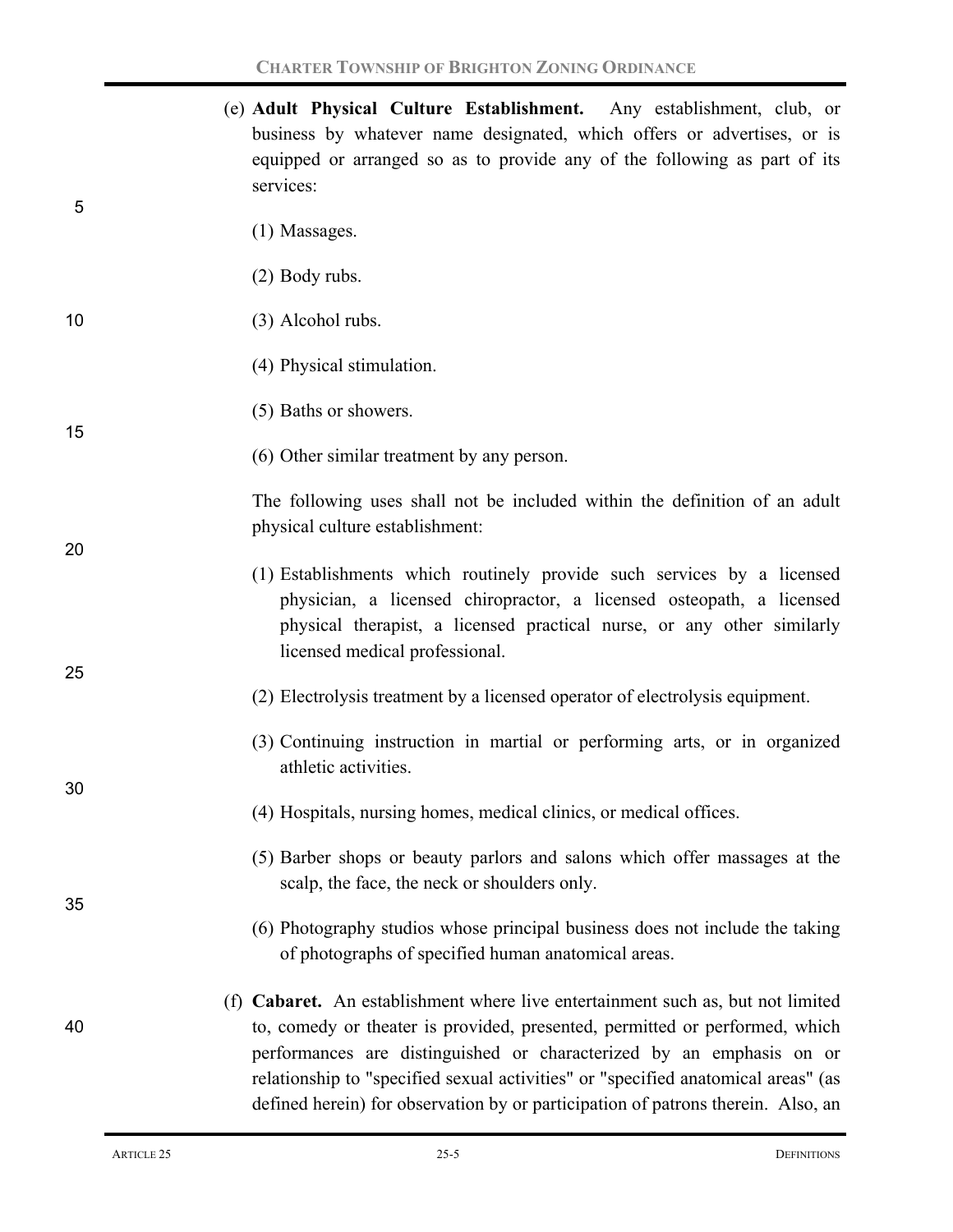(e) **Adult Physical Culture Establishment.** Any establishment, club, or business by whatever name designated, which offers or advertises, or is equipped or arranged so as to provide any of the following as part of its services:

(1) Massages.

(2) Body rubs.

(3) Alcohol rubs.

(4) Physical stimulation.

(5) Baths or showers.

(6) Other similar treatment by any person.

The following uses shall not be included within the definition of an adult physical culture establishment:

(1) Establishments which routinely provide such services by a licensed physician, a licensed chiropractor, a licensed osteopath, a licensed physical therapist, a licensed practical nurse, or any other similarly licensed medical professional.

(2) Electrolysis treatment by a licensed operator of electrolysis equipment.

(3) Continuing instruction in martial or performing arts, or in organized athletic activities.

(4) Hospitals, nursing homes, medical clinics, or medical offices.

(5) Barber shops or beauty parlors and salons which offer massages at the scalp, the face, the neck or shoulders only.

(6) Photography studios whose principal business does not include the taking of photographs of specified human anatomical areas.

(f) **Cabaret.** An establishment where live entertainment such as, but not limited to, comedy or theater is provided, presented, permitted or performed, which performances are distinguished or characterized by an emphasis on or relationship to "specified sexual activities" or "specified anatomical areas" (as defined herein) for observation by or participation of patrons therein. Also, an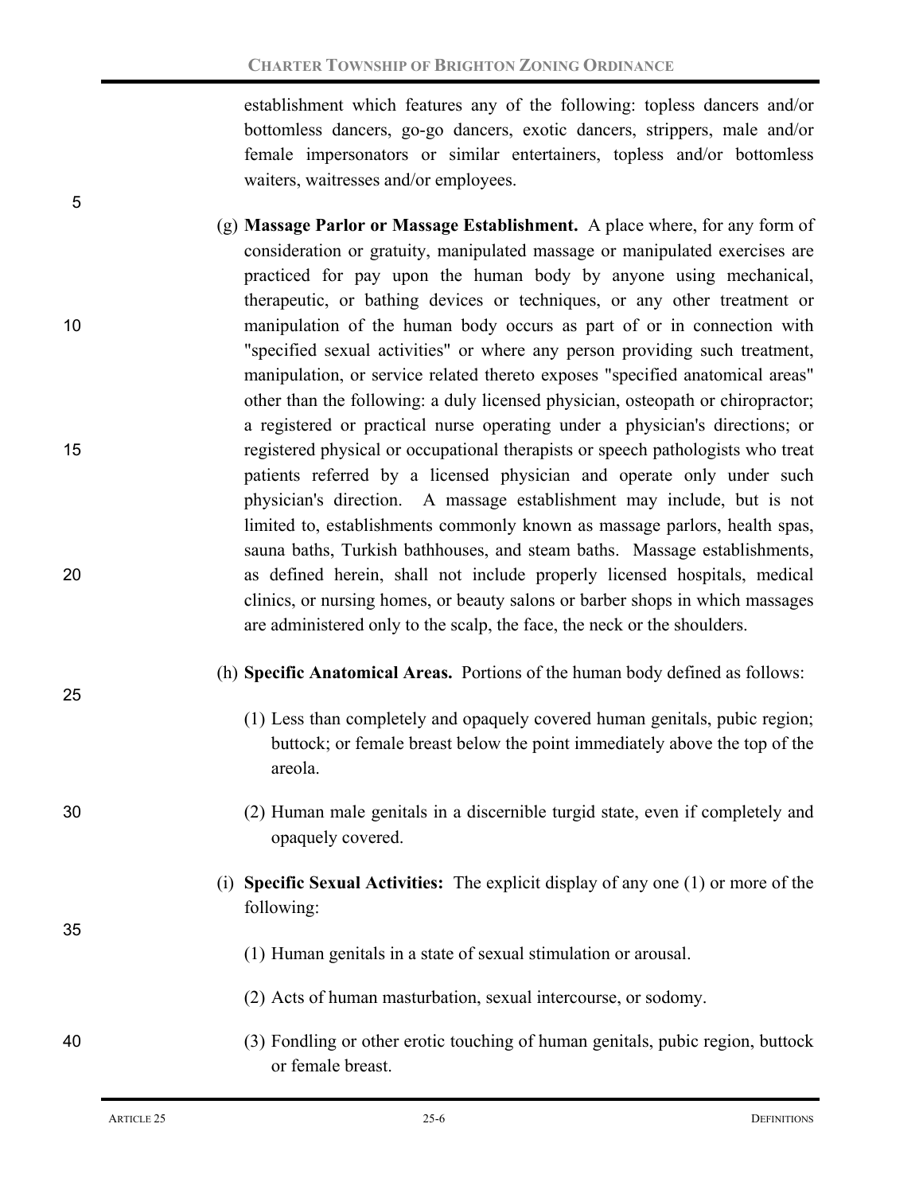establishment which features any of the following: topless dancers and/or bottomless dancers, go-go dancers, exotic dancers, strippers, male and/or female impersonators or similar entertainers, topless and/or bottomless waiters, waitresses and/or employees.

(g) **Massage Parlor or Massage Establishment.** A place where, for any form of consideration or gratuity, manipulated massage or manipulated exercises are practiced for pay upon the human body by anyone using mechanical, therapeutic, or bathing devices or techniques, or any other treatment or manipulation of the human body occurs as part of or in connection with "specified sexual activities" or where any person providing such treatment, manipulation, or service related thereto exposes "specified anatomical areas" other than the following: a duly licensed physician, osteopath or chiropractor; a registered or practical nurse operating under a physician's directions; or registered physical or occupational therapists or speech pathologists who treat patients referred by a licensed physician and operate only under such physician's direction. A massage establishment may include, but is not limited to, establishments commonly known as massage parlors, health spas, sauna baths, Turkish bathhouses, and steam baths. Massage establishments, as defined herein, shall not include properly licensed hospitals, medical clinics, or nursing homes, or beauty salons or barber shops in which massages are administered only to the scalp, the face, the neck or the shoulders.

(h) **Specific Anatomical Areas.** Portions of the human body defined as follows:

(1) Less than completely and opaquely covered human genitals, pubic region; buttock; or female breast below the point immediately above the top of the areola.

(2) Human male genitals in a discernible turgid state, even if completely and opaquely covered.

(i) **Specific Sexual Activities:** The explicit display of any one (1) or more of the following:

(1) Human genitals in a state of sexual stimulation or arousal.

(2) Acts of human masturbation, sexual intercourse, or sodomy.

(3) Fondling or other erotic touching of human genitals, pubic region, buttock or female breast.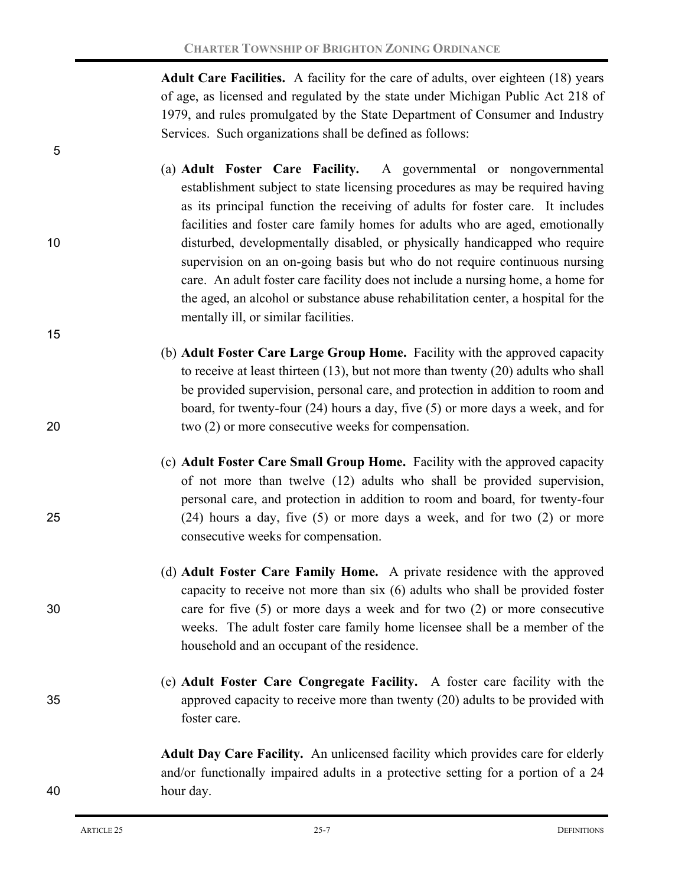**Adult Care Facilities.** A facility for the care of adults, over eighteen (18) years of age, as licensed and regulated by the state under Michigan Public Act 218 of 1979, and rules promulgated by the State Department of Consumer and Industry Services. Such organizations shall be defined as follows:

(a) **Adult Foster Care Facility.** A governmental or nongovernmental establishment subject to state licensing procedures as may be required having as its principal function the receiving of adults for foster care. It includes facilities and foster care family homes for adults who are aged, emotionally disturbed, developmentally disabled, or physically handicapped who require supervision on an on-going basis but who do not require continuous nursing care. An adult foster care facility does not include a nursing home, a home for the aged, an alcohol or substance abuse rehabilitation center, a hospital for the mentally ill, or similar facilities.

(b) **Adult Foster Care Large Group Home.** Facility with the approved capacity to receive at least thirteen (13), but not more than twenty (20) adults who shall be provided supervision, personal care, and protection in addition to room and board, for twenty-four (24) hours a day, five (5) or more days a week, and for two (2) or more consecutive weeks for compensation.

(c) **Adult Foster Care Small Group Home.** Facility with the approved capacity of not more than twelve (12) adults who shall be provided supervision, personal care, and protection in addition to room and board, for twenty-four (24) hours a day, five (5) or more days a week, and for two (2) or more consecutive weeks for compensation.

(d) **Adult Foster Care Family Home.** A private residence with the approved capacity to receive not more than six (6) adults who shall be provided foster care for five (5) or more days a week and for two (2) or more consecutive weeks. The adult foster care family home licensee shall be a member of the household and an occupant of the residence.

(e) **Adult Foster Care Congregate Facility.** A foster care facility with the approved capacity to receive more than twenty (20) adults to be provided with foster care.

**Adult Day Care Facility.** An unlicensed facility which provides care for elderly and/or functionally impaired adults in a protective setting for a portion of a 24 hour day.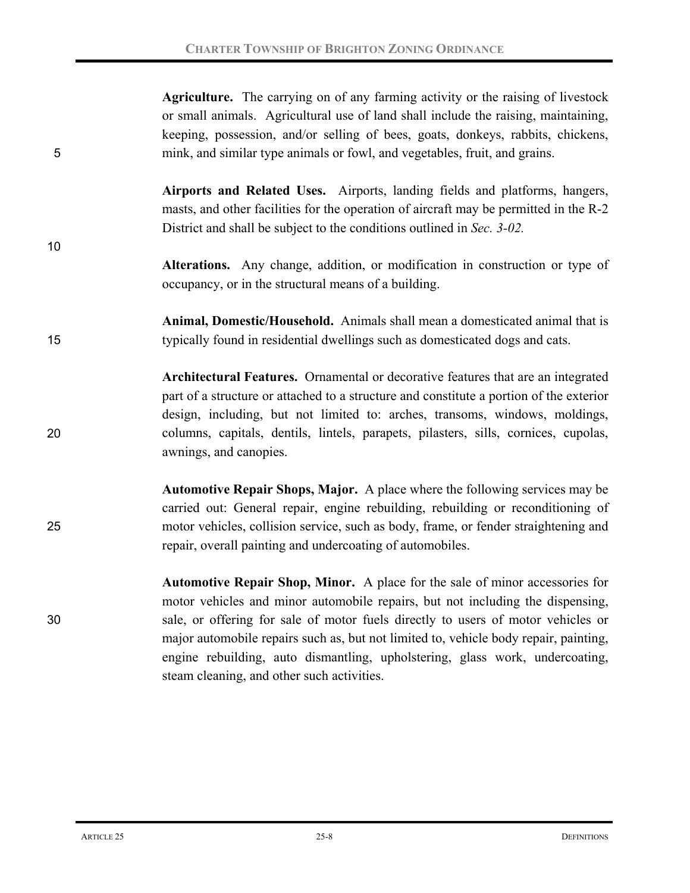**Agriculture.** The carrying on of any farming activity or the raising of livestock or small animals. Agricultural use of land shall include the raising, maintaining, keeping, possession, and/or selling of bees, goats, donkeys, rabbits, chickens, mink, and similar type animals or fowl, and vegetables, fruit, and grains.

**Airports and Related Uses.** Airports, landing fields and platforms, hangers, masts, and other facilities for the operation of aircraft may be permitted in the R-2 District and shall be subject to the conditions outlined in *Sec. 3-02.*

**Alterations.** Any change, addition, or modification in construction or type of occupancy, or in the structural means of a building.

**Animal, Domestic/Household.** Animals shall mean a domesticated animal that is typically found in residential dwellings such as domesticated dogs and cats.

**Architectural Features.** Ornamental or decorative features that are an integrated part of a structure or attached to a structure and constitute a portion of the exterior design, including, but not limited to: arches, transoms, windows, moldings, columns, capitals, dentils, lintels, parapets, pilasters, sills, cornices, cupolas, awnings, and canopies.

**Automotive Repair Shops, Major.** A place where the following services may be carried out: General repair, engine rebuilding, rebuilding or reconditioning of motor vehicles, collision service, such as body, frame, or fender straightening and repair, overall painting and undercoating of automobiles.

**Automotive Repair Shop, Minor.** A place for the sale of minor accessories for motor vehicles and minor automobile repairs, but not including the dispensing, sale, or offering for sale of motor fuels directly to users of motor vehicles or major automobile repairs such as, but not limited to, vehicle body repair, painting, engine rebuilding, auto dismantling, upholstering, glass work, undercoating, steam cleaning, and other such activities.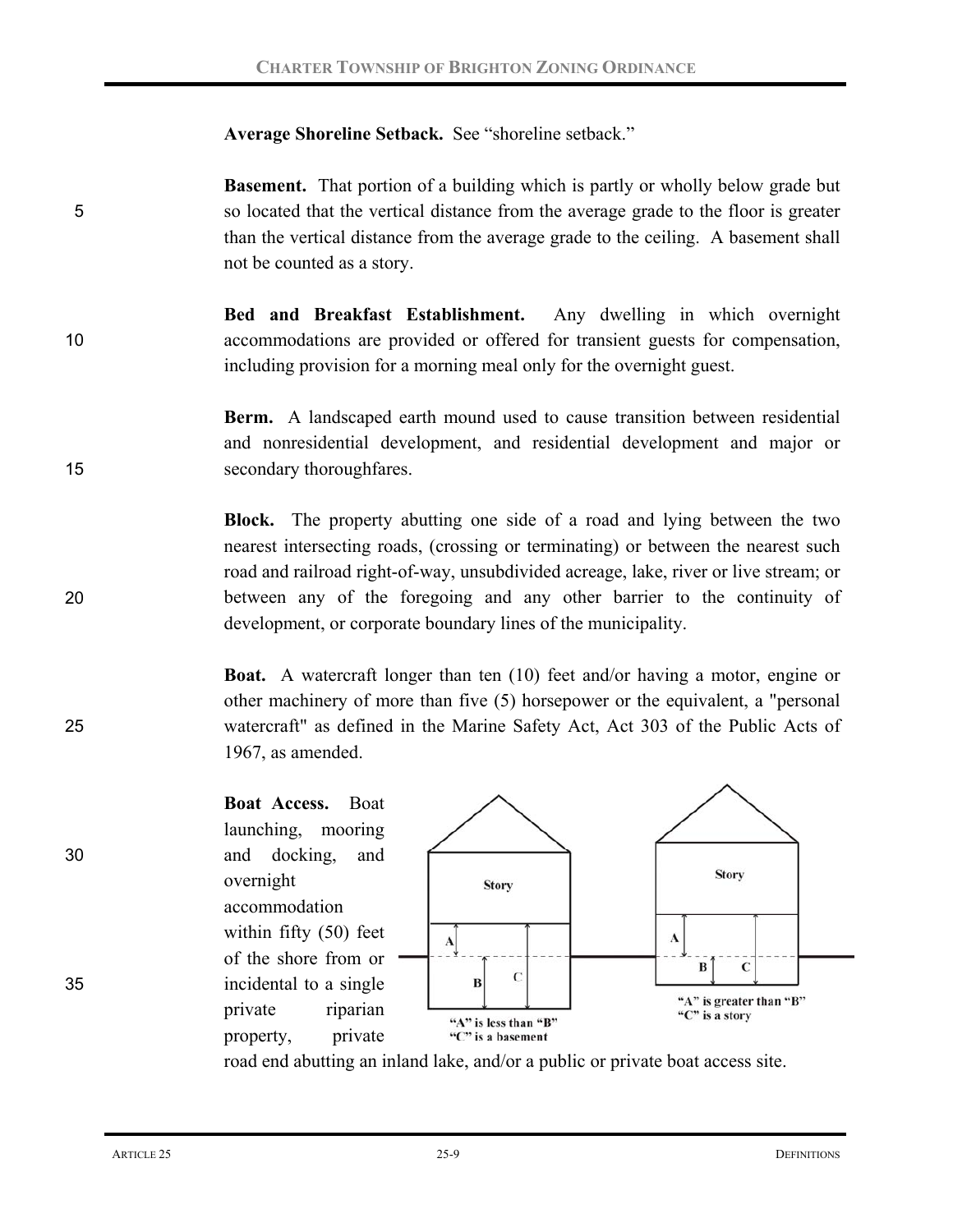**Average Shoreline Setback.** See "shoreline setback."

**Basement.** That portion of a building which is partly or wholly below grade but so located that the vertical distance from the average grade to the floor is greater than the vertical distance from the average grade to the ceiling. A basement shall not be counted as a story.

**Bed and Breakfast Establishment.** Any dwelling in which overnight accommodations are provided or offered for transient guests for compensation, including provision for a morning meal only for the overnight guest.

**Berm.** A landscaped earth mound used to cause transition between residential and nonresidential development, and residential development and major or secondary thoroughfares.

**Block.** The property abutting one side of a road and lying between the two nearest intersecting roads, (crossing or terminating) or between the nearest such road and railroad right-of-way, unsubdivided acreage, lake, river or live stream; or between any of the foregoing and any other barrier to the continuity of development, or corporate boundary lines of the municipality.

**Boat.** A watercraft longer than ten (10) feet and/or having a motor, engine or other machinery of more than five (5) horsepower or the equivalent, a "personal watercraft" as defined in the Marine Safety Act, Act 303 of the Public Acts of 1967, as amended.

**Boat Access.** Boat launching, mooring and docking, and overnight accommodation within fifty (50) feet of the shore from or incidental to a single private riparian property, private road end abutting an inland lake, and/or a public or private boat access site.

Story

"A" is less than "B"
"C" is a basement

Story

"A" is greater than "B"
"C" is a story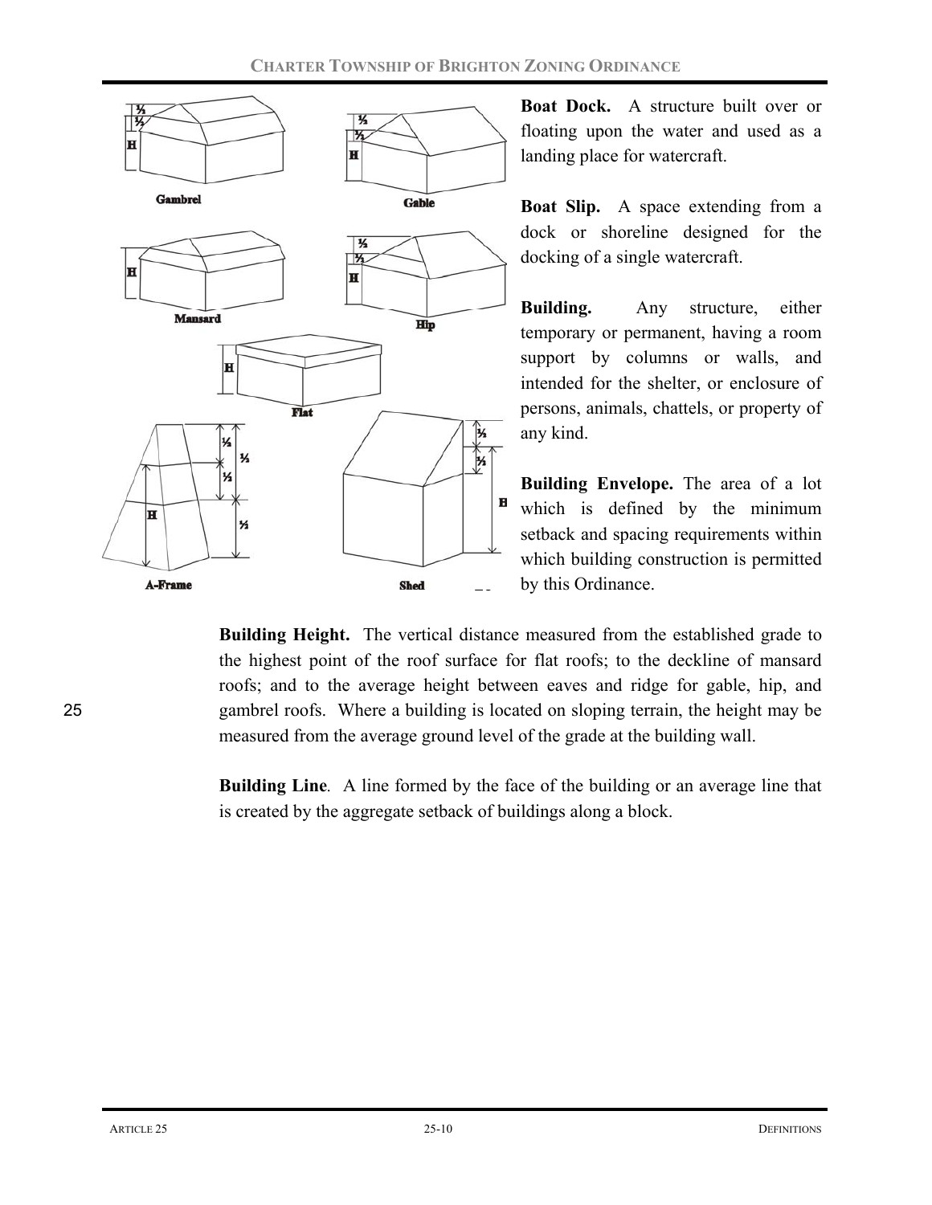**Boat Dock.** A structure built over or floating upon the water and used as a landing place for watercraft.

**Boat Slip.** A space extending from a dock or shoreline designed for the docking of a single watercraft.

**Building.** Any structure, either temporary or permanent, having a room support by columns or walls, and intended for the shelter, or enclosure of persons, animals, chattels, or property of any kind.

**Building Envelope.** The area of a lot which is defined by the minimum setback and spacing requirements within which building construction is permitted by this Ordinance.

**Building Height.** The vertical distance measured from the established grade to the highest point of the roof surface for flat roofs; to the deckline of mansard roofs; and to the average height between eaves and ridge for gable, hip, and gambrel roofs. Where a building is located on sloping terrain, the height may be measured from the average ground level of the grade at the building wall.

**Building Line**. A line formed by the face of the building or an average line that is created by the aggregate setback of buildings along a block.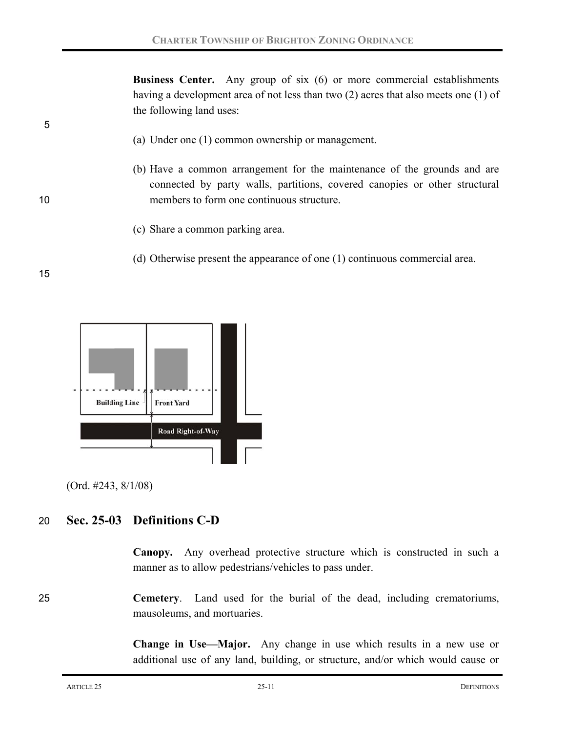**Business Center.** Any group of six (6) or more commercial establishments having a development area of not less than two (2) acres that also meets one (1) of the following land uses:

(a) Under one (1) common ownership or management.

(b) Have a common arrangement for the maintenance of the grounds and are connected by party walls, partitions, covered canopies or other structural members to form one continuous structure.

(c) Share a common parking area.

(d) Otherwise present the appearance of one (1) continuous commercial area.

Building Line | Front Yard | Road Right-of-Way

(Ord. #243, 8/1/08)

## Sec. 25-03 Definitions C-D

**Canopy.** Any overhead protective structure which is constructed in such a manner as to allow pedestrians/vehicles to pass under.

**Cemetery**. Land used for the burial of the dead, including crematoriums, mausoleums, and mortuaries.

**Change in Use—Major.** Any change in use which results in a new use or additional use of any land, building, or structure, and/or which would cause or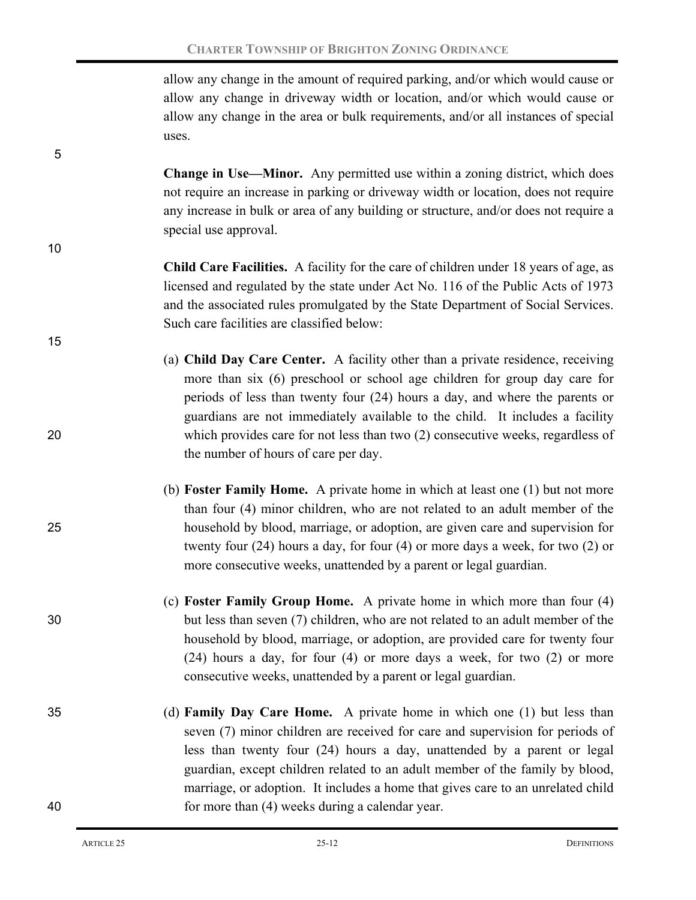allow any change in the amount of required parking, and/or which would cause or allow any change in driveway width or location, and/or which would cause or allow any change in the area or bulk requirements, and/or all instances of special uses.

**Change in Use—Minor.** Any permitted use within a zoning district, which does not require an increase in parking or driveway width or location, does not require any increase in bulk or area of any building or structure, and/or does not require a special use approval.

**Child Care Facilities.** A facility for the care of children under 18 years of age, as licensed and regulated by the state under Act No. 116 of the Public Acts of 1973 and the associated rules promulgated by the State Department of Social Services. Such care facilities are classified below:

(a) **Child Day Care Center.** A facility other than a private residence, receiving more than six (6) preschool or school age children for group day care for periods of less than twenty four (24) hours a day, and where the parents or guardians are not immediately available to the child. It includes a facility which provides care for not less than two (2) consecutive weeks, regardless of the number of hours of care per day.

(b) **Foster Family Home.** A private home in which at least one (1) but not more than four (4) minor children, who are not related to an adult member of the household by blood, marriage, or adoption, are given care and supervision for twenty four (24) hours a day, for four (4) or more days a week, for two (2) or more consecutive weeks, unattended by a parent or legal guardian.

(c) **Foster Family Group Home.** A private home in which more than four (4) but less than seven (7) children, who are not related to an adult member of the household by blood, marriage, or adoption, are provided care for twenty four (24) hours a day, for four (4) or more days a week, for two (2) or more consecutive weeks, unattended by a parent or legal guardian.

(d) **Family Day Care Home.** A private home in which one (1) but less than seven (7) minor children are received for care and supervision for periods of less than twenty four (24) hours a day, unattended by a parent or legal guardian, except children related to an adult member of the family by blood, marriage, or adoption. It includes a home that gives care to an unrelated child for more than (4) weeks during a calendar year.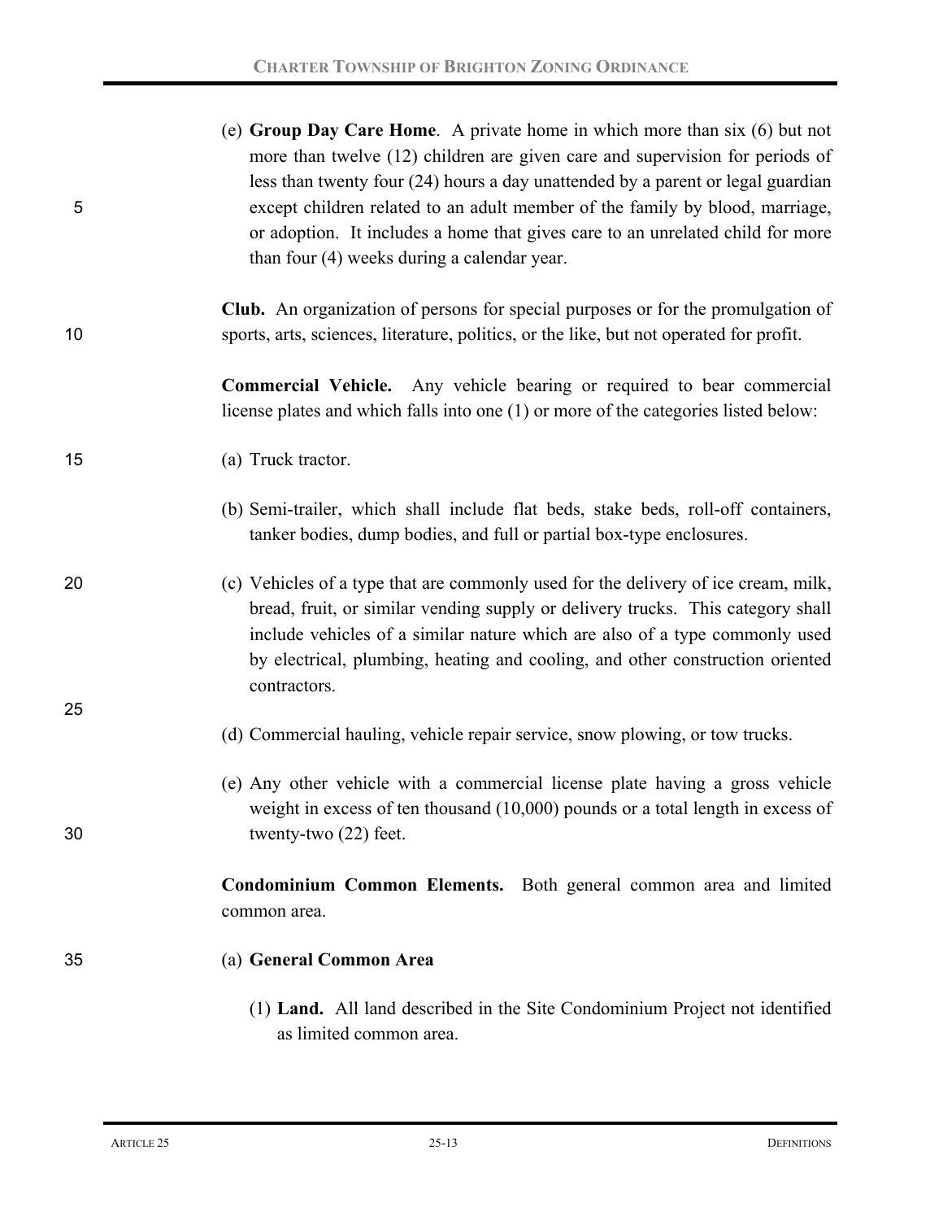(e) **Group Day Care Home**. A private home in which more than six (6) but not more than twelve (12) children are given care and supervision for periods of less than twenty four (24) hours a day unattended by a parent or legal guardian except children related to an adult member of the family by blood, marriage, or adoption. It includes a home that gives care to an unrelated child for more than four (4) weeks during a calendar year.

**Club.** An organization of persons for special purposes or for the promulgation of sports, arts, sciences, literature, politics, or the like, but not operated for profit.

**Commercial Vehicle.** Any vehicle bearing or required to bear commercial license plates and which falls into one (1) or more of the categories listed below:

(a) Truck tractor.

(b) Semi-trailer, which shall include flat beds, stake beds, roll-off containers, tanker bodies, dump bodies, and full or partial box-type enclosures.

(c) Vehicles of a type that are commonly used for the delivery of ice cream, milk, bread, fruit, or similar vending supply or delivery trucks. This category shall include vehicles of a similar nature which are also of a type commonly used by electrical, plumbing, heating and cooling, and other construction oriented contractors.

(d) Commercial hauling, vehicle repair service, snow plowing, or tow trucks.

(e) Any other vehicle with a commercial license plate having a gross vehicle weight in excess of ten thousand (10,000) pounds or a total length in excess of twenty-two (22) feet.

**Condominium Common Elements.** Both general common area and limited common area.

(a) **General Common Area**

(1) **Land.** All land described in the Site Condominium Project not identified as limited common area.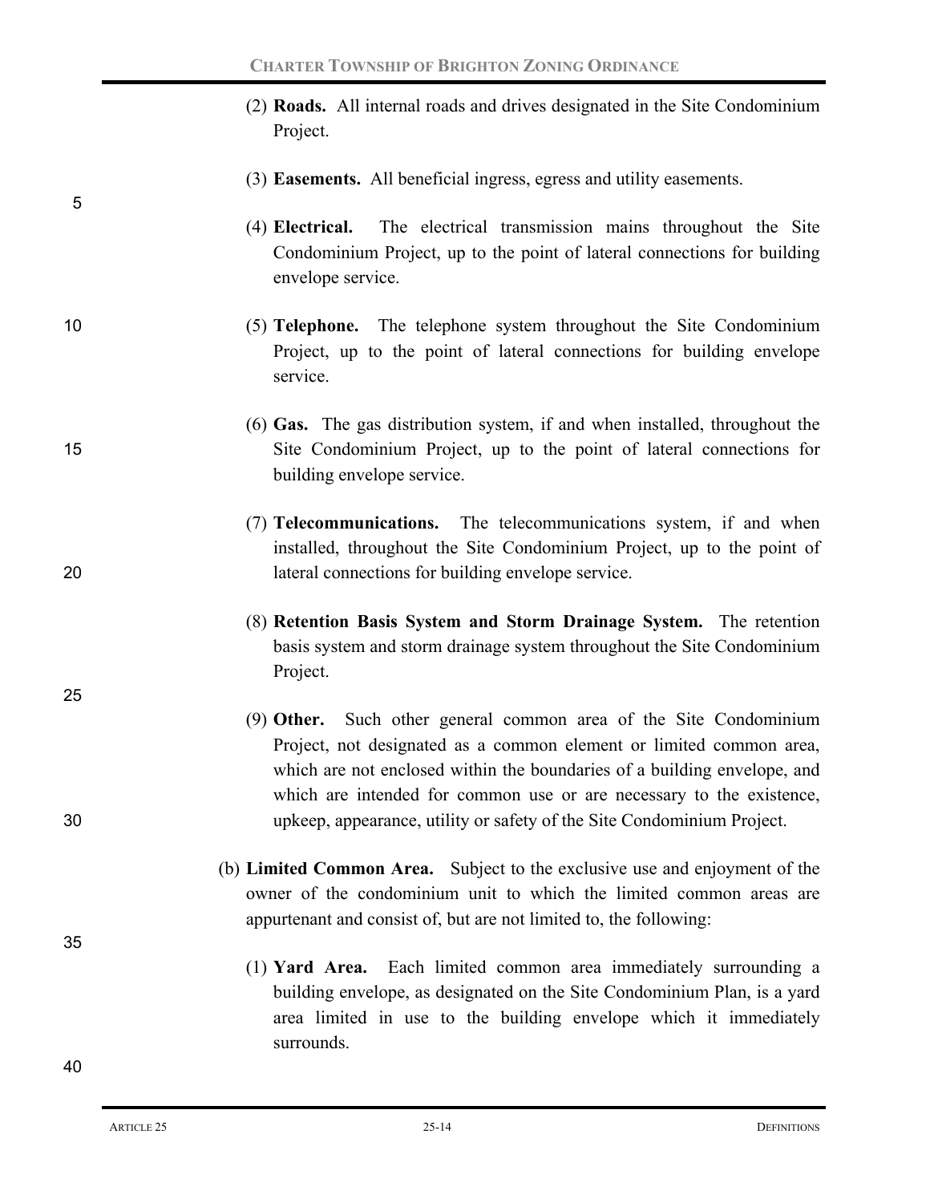(2) **Roads.** All internal roads and drives designated in the Site Condominium Project.

(3) **Easements.** All beneficial ingress, egress and utility easements.

(4) **Electrical.** The electrical transmission mains throughout the Site Condominium Project, up to the point of lateral connections for building envelope service.

(5) **Telephone.** The telephone system throughout the Site Condominium Project, up to the point of lateral connections for building envelope service.

(6) **Gas.** The gas distribution system, if and when installed, throughout the Site Condominium Project, up to the point of lateral connections for building envelope service.

(7) **Telecommunications.** The telecommunications system, if and when installed, throughout the Site Condominium Project, up to the point of lateral connections for building envelope service.

(8) **Retention Basis System and Storm Drainage System.** The retention basis system and storm drainage system throughout the Site Condominium Project.

(9) **Other.** Such other general common area of the Site Condominium Project, not designated as a common element or limited common area, which are not enclosed within the boundaries of a building envelope, and which are intended for common use or are necessary to the existence, upkeep, appearance, utility or safety of the Site Condominium Project.

(b) **Limited Common Area.** Subject to the exclusive use and enjoyment of the owner of the condominium unit to which the limited common areas are appurtenant and consist of, but are not limited to, the following:

(1) **Yard Area.** Each limited common area immediately surrounding a building envelope, as designated on the Site Condominium Plan, is a yard area limited in use to the building envelope which it immediately surrounds.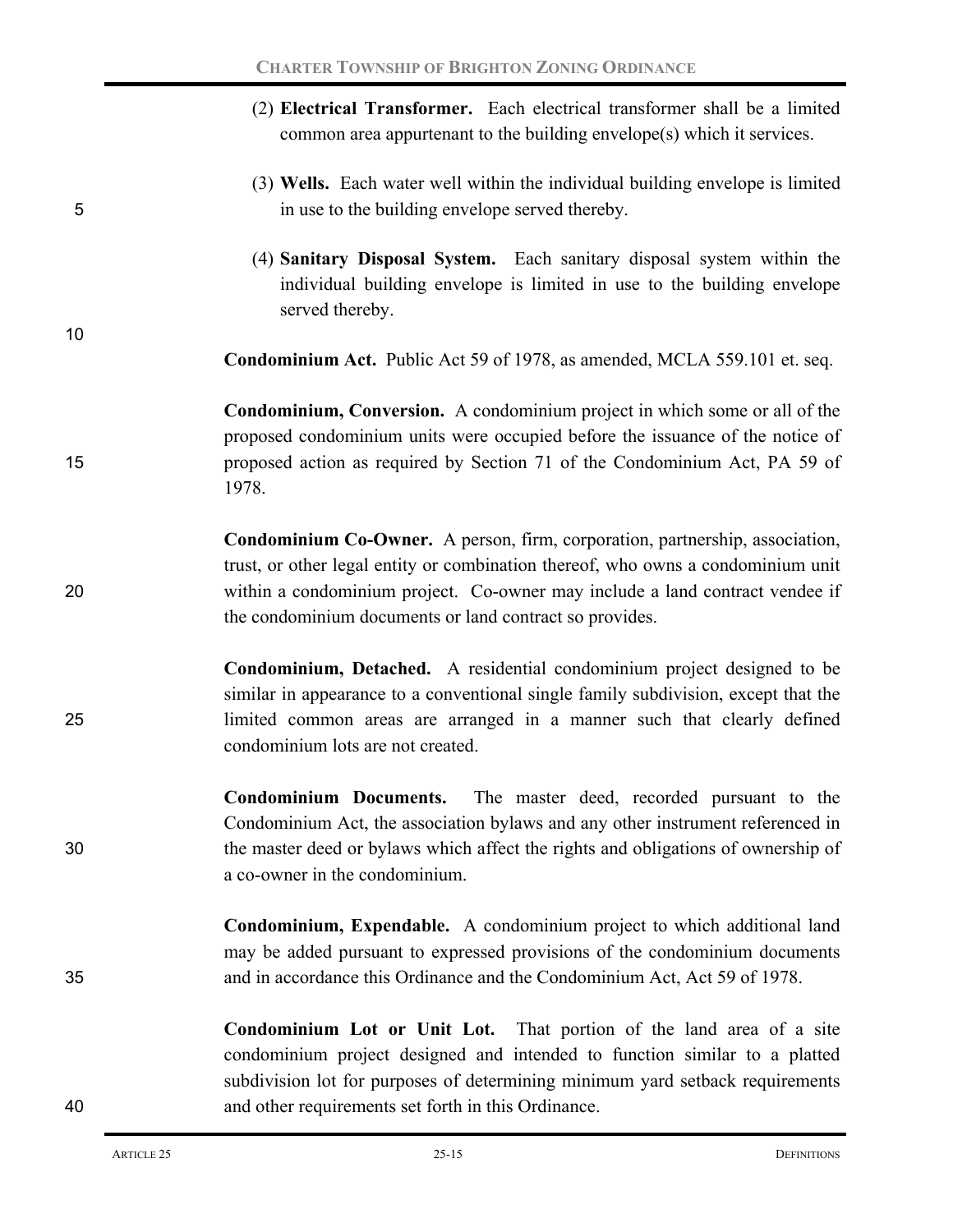(2) **Electrical Transformer.** Each electrical transformer shall be a limited common area appurtenant to the building envelope(s) which it services.

(3) **Wells.** Each water well within the individual building envelope is limited in use to the building envelope served thereby.

(4) **Sanitary Disposal System.** Each sanitary disposal system within the individual building envelope is limited in use to the building envelope served thereby.

**Condominium Act.** Public Act 59 of 1978, as amended, MCLA 559.101 et. seq.

**Condominium, Conversion.** A condominium project in which some or all of the proposed condominium units were occupied before the issuance of the notice of proposed action as required by Section 71 of the Condominium Act, PA 59 of 1978.

**Condominium Co-Owner.** A person, firm, corporation, partnership, association, trust, or other legal entity or combination thereof, who owns a condominium unit within a condominium project. Co-owner may include a land contract vendee if the condominium documents or land contract so provides.

**Condominium, Detached.** A residential condominium project designed to be similar in appearance to a conventional single family subdivision, except that the limited common areas are arranged in a manner such that clearly defined condominium lots are not created.

**Condominium Documents.** The master deed, recorded pursuant to the Condominium Act, the association bylaws and any other instrument referenced in the master deed or bylaws which affect the rights and obligations of ownership of a co-owner in the condominium.

**Condominium, Expendable.** A condominium project to which additional land may be added pursuant to expressed provisions of the condominium documents and in accordance this Ordinance and the Condominium Act, Act 59 of 1978.

**Condominium Lot or Unit Lot.** That portion of the land area of a site condominium project designed and intended to function similar to a platted subdivision lot for purposes of determining minimum yard setback requirements and other requirements set forth in this Ordinance.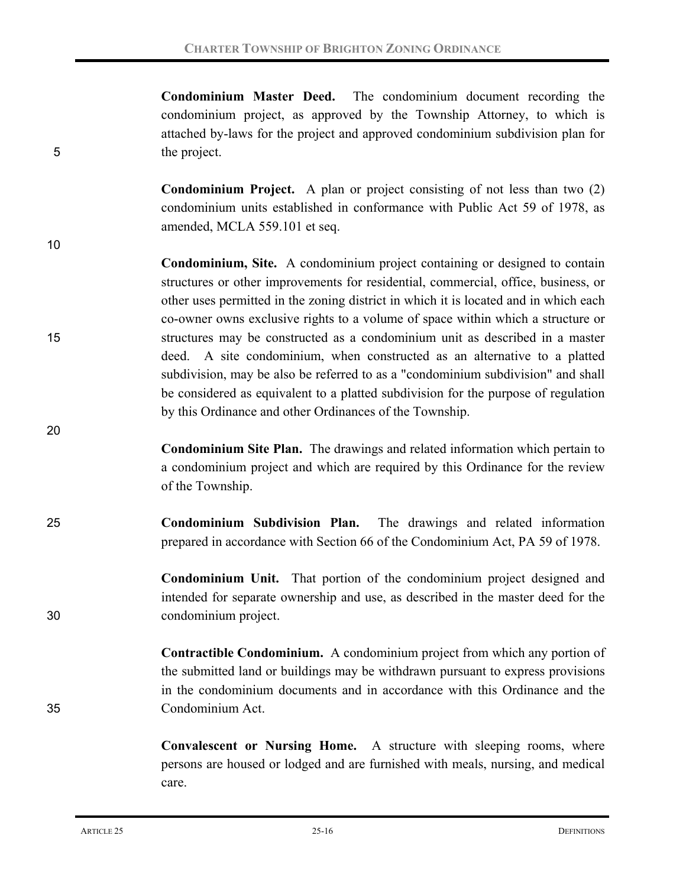**Condominium Master Deed.** The condominium document recording the condominium project, as approved by the Township Attorney, to which is attached by-laws for the project and approved condominium subdivision plan for the project.

**Condominium Project.** A plan or project consisting of not less than two (2) condominium units established in conformance with Public Act 59 of 1978, as amended, MCLA 559.101 et seq.

**Condominium, Site.** A condominium project containing or designed to contain structures or other improvements for residential, commercial, office, business, or other uses permitted in the zoning district in which it is located and in which each co-owner owns exclusive rights to a volume of space within which a structure or structures may be constructed as a condominium unit as described in a master deed. A site condominium, when constructed as an alternative to a platted subdivision, may be also be referred to as a "condominium subdivision" and shall be considered as equivalent to a platted subdivision for the purpose of regulation by this Ordinance and other Ordinances of the Township.

**Condominium Site Plan.** The drawings and related information which pertain to a condominium project and which are required by this Ordinance for the review of the Township.

**Condominium Subdivision Plan.** The drawings and related information prepared in accordance with Section 66 of the Condominium Act, PA 59 of 1978.

**Condominium Unit.** That portion of the condominium project designed and intended for separate ownership and use, as described in the master deed for the condominium project.

**Contractible Condominium.** A condominium project from which any portion of the submitted land or buildings may be withdrawn pursuant to express provisions in the condominium documents and in accordance with this Ordinance and the Condominium Act.

**Convalescent or Nursing Home.** A structure with sleeping rooms, where persons are housed or lodged and are furnished with meals, nursing, and medical care.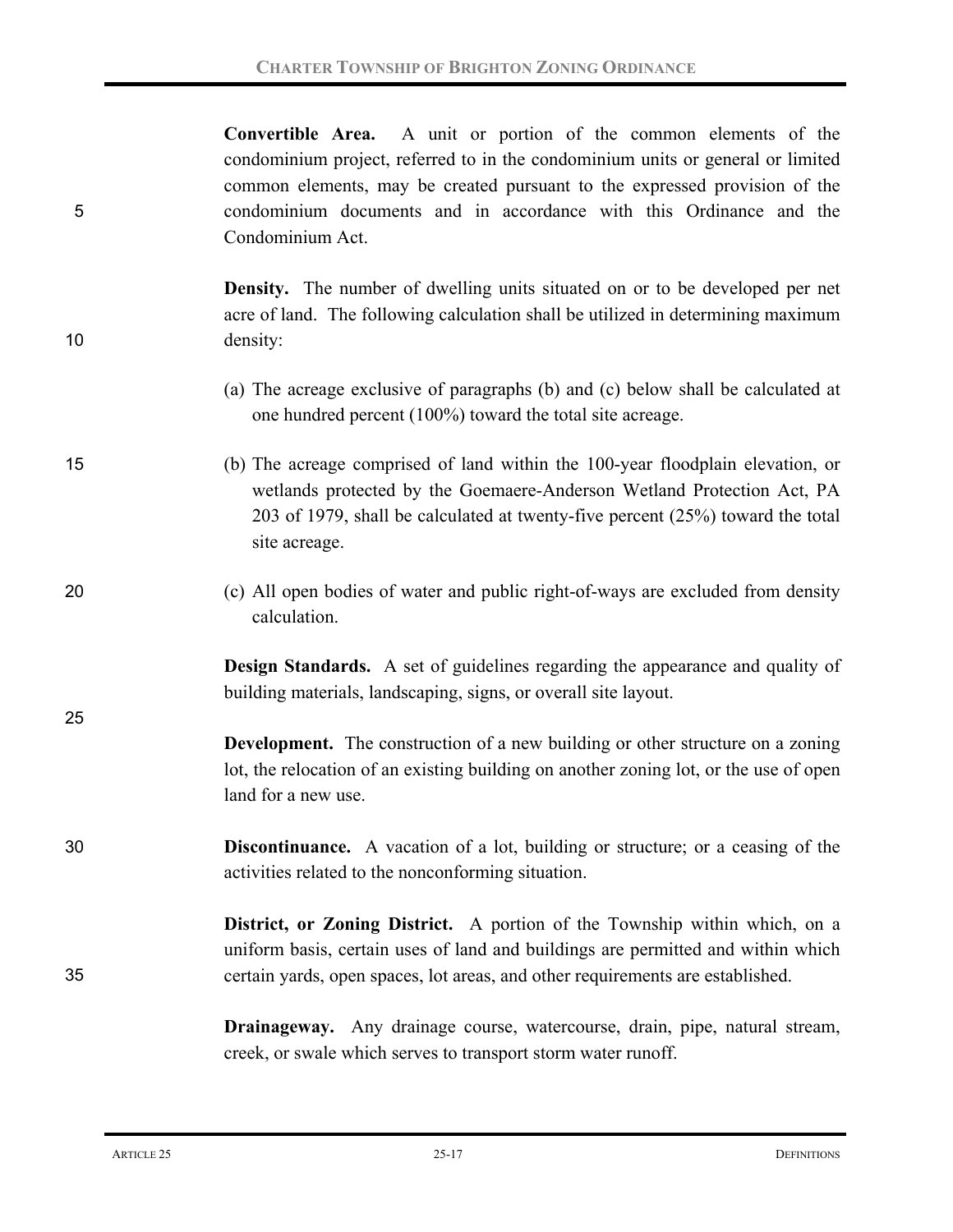**Convertible Area.** A unit or portion of the common elements of the condominium project, referred to in the condominium units or general or limited common elements, may be created pursuant to the expressed provision of the condominium documents and in accordance with this Ordinance and the Condominium Act.

**Density.** The number of dwelling units situated on or to be developed per net acre of land. The following calculation shall be utilized in determining maximum density:

(a) The acreage exclusive of paragraphs (b) and (c) below shall be calculated at one hundred percent (100%) toward the total site acreage.

(b) The acreage comprised of land within the 100-year floodplain elevation, or wetlands protected by the Goemaere-Anderson Wetland Protection Act, PA 203 of 1979, shall be calculated at twenty-five percent (25%) toward the total site acreage.

(c) All open bodies of water and public right-of-ways are excluded from density calculation.

**Design Standards.** A set of guidelines regarding the appearance and quality of building materials, landscaping, signs, or overall site layout.

**Development.** The construction of a new building or other structure on a zoning lot, the relocation of an existing building on another zoning lot, or the use of open land for a new use.

**Discontinuance.** A vacation of a lot, building or structure; or a ceasing of the activities related to the nonconforming situation.

**District, or Zoning District.** A portion of the Township within which, on a uniform basis, certain uses of land and buildings are permitted and within which certain yards, open spaces, lot areas, and other requirements are established.

**Drainageway.** Any drainage course, watercourse, drain, pipe, natural stream, creek, or swale which serves to transport storm water runoff.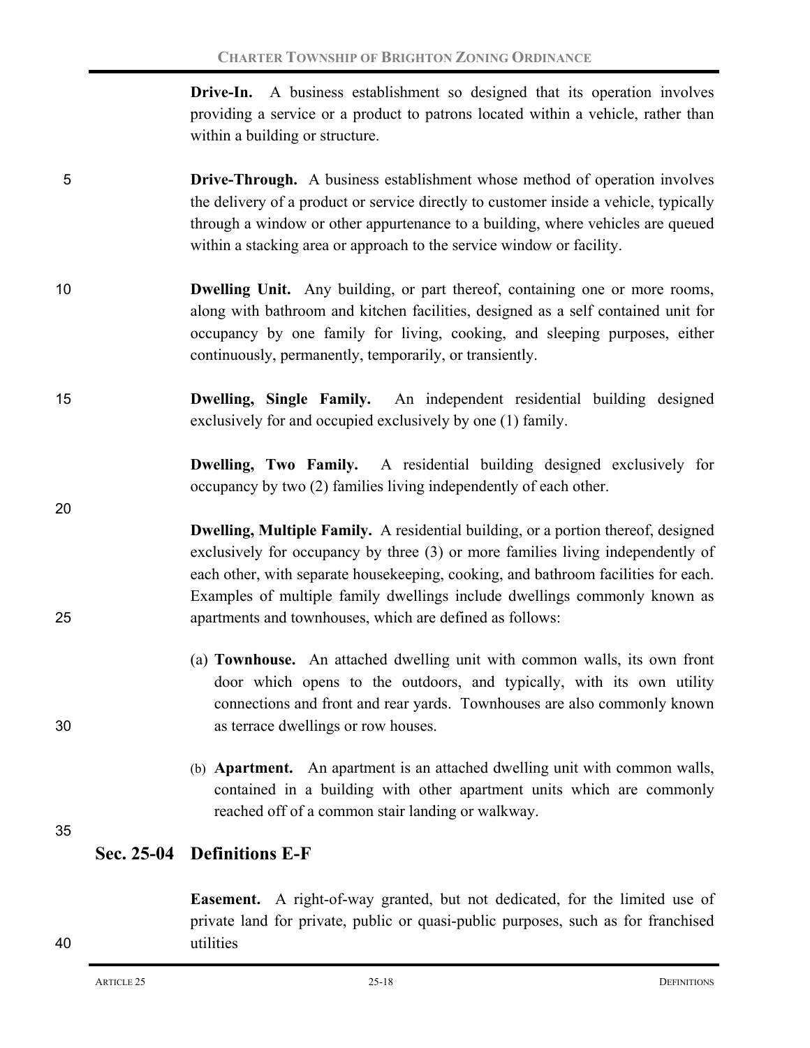**Drive-In.** A business establishment so designed that its operation involves providing a service or a product to patrons located within a vehicle, rather than within a building or structure.

**Drive-Through.** A business establishment whose method of operation involves the delivery of a product or service directly to customer inside a vehicle, typically through a window or other appurtenance to a building, where vehicles are queued within a stacking area or approach to the service window or facility.

**Dwelling Unit.** Any building, or part thereof, containing one or more rooms, along with bathroom and kitchen facilities, designed as a self contained unit for occupancy by one family for living, cooking, and sleeping purposes, either continuously, permanently, temporarily, or transiently.

**Dwelling, Single Family.** An independent residential building designed exclusively for and occupied exclusively by one (1) family.

**Dwelling, Two Family.** A residential building designed exclusively for occupancy by two (2) families living independently of each other.

**Dwelling, Multiple Family.** A residential building, or a portion thereof, designed exclusively for occupancy by three (3) or more families living independently of each other, with separate housekeeping, cooking, and bathroom facilities for each. Examples of multiple family dwellings include dwellings commonly known as apartments and townhouses, which are defined as follows:

(a) **Townhouse.** An attached dwelling unit with common walls, its own front door which opens to the outdoors, and typically, with its own utility connections and front and rear yards. Townhouses are also commonly known as terrace dwellings or row houses.

(b) **Apartment.** An apartment is an attached dwelling unit with common walls, contained in a building with other apartment units which are commonly reached off of a common stair landing or walkway.

## Sec. 25-04 Definitions E-F

**Easement.** A right-of-way granted, but not dedicated, for the limited use of private land for private, public or quasi-public purposes, such as for franchised utilities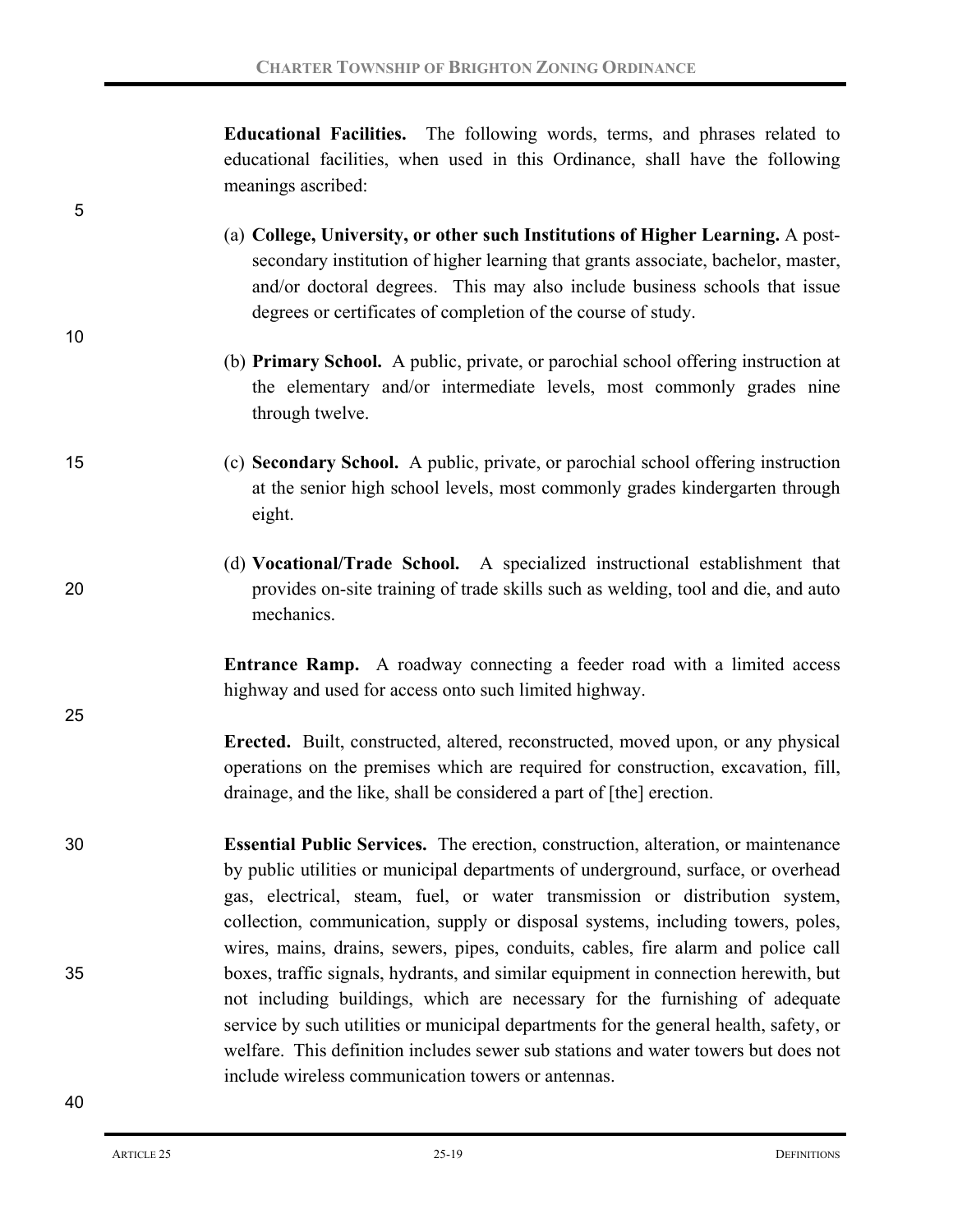**Educational Facilities.** The following words, terms, and phrases related to educational facilities, when used in this Ordinance, shall have the following meanings ascribed:

(a) **College, University, or other such Institutions of Higher Learning.** A post-secondary institution of higher learning that grants associate, bachelor, master, and/or doctoral degrees. This may also include business schools that issue degrees or certificates of completion of the course of study.

(b) **Primary School.** A public, private, or parochial school offering instruction at the elementary and/or intermediate levels, most commonly grades nine through twelve.

(c) **Secondary School.** A public, private, or parochial school offering instruction at the senior high school levels, most commonly grades kindergarten through eight.

(d) **Vocational/Trade School.** A specialized instructional establishment that provides on-site training of trade skills such as welding, tool and die, and auto mechanics.

**Entrance Ramp.** A roadway connecting a feeder road with a limited access highway and used for access onto such limited highway.

**Erected.** Built, constructed, altered, reconstructed, moved upon, or any physical operations on the premises which are required for construction, excavation, fill, drainage, and the like, shall be considered a part of [the] erection.

**Essential Public Services.** The erection, construction, alteration, or maintenance by public utilities or municipal departments of underground, surface, or overhead gas, electrical, steam, fuel, or water transmission or distribution system, collection, communication, supply or disposal systems, including towers, poles, wires, mains, drains, sewers, pipes, conduits, cables, fire alarm and police call boxes, traffic signals, hydrants, and similar equipment in connection herewith, but not including buildings, which are necessary for the furnishing of adequate service by such utilities or municipal departments for the general health, safety, or welfare. This definition includes sewer sub stations and water towers but does not include wireless communication towers or antennas.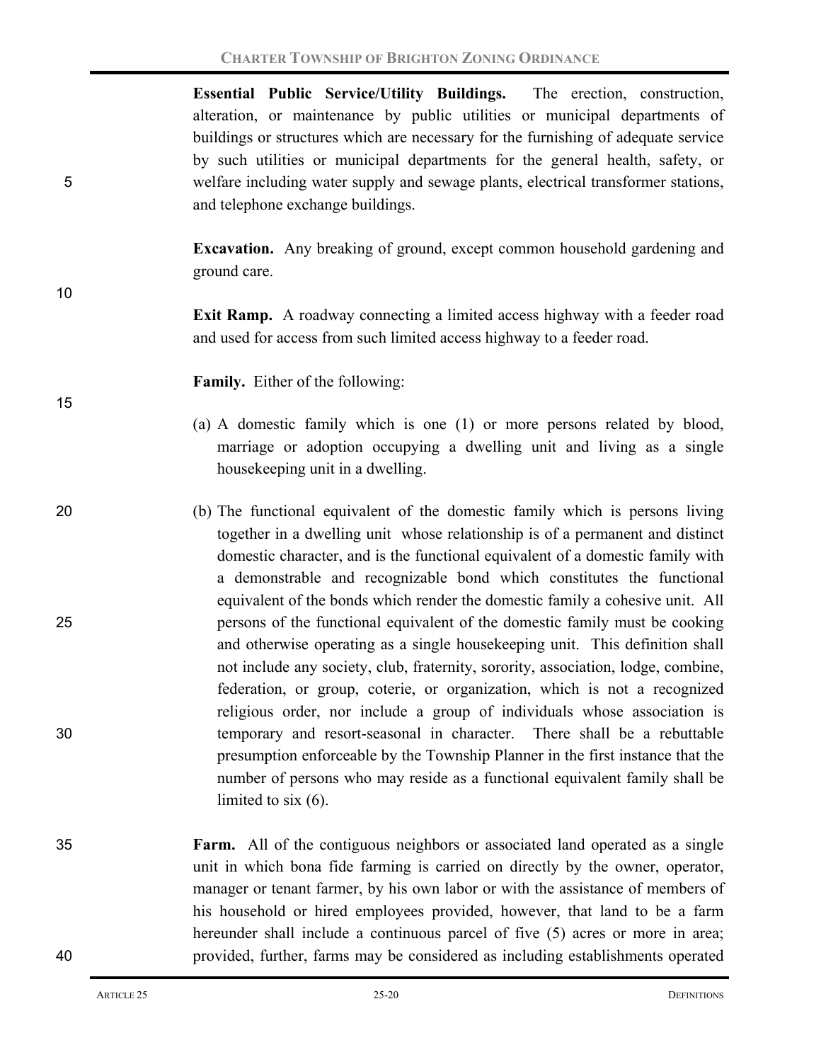**Essential Public Service/Utility Buildings.** The erection, construction, alteration, or maintenance by public utilities or municipal departments of buildings or structures which are necessary for the furnishing of adequate service by such utilities or municipal departments for the general health, safety, or welfare including water supply and sewage plants, electrical transformer stations, and telephone exchange buildings.

**Excavation.** Any breaking of ground, except common household gardening and ground care.

**Exit Ramp.** A roadway connecting a limited access highway with a feeder road and used for access from such limited access highway to a feeder road.

**Family.** Either of the following:

(a) A domestic family which is one (1) or more persons related by blood, marriage or adoption occupying a dwelling unit and living as a single housekeeping unit in a dwelling.

(b) The functional equivalent of the domestic family which is persons living together in a dwelling unit whose relationship is of a permanent and distinct domestic character, and is the functional equivalent of a domestic family with a demonstrable and recognizable bond which constitutes the functional equivalent of the bonds which render the domestic family a cohesive unit. All persons of the functional equivalent of the domestic family must be cooking and otherwise operating as a single housekeeping unit. This definition shall not include any society, club, fraternity, sorority, association, lodge, combine, federation, or group, coterie, or organization, which is not a recognized religious order, nor include a group of individuals whose association is temporary and resort-seasonal in character. There shall be a rebuttable presumption enforceable by the Township Planner in the first instance that the number of persons who may reside as a functional equivalent family shall be limited to six (6).

**Farm.** All of the contiguous neighbors or associated land operated as a single unit in which bona fide farming is carried on directly by the owner, operator, manager or tenant farmer, by his own labor or with the assistance of members of his household or hired employees provided, however, that land to be a farm hereunder shall include a continuous parcel of five (5) acres or more in area; provided, further, farms may be considered as including establishments operated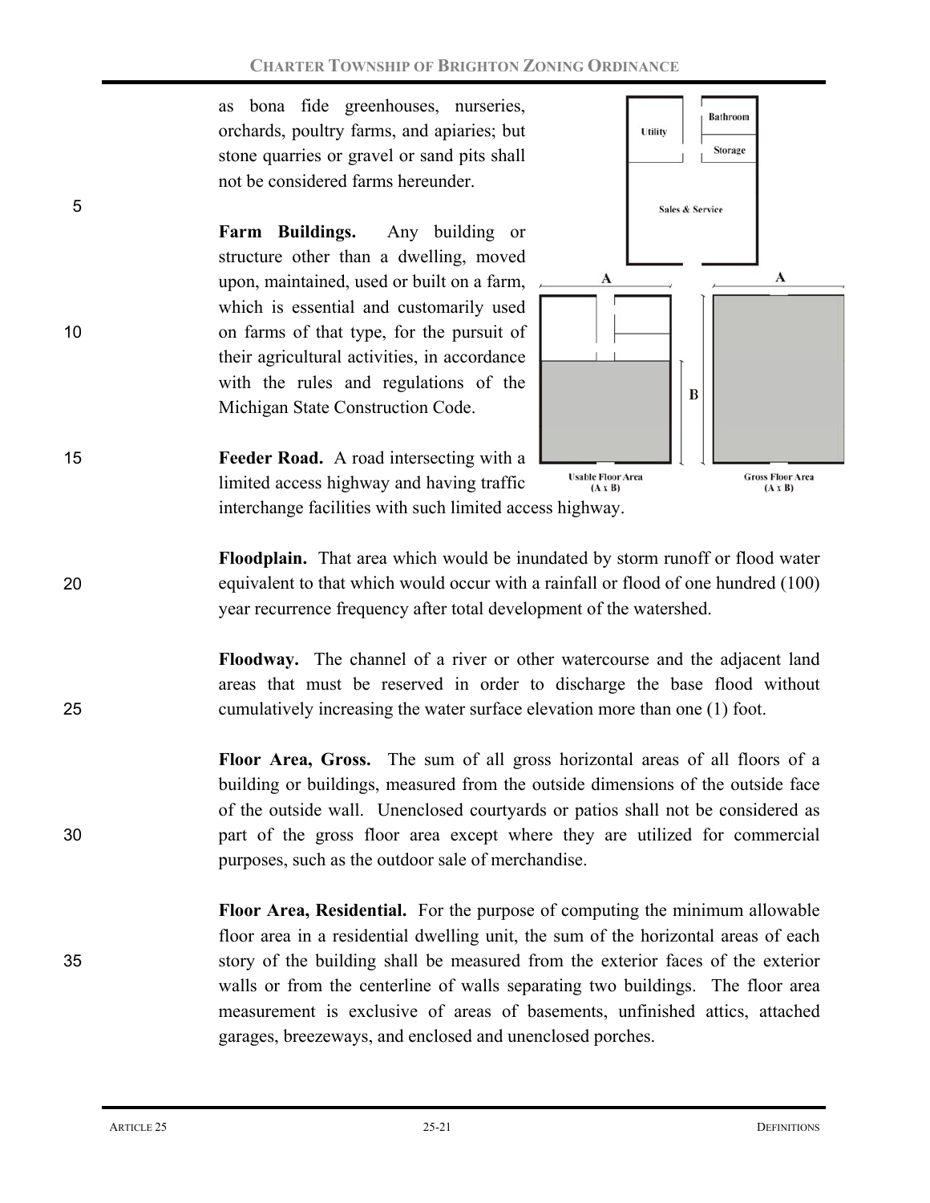as bona fide greenhouses, nurseries, orchards, poultry farms, and apiaries; but stone quarries or gravel or sand pits shall not be considered farms hereunder.

**Farm Buildings.** Any building or structure other than a dwelling, moved upon, maintained, used or built on a farm, which is essential and customarily used on farms of that type, for the pursuit of their agricultural activities, in accordance with the rules and regulations of the Michigan State Construction Code.

**Feeder Road.** A road intersecting with a limited access highway and having traffic interchange facilities with such limited access highway.

Usable Floor Area (A x B)

Gross Floor Area (A x B)

**Floodplain.** That area which would be inundated by storm runoff or flood water equivalent to that which would occur with a rainfall or flood of one hundred (100) year recurrence frequency after total development of the watershed.

**Floodway.** The channel of a river or other watercourse and the adjacent land areas that must be reserved in order to discharge the base flood without cumulatively increasing the water surface elevation more than one (1) foot.

**Floor Area, Gross.** The sum of all gross horizontal areas of all floors of a building or buildings, measured from the outside dimensions of the outside face of the outside wall. Unenclosed courtyards or patios shall not be considered as part of the gross floor area except where they are utilized for commercial purposes, such as the outdoor sale of merchandise.

**Floor Area, Residential.** For the purpose of computing the minimum allowable floor area in a residential dwelling unit, the sum of the horizontal areas of each story of the building shall be measured from the exterior faces of the exterior walls or from the centerline of walls separating two buildings. The floor area measurement is exclusive of areas of basements, unfinished attics, attached garages, breezeways, and enclosed and unenclosed porches.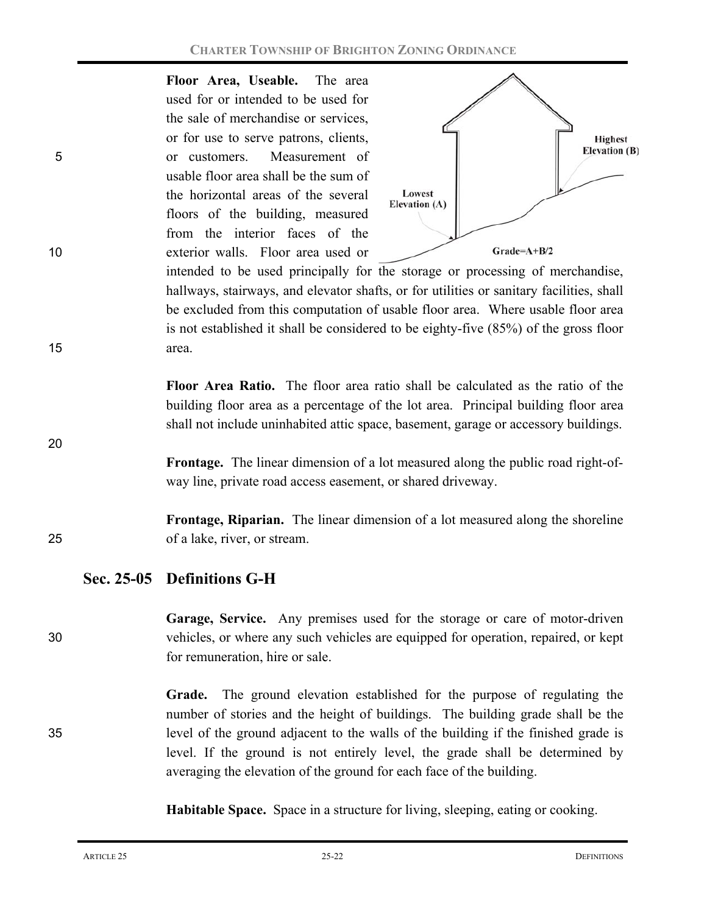**Floor Area, Useable.** The area used for or intended to be used for the sale of merchandise or services, or for use to serve patrons, clients, or customers. Measurement of usable floor area shall be the sum of the horizontal areas of the several floors of the building, measured from the interior faces of the exterior walls. Floor area used or intended to be used principally for the storage or processing of merchandise, hallways, stairways, and elevator shafts, or for utilities or sanitary facilities, shall be excluded from this computation of usable floor area. Where usable floor area is not established it shall be considered to be eighty-five (85%) of the gross floor area.

**Floor Area Ratio.** The floor area ratio shall be calculated as the ratio of the building floor area as a percentage of the lot area. Principal building floor area shall not include uninhabited attic space, basement, garage or accessory buildings.

**Frontage.** The linear dimension of a lot measured along the public road right-of-way line, private road access easement, or shared driveway.

**Frontage, Riparian.** The linear dimension of a lot measured along the shoreline of a lake, river, or stream.

## Sec. 25-05 Definitions G-H

**Garage, Service.** Any premises used for the storage or care of motor-driven vehicles, or where any such vehicles are equipped for operation, repaired, or kept for remuneration, hire or sale.

**Grade.** The ground elevation established for the purpose of regulating the number of stories and the height of buildings. The building grade shall be the level of the ground adjacent to the walls of the building if the finished grade is level. If the ground is not entirely level, the grade shall be determined by averaging the elevation of the ground for each face of the building.

Lowest Elevation (A)

Highest Elevation (B)

Grade=A+B/2

**Habitable Space.** Space in a structure for living, sleeping, eating or cooking.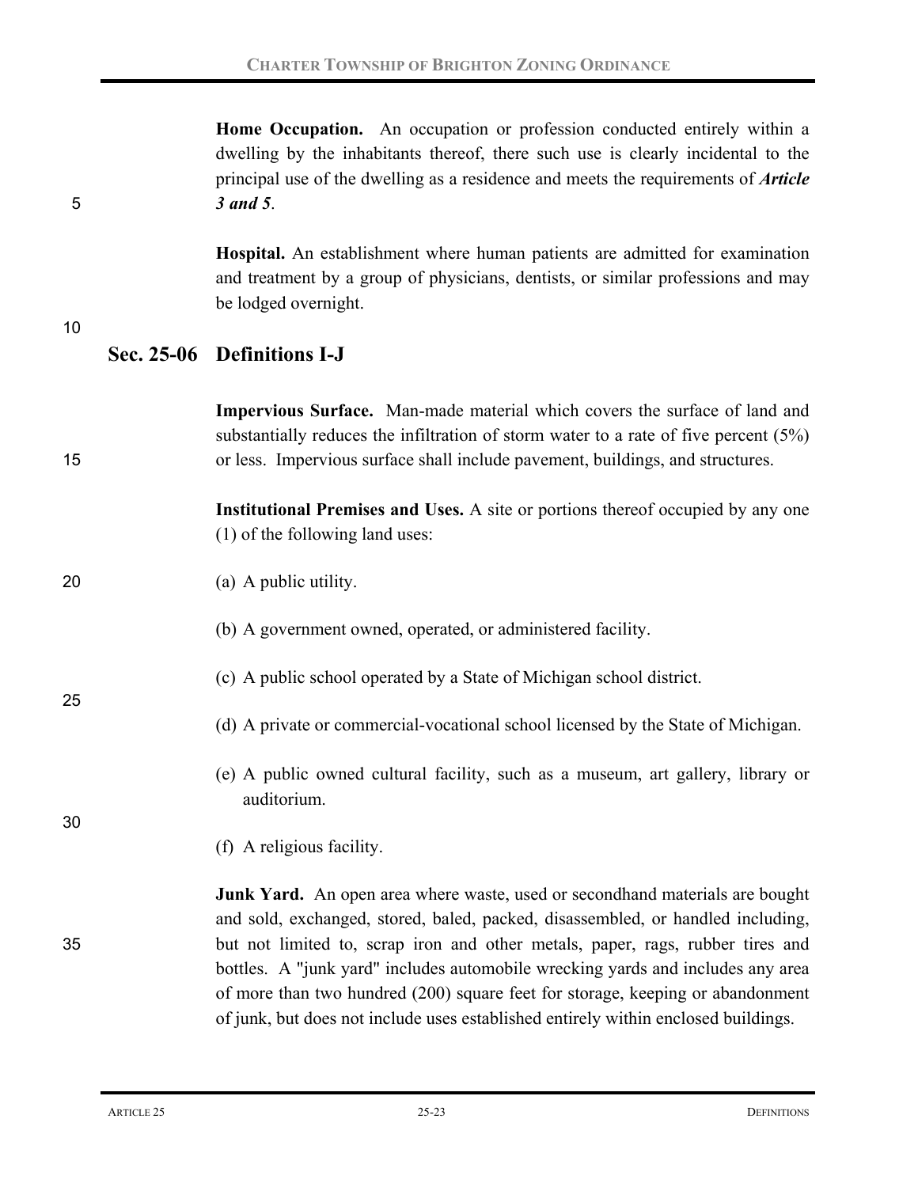**Home Occupation.** An occupation or profession conducted entirely within a dwelling by the inhabitants thereof, there such use is clearly incidental to the principal use of the dwelling as a residence and meets the requirements of ***Article 3 and 5***.

**Hospital.** An establishment where human patients are admitted for examination and treatment by a group of physicians, dentists, or similar professions and may be lodged overnight.

## Sec. 25-06 Definitions I-J

**Impervious Surface.** Man-made material which covers the surface of land and substantially reduces the infiltration of storm water to a rate of five percent (5%) or less. Impervious surface shall include pavement, buildings, and structures.

**Institutional Premises and Uses.** A site or portions thereof occupied by any one (1) of the following land uses:

(a) A public utility.

(b) A government owned, operated, or administered facility.

(c) A public school operated by a State of Michigan school district.

(d) A private or commercial-vocational school licensed by the State of Michigan.

(e) A public owned cultural facility, such as a museum, art gallery, library or auditorium.

(f) A religious facility.

**Junk Yard.** An open area where waste, used or secondhand materials are bought and sold, exchanged, stored, baled, packed, disassembled, or handled including, but not limited to, scrap iron and other metals, paper, rags, rubber tires and bottles. A "junk yard" includes automobile wrecking yards and includes any area of more than two hundred (200) square feet for storage, keeping or abandonment of junk, but does not include uses established entirely within enclosed buildings.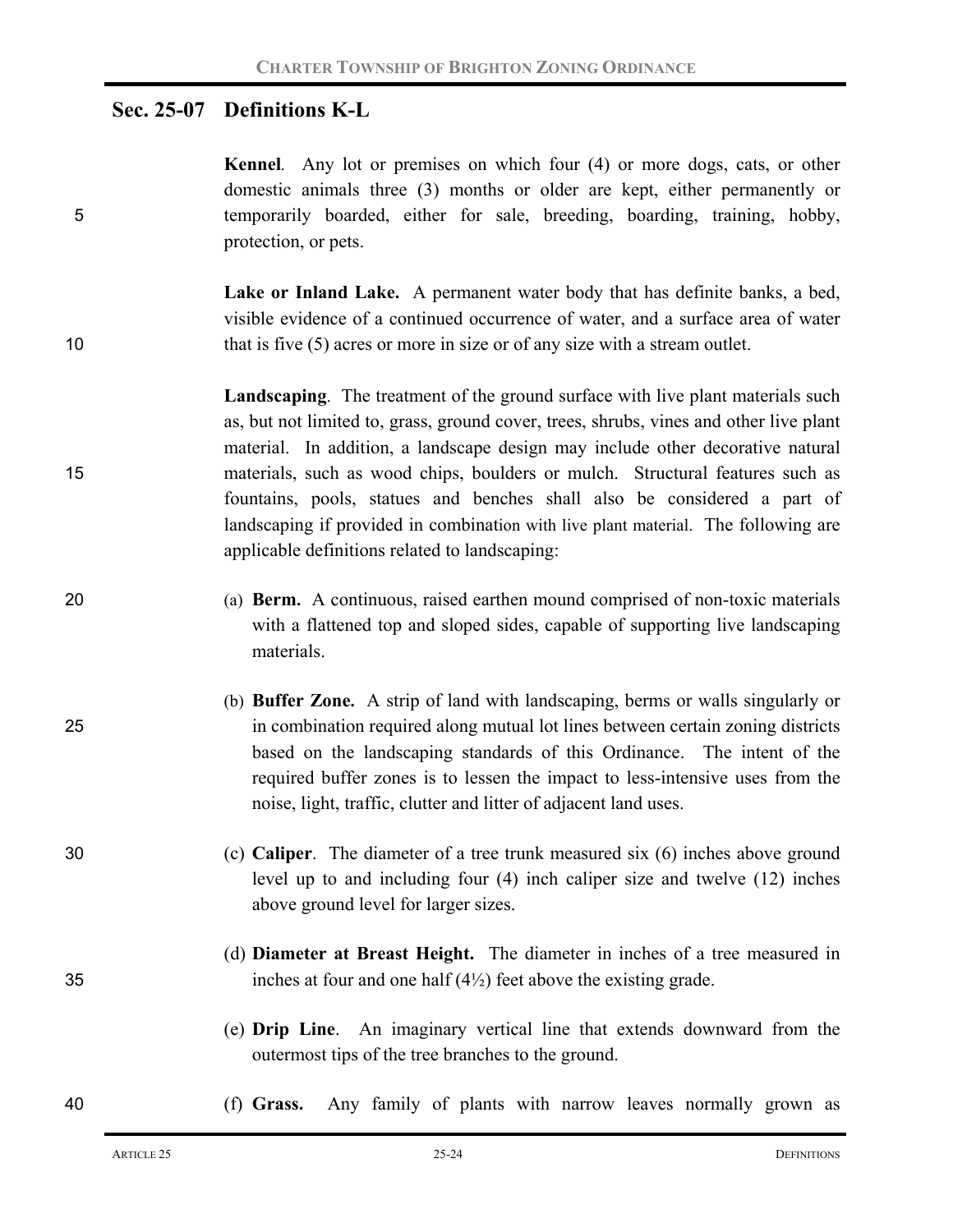## Sec. 25-07 Definitions K-L

**Kennel**. Any lot or premises on which four (4) or more dogs, cats, or other domestic animals three (3) months or older are kept, either permanently or temporarily boarded, either for sale, breeding, boarding, training, hobby, protection, or pets.

**Lake or Inland Lake.** A permanent water body that has definite banks, a bed, visible evidence of a continued occurrence of water, and a surface area of water that is five (5) acres or more in size or of any size with a stream outlet.

**Landscaping**. The treatment of the ground surface with live plant materials such as, but not limited to, grass, ground cover, trees, shrubs, vines and other live plant material. In addition, a landscape design may include other decorative natural materials, such as wood chips, boulders or mulch. Structural features such as fountains, pools, statues and benches shall also be considered a part of landscaping if provided in combination with live plant material. The following are applicable definitions related to landscaping:

(a) **Berm.** A continuous, raised earthen mound comprised of non-toxic materials with a flattened top and sloped sides, capable of supporting live landscaping materials.

(b) **Buffer Zone.** A strip of land with landscaping, berms or walls singularly or in combination required along mutual lot lines between certain zoning districts based on the landscaping standards of this Ordinance. The intent of the required buffer zones is to lessen the impact to less-intensive uses from the noise, light, traffic, clutter and litter of adjacent land uses.

(c) **Caliper**. The diameter of a tree trunk measured six (6) inches above ground level up to and including four (4) inch caliper size and twelve (12) inches above ground level for larger sizes.

(d) **Diameter at Breast Height.** The diameter in inches of a tree measured in inches at four and one half (4½) feet above the existing grade.

(e) **Drip Line**. An imaginary vertical line that extends downward from the outermost tips of the tree branches to the ground.

(f) **Grass.** Any family of plants with narrow leaves normally grown as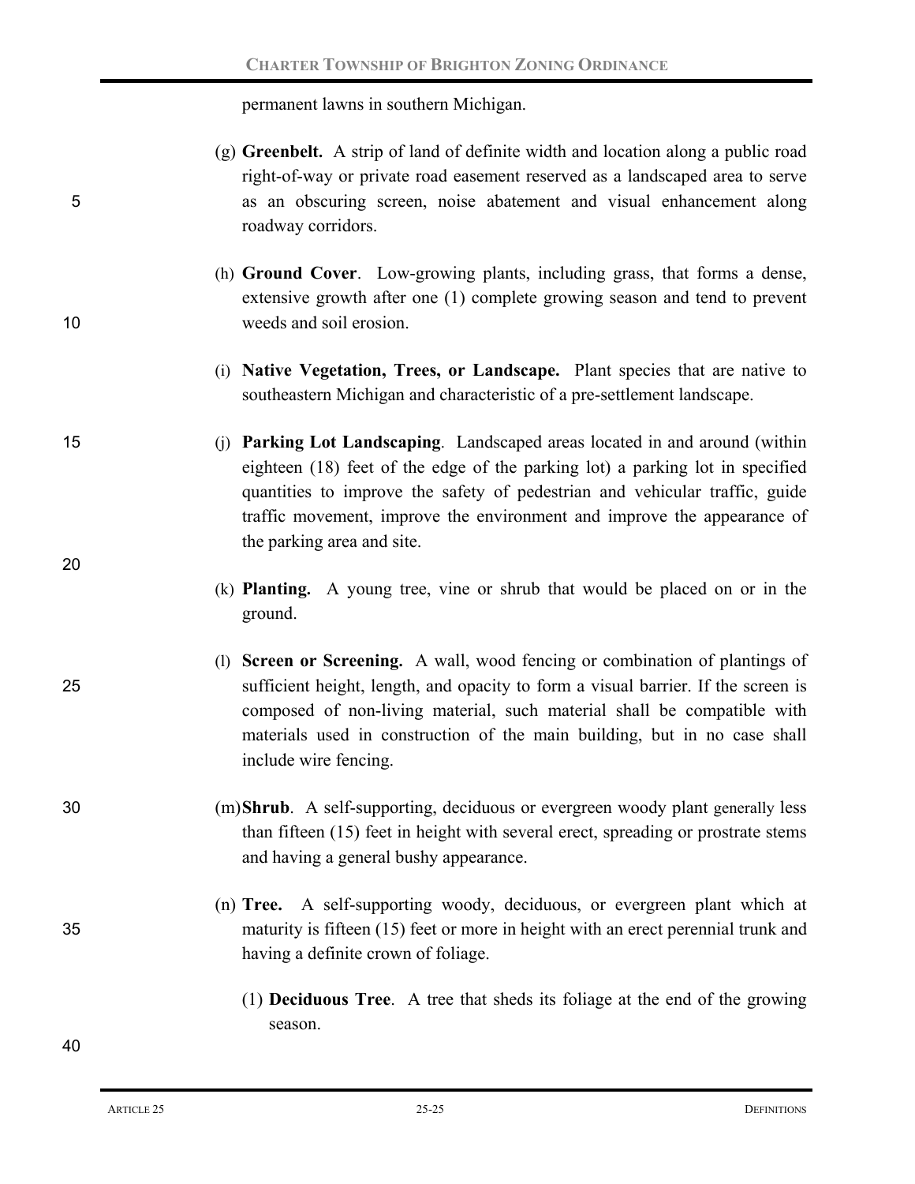permanent lawns in southern Michigan.

(g) **Greenbelt.** A strip of land of definite width and location along a public road right-of-way or private road easement reserved as a landscaped area to serve as an obscuring screen, noise abatement and visual enhancement along roadway corridors.

(h) **Ground Cover**. Low-growing plants, including grass, that forms a dense, extensive growth after one (1) complete growing season and tend to prevent weeds and soil erosion.

(i) **Native Vegetation, Trees, or Landscape.** Plant species that are native to southeastern Michigan and characteristic of a pre-settlement landscape.

(j) **Parking Lot Landscaping**. Landscaped areas located in and around (within eighteen (18) feet of the edge of the parking lot) a parking lot in specified quantities to improve the safety of pedestrian and vehicular traffic, guide traffic movement, improve the environment and improve the appearance of the parking area and site.

(k) **Planting.** A young tree, vine or shrub that would be placed on or in the ground.

(l) **Screen or Screening.** A wall, wood fencing or combination of plantings of sufficient height, length, and opacity to form a visual barrier. If the screen is composed of non-living material, such material shall be compatible with materials used in construction of the main building, but in no case shall include wire fencing.

(m) **Shrub**. A self-supporting, deciduous or evergreen woody plant generally less than fifteen (15) feet in height with several erect, spreading or prostrate stems and having a general bushy appearance.

(n) **Tree.** A self-supporting woody, deciduous, or evergreen plant which at maturity is fifteen (15) feet or more in height with an erect perennial trunk and having a definite crown of foliage.

(1) **Deciduous Tree**. A tree that sheds its foliage at the end of the growing season.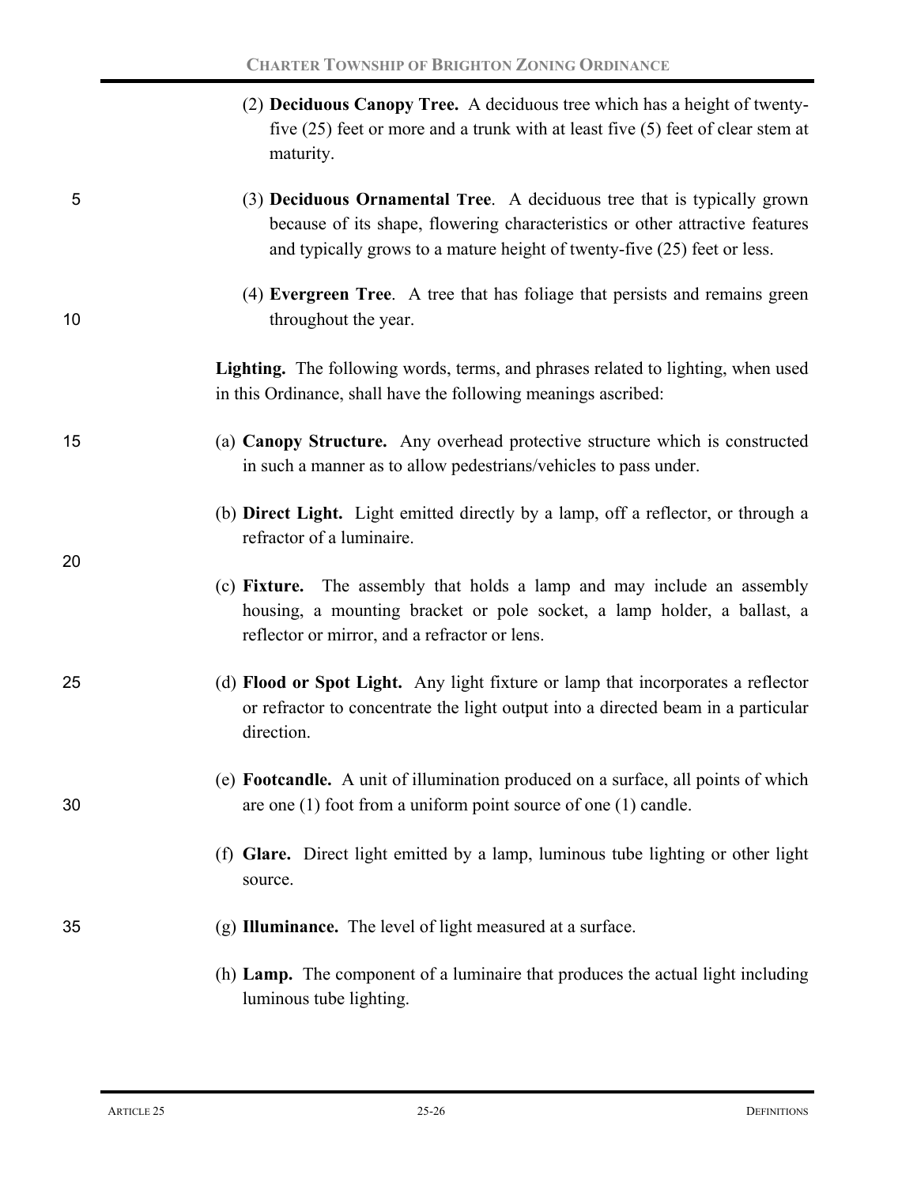(2) **Deciduous Canopy Tree.** A deciduous tree which has a height of twenty-five (25) feet or more and a trunk with at least five (5) feet of clear stem at maturity.

(3) **Deciduous Ornamental Tree**. A deciduous tree that is typically grown because of its shape, flowering characteristics or other attractive features and typically grows to a mature height of twenty-five (25) feet or less.

(4) **Evergreen Tree**. A tree that has foliage that persists and remains green throughout the year.

**Lighting.** The following words, terms, and phrases related to lighting, when used in this Ordinance, shall have the following meanings ascribed:

(a) **Canopy Structure.** Any overhead protective structure which is constructed in such a manner as to allow pedestrians/vehicles to pass under.

(b) **Direct Light.** Light emitted directly by a lamp, off a reflector, or through a refractor of a luminaire.

(c) **Fixture.** The assembly that holds a lamp and may include an assembly housing, a mounting bracket or pole socket, a lamp holder, a ballast, a reflector or mirror, and a refractor or lens.

(d) **Flood or Spot Light.** Any light fixture or lamp that incorporates a reflector or refractor to concentrate the light output into a directed beam in a particular direction.

(e) **Footcandle.** A unit of illumination produced on a surface, all points of which are one (1) foot from a uniform point source of one (1) candle.

(f) **Glare.** Direct light emitted by a lamp, luminous tube lighting or other light source.

(g) **Illuminance.** The level of light measured at a surface.

(h) **Lamp.** The component of a luminaire that produces the actual light including luminous tube lighting.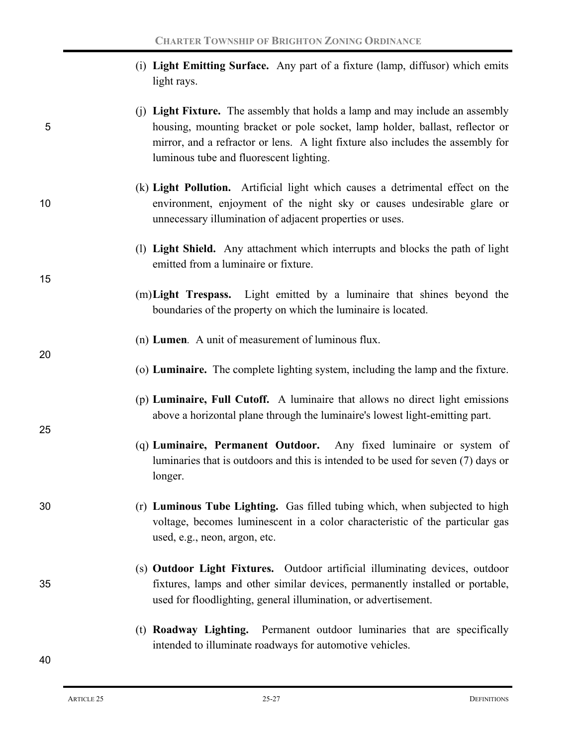(i) **Light Emitting Surface.** Any part of a fixture (lamp, diffusor) which emits light rays.

(j) **Light Fixture.** The assembly that holds a lamp and may include an assembly housing, mounting bracket or pole socket, lamp holder, ballast, reflector or mirror, and a refractor or lens. A light fixture also includes the assembly for luminous tube and fluorescent lighting.

(k) **Light Pollution.** Artificial light which causes a detrimental effect on the environment, enjoyment of the night sky or causes undesirable glare or unnecessary illumination of adjacent properties or uses.

(l) **Light Shield.** Any attachment which interrupts and blocks the path of light emitted from a luminaire or fixture.

(m) **Light Trespass.** Light emitted by a luminaire that shines beyond the boundaries of the property on which the luminaire is located.

(n) **Lumen**. A unit of measurement of luminous flux.

(o) **Luminaire.** The complete lighting system, including the lamp and the fixture.

(p) **Luminaire, Full Cutoff.** A luminaire that allows no direct light emissions above a horizontal plane through the luminaire's lowest light-emitting part.

(q) **Luminaire, Permanent Outdoor.** Any fixed luminaire or system of luminaries that is outdoors and this is intended to be used for seven (7) days or longer.

(r) **Luminous Tube Lighting.** Gas filled tubing which, when subjected to high voltage, becomes luminescent in a color characteristic of the particular gas used, e.g., neon, argon, etc.

(s) **Outdoor Light Fixtures.** Outdoor artificial illuminating devices, outdoor fixtures, lamps and other similar devices, permanently installed or portable, used for floodlighting, general illumination, or advertisement.

(t) **Roadway Lighting.** Permanent outdoor luminaries that are specifically intended to illuminate roadways for automotive vehicles.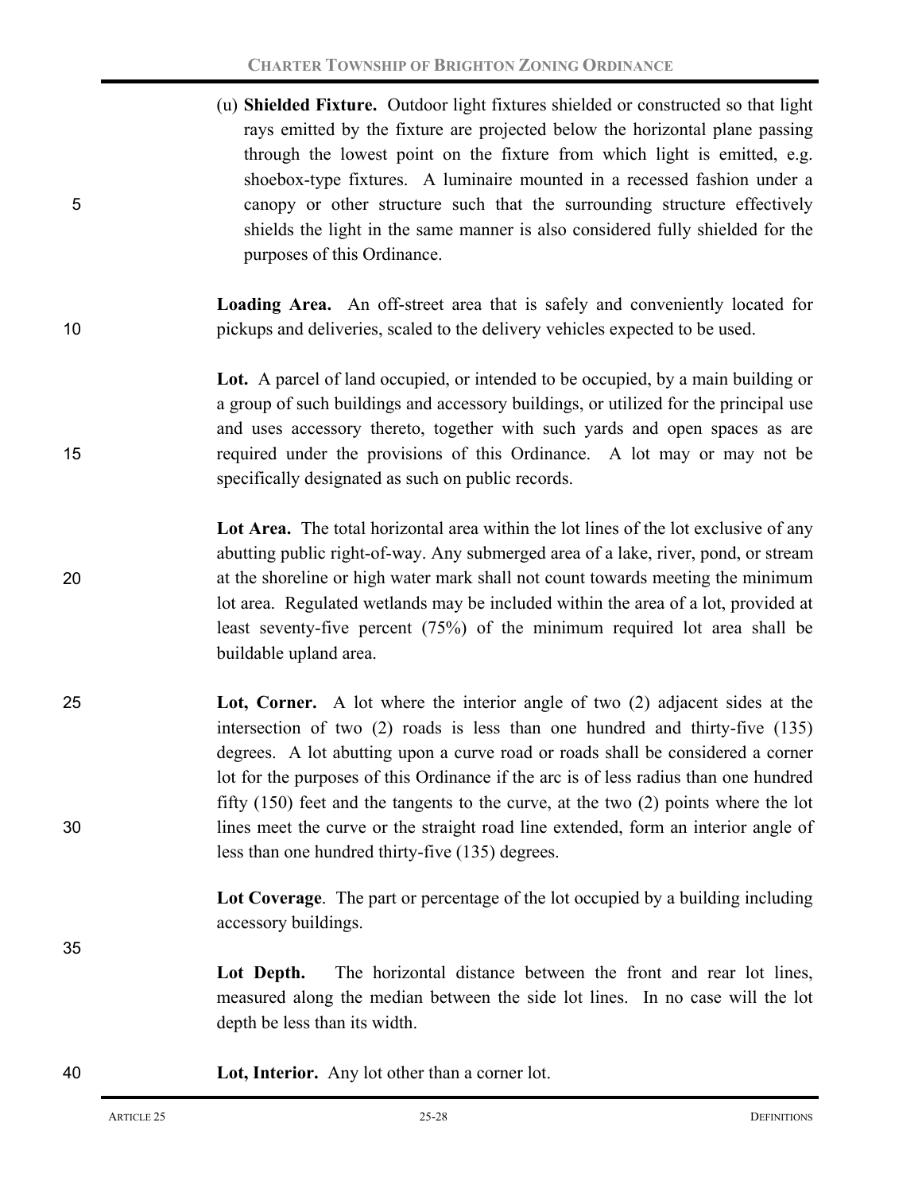(u) **Shielded Fixture.** Outdoor light fixtures shielded or constructed so that light rays emitted by the fixture are projected below the horizontal plane passing through the lowest point on the fixture from which light is emitted, e.g. shoebox-type fixtures. A luminaire mounted in a recessed fashion under a canopy or other structure such that the surrounding structure effectively shields the light in the same manner is also considered fully shielded for the purposes of this Ordinance.

**Loading Area.** An off-street area that is safely and conveniently located for pickups and deliveries, scaled to the delivery vehicles expected to be used.

**Lot.** A parcel of land occupied, or intended to be occupied, by a main building or a group of such buildings and accessory buildings, or utilized for the principal use and uses accessory thereto, together with such yards and open spaces as are required under the provisions of this Ordinance. A lot may or may not be specifically designated as such on public records.

**Lot Area.** The total horizontal area within the lot lines of the lot exclusive of any abutting public right-of-way. Any submerged area of a lake, river, pond, or stream at the shoreline or high water mark shall not count towards meeting the minimum lot area. Regulated wetlands may be included within the area of a lot, provided at least seventy-five percent (75%) of the minimum required lot area shall be buildable upland area.

**Lot, Corner.** A lot where the interior angle of two (2) adjacent sides at the intersection of two (2) roads is less than one hundred and thirty-five (135) degrees. A lot abutting upon a curve road or roads shall be considered a corner lot for the purposes of this Ordinance if the arc is of less radius than one hundred fifty (150) feet and the tangents to the curve, at the two (2) points where the lot lines meet the curve or the straight road line extended, form an interior angle of less than one hundred thirty-five (135) degrees.

**Lot Coverage**. The part or percentage of the lot occupied by a building including accessory buildings.

**Lot Depth.** The horizontal distance between the front and rear lot lines, measured along the median between the side lot lines. In no case will the lot depth be less than its width.

**Lot, Interior.** Any lot other than a corner lot.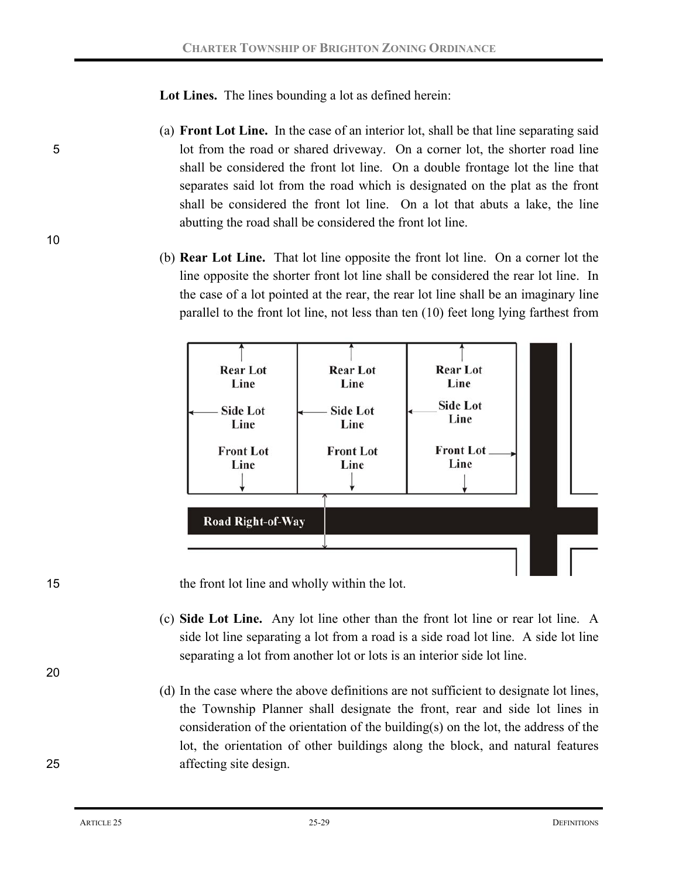**Lot Lines.** The lines bounding a lot as defined herein:

(a) **Front Lot Line.** In the case of an interior lot, shall be that line separating said lot from the road or shared driveway. On a corner lot, the shorter road line shall be considered the front lot line. On a double frontage lot the line that separates said lot from the road which is designated on the plat as the front shall be considered the front lot line. On a lot that abuts a lake, the line abutting the road shall be considered the front lot line.

(b) **Rear Lot Line.** That lot line opposite the front lot line. On a corner lot the line opposite the shorter front lot line shall be considered the rear lot line. In the case of a lot pointed at the rear, the rear lot line shall be an imaginary line parallel to the front lot line, not less than ten (10) feet long lying farthest from the front lot line and wholly within the lot.

(c) **Side Lot Line.** Any lot line other than the front lot line or rear lot line. A side lot line separating a lot from a road is a side road lot line. A side lot line separating a lot from another lot or lots is an interior side lot line.

(d) In the case where the above definitions are not sufficient to designate lot lines, the Township Planner shall designate the front, rear and side lot lines in consideration of the orientation of the building(s) on the lot, the address of the lot, the orientation of other buildings along the block, and natural features affecting site design.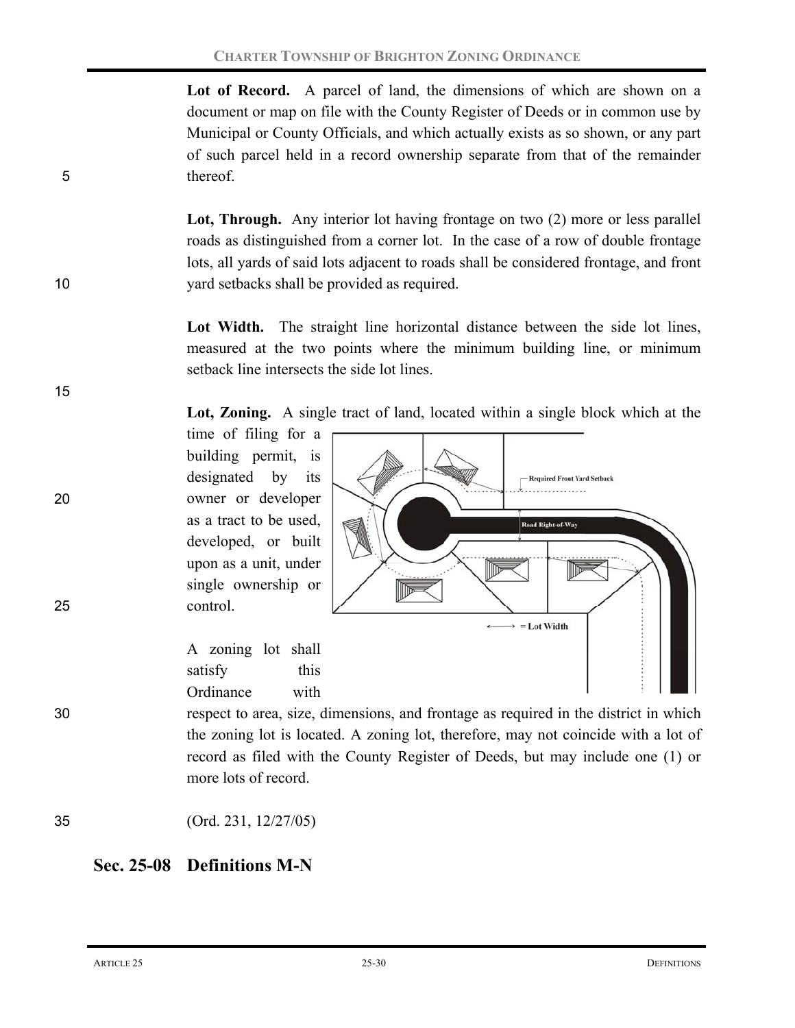**Lot of Record.** A parcel of land, the dimensions of which are shown on a document or map on file with the County Register of Deeds or in common use by Municipal or County Officials, and which actually exists as so shown, or any part of such parcel held in a record ownership separate from that of the remainder thereof.

**Lot, Through.** Any interior lot having frontage on two (2) more or less parallel roads as distinguished from a corner lot. In the case of a row of double frontage lots, all yards of said lots adjacent to roads shall be considered frontage, and front yard setbacks shall be provided as required.

**Lot Width.** The straight line horizontal distance between the side lot lines, measured at the two points where the minimum building line, or minimum setback line intersects the side lot lines.

**Lot, Zoning.** A single tract of land, located within a single block which at the time of filing for a building permit, is designated by its owner or developer as a tract to be used, developed, or built upon as a unit, under single ownership or control.

A zoning lot shall satisfy this Ordinance with respect to area, size, dimensions, and frontage as required in the district in which the zoning lot is located. A zoning lot, therefore, may not coincide with a lot of record as filed with the County Register of Deeds, but may include one (1) or more lots of record.

(Ord. 231, 12/27/05)

## Sec. 25-08 Definitions M-N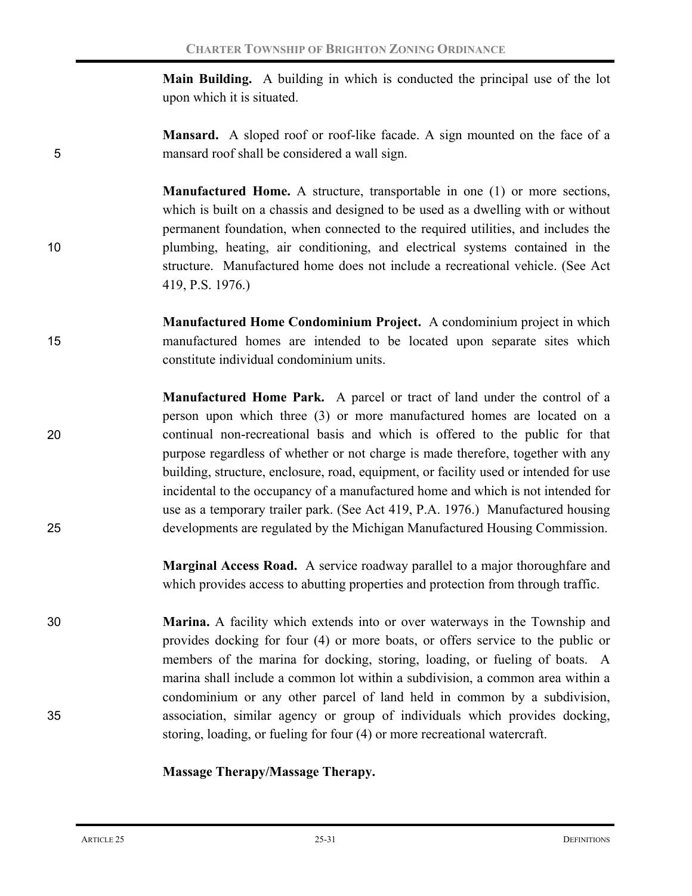**Main Building.** A building in which is conducted the principal use of the lot upon which it is situated.

**Mansard.** A sloped roof or roof-like facade. A sign mounted on the face of a mansard roof shall be considered a wall sign.

**Manufactured Home.** A structure, transportable in one (1) or more sections, which is built on a chassis and designed to be used as a dwelling with or without permanent foundation, when connected to the required utilities, and includes the plumbing, heating, air conditioning, and electrical systems contained in the structure. Manufactured home does not include a recreational vehicle. (See Act 419, P.S. 1976.)

**Manufactured Home Condominium Project.** A condominium project in which manufactured homes are intended to be located upon separate sites which constitute individual condominium units.

**Manufactured Home Park.** A parcel or tract of land under the control of a person upon which three (3) or more manufactured homes are located on a continual non-recreational basis and which is offered to the public for that purpose regardless of whether or not charge is made therefore, together with any building, structure, enclosure, road, equipment, or facility used or intended for use incidental to the occupancy of a manufactured home and which is not intended for use as a temporary trailer park. (See Act 419, P.A. 1976.) Manufactured housing developments are regulated by the Michigan Manufactured Housing Commission.

**Marginal Access Road.** A service roadway parallel to a major thoroughfare and which provides access to abutting properties and protection from through traffic.

**Marina.** A facility which extends into or over waterways in the Township and provides docking for four (4) or more boats, or offers service to the public or members of the marina for docking, storing, loading, or fueling of boats. A marina shall include a common lot within a subdivision, a common area within a condominium or any other parcel of land held in common by a subdivision, association, similar agency or group of individuals which provides docking, storing, loading, or fueling for four (4) or more recreational watercraft.

**Massage Therapy/Massage Therapy.**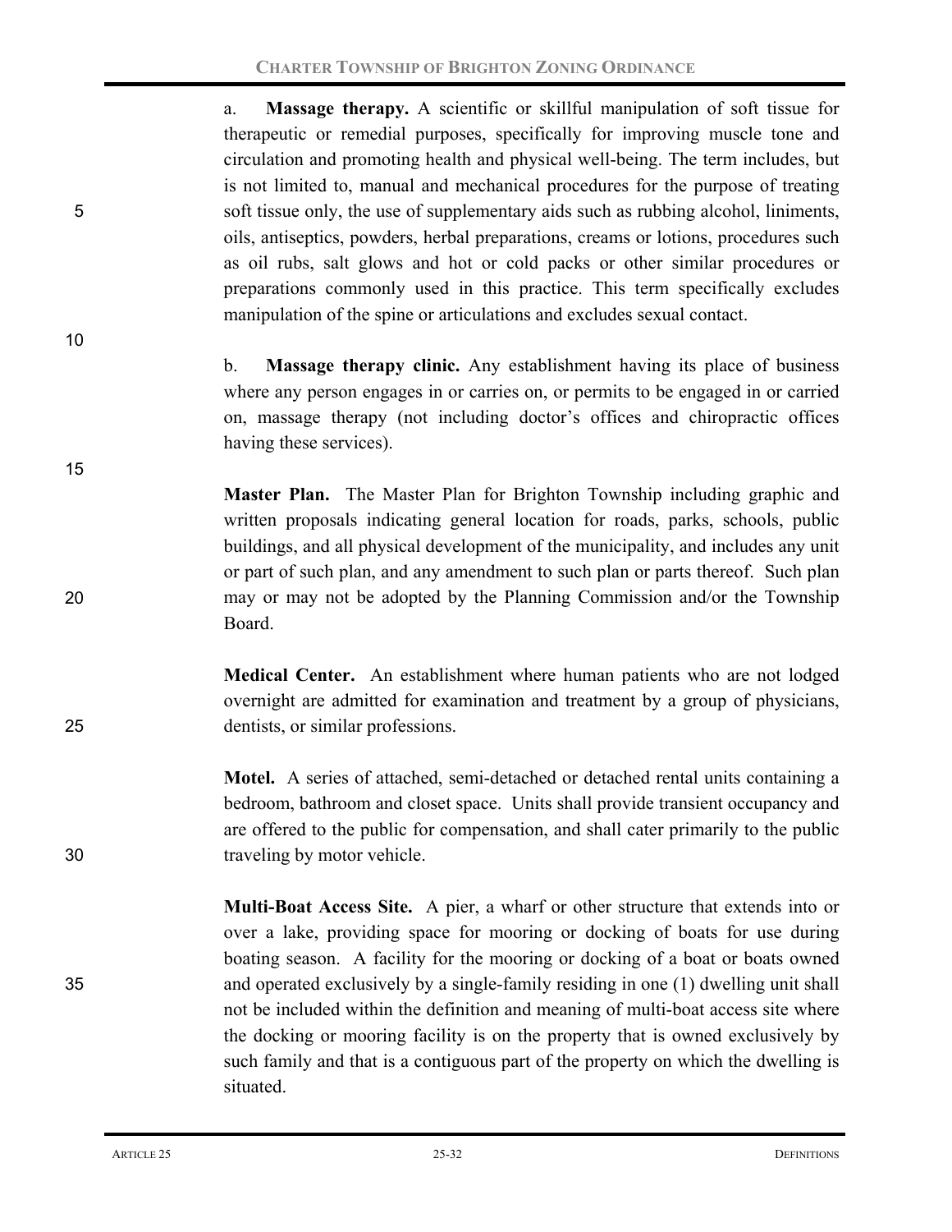a. **Massage therapy.** A scientific or skillful manipulation of soft tissue for therapeutic or remedial purposes, specifically for improving muscle tone and circulation and promoting health and physical well-being. The term includes, but is not limited to, manual and mechanical procedures for the purpose of treating soft tissue only, the use of supplementary aids such as rubbing alcohol, liniments, oils, antiseptics, powders, herbal preparations, creams or lotions, procedures such as oil rubs, salt glows and hot or cold packs or other similar procedures or preparations commonly used in this practice. This term specifically excludes manipulation of the spine or articulations and excludes sexual contact.

b. **Massage therapy clinic.** Any establishment having its place of business where any person engages in or carries on, or permits to be engaged in or carried on, massage therapy (not including doctor's offices and chiropractic offices having these services).

**Master Plan.** The Master Plan for Brighton Township including graphic and written proposals indicating general location for roads, parks, schools, public buildings, and all physical development of the municipality, and includes any unit or part of such plan, and any amendment to such plan or parts thereof. Such plan may or may not be adopted by the Planning Commission and/or the Township Board.

**Medical Center.** An establishment where human patients who are not lodged overnight are admitted for examination and treatment by a group of physicians, dentists, or similar professions.

**Motel.** A series of attached, semi-detached or detached rental units containing a bedroom, bathroom and closet space. Units shall provide transient occupancy and are offered to the public for compensation, and shall cater primarily to the public traveling by motor vehicle.

**Multi-Boat Access Site.** A pier, a wharf or other structure that extends into or over a lake, providing space for mooring or docking of boats for use during boating season. A facility for the mooring or docking of a boat or boats owned and operated exclusively by a single-family residing in one (1) dwelling unit shall not be included within the definition and meaning of multi-boat access site where the docking or mooring facility is on the property that is owned exclusively by such family and that is a contiguous part of the property on which the dwelling is situated.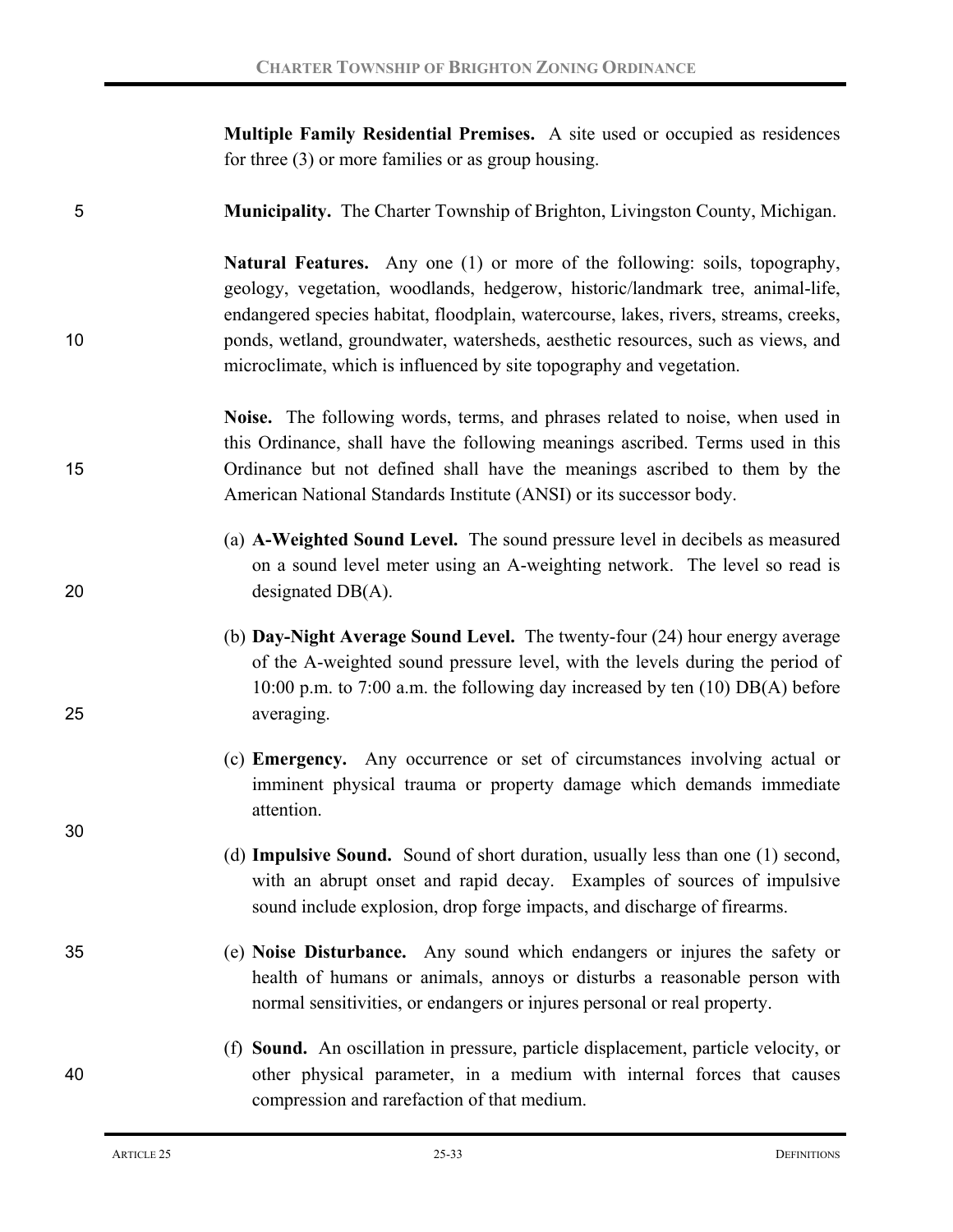**Multiple Family Residential Premises.** A site used or occupied as residences for three (3) or more families or as group housing.

**Municipality.** The Charter Township of Brighton, Livingston County, Michigan.

**Natural Features.** Any one (1) or more of the following: soils, topography, geology, vegetation, woodlands, hedgerow, historic/landmark tree, animal-life, endangered species habitat, floodplain, watercourse, lakes, rivers, streams, creeks, ponds, wetland, groundwater, watersheds, aesthetic resources, such as views, and microclimate, which is influenced by site topography and vegetation.

**Noise.** The following words, terms, and phrases related to noise, when used in this Ordinance, shall have the following meanings ascribed. Terms used in this Ordinance but not defined shall have the meanings ascribed to them by the American National Standards Institute (ANSI) or its successor body.

(a) **A-Weighted Sound Level.** The sound pressure level in decibels as measured on a sound level meter using an A-weighting network. The level so read is designated DB(A).

(b) **Day-Night Average Sound Level.** The twenty-four (24) hour energy average of the A-weighted sound pressure level, with the levels during the period of 10:00 p.m. to 7:00 a.m. the following day increased by ten (10) DB(A) before averaging.

(c) **Emergency.** Any occurrence or set of circumstances involving actual or imminent physical trauma or property damage which demands immediate attention.

(d) **Impulsive Sound.** Sound of short duration, usually less than one (1) second, with an abrupt onset and rapid decay. Examples of sources of impulsive sound include explosion, drop forge impacts, and discharge of firearms.

(e) **Noise Disturbance.** Any sound which endangers or injures the safety or health of humans or animals, annoys or disturbs a reasonable person with normal sensitivities, or endangers or injures personal or real property.

(f) **Sound.** An oscillation in pressure, particle displacement, particle velocity, or other physical parameter, in a medium with internal forces that causes compression and rarefaction of that medium.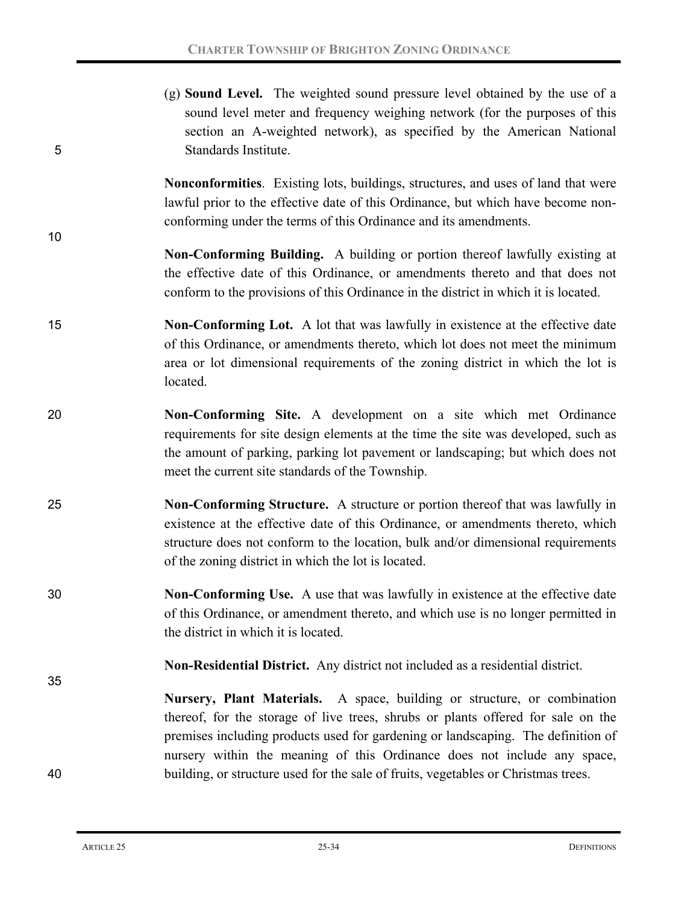(g) **Sound Level.** The weighted sound pressure level obtained by the use of a sound level meter and frequency weighing network (for the purposes of this section an A-weighted network), as specified by the American National Standards Institute.

**Nonconformities**. Existing lots, buildings, structures, and uses of land that were lawful prior to the effective date of this Ordinance, but which have become non-conforming under the terms of this Ordinance and its amendments.

**Non-Conforming Building.** A building or portion thereof lawfully existing at the effective date of this Ordinance, or amendments thereto and that does not conform to the provisions of this Ordinance in the district in which it is located.

**Non-Conforming Lot.** A lot that was lawfully in existence at the effective date of this Ordinance, or amendments thereto, which lot does not meet the minimum area or lot dimensional requirements of the zoning district in which the lot is located.

**Non-Conforming Site.** A development on a site which met Ordinance requirements for site design elements at the time the site was developed, such as the amount of parking, parking lot pavement or landscaping; but which does not meet the current site standards of the Township.

**Non-Conforming Structure.** A structure or portion thereof that was lawfully in existence at the effective date of this Ordinance, or amendments thereto, which structure does not conform to the location, bulk and/or dimensional requirements of the zoning district in which the lot is located.

**Non-Conforming Use.** A use that was lawfully in existence at the effective date of this Ordinance, or amendment thereto, and which use is no longer permitted in the district in which it is located.

**Non-Residential District.** Any district not included as a residential district.

**Nursery, Plant Materials.** A space, building or structure, or combination thereof, for the storage of live trees, shrubs or plants offered for sale on the premises including products used for gardening or landscaping. The definition of nursery within the meaning of this Ordinance does not include any space, building, or structure used for the sale of fruits, vegetables or Christmas trees.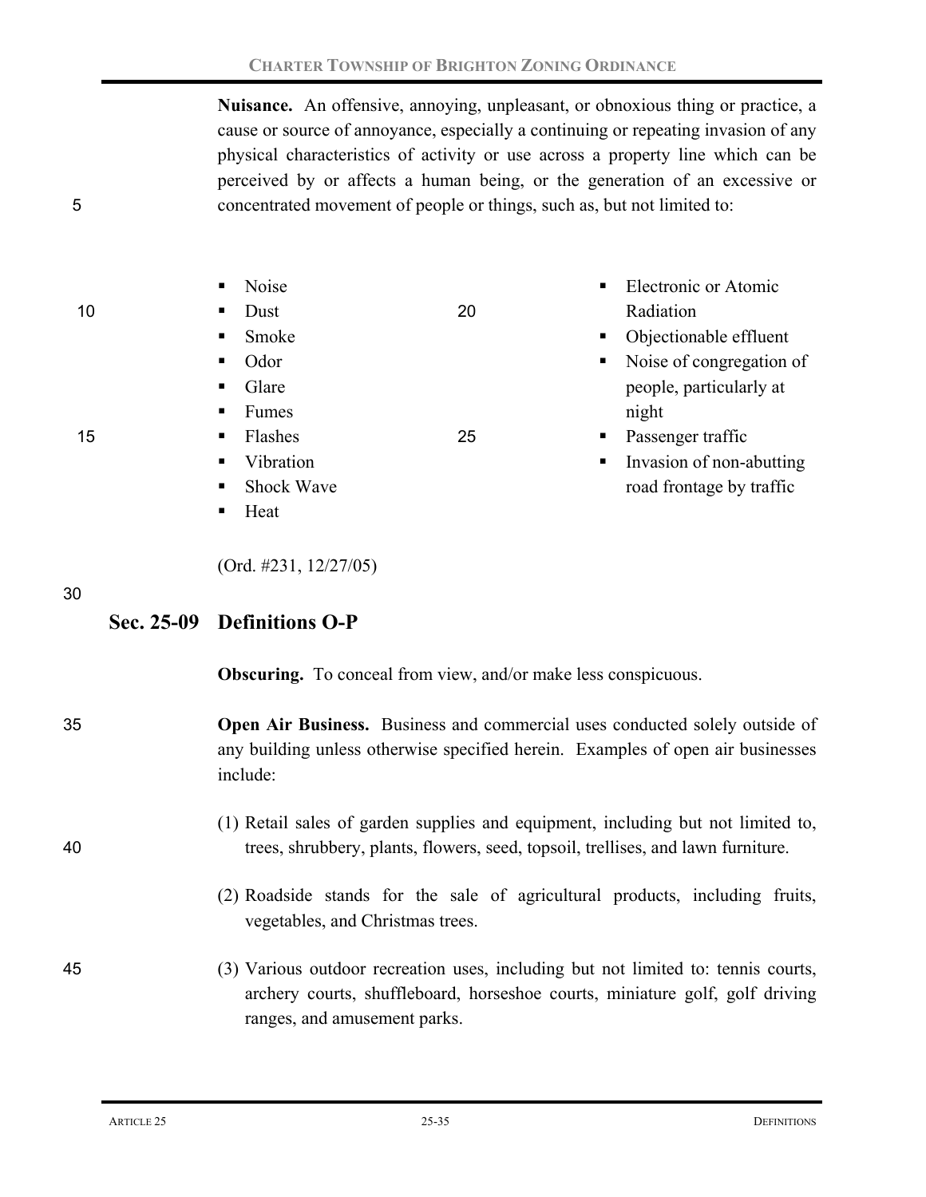**Nuisance.** An offensive, annoying, unpleasant, or obnoxious thing or practice, a cause or source of annoyance, especially a continuing or repeating invasion of any physical characteristics of activity or use across a property line which can be perceived by or affects a human being, or the generation of an excessive or concentrated movement of people or things, such as, but not limited to:

- Noise
- Dust
- Smoke
- Odor
- Glare
- Fumes
- Flashes
- Vibration
- Shock Wave
- Heat
- Electronic or Atomic Radiation
- Objectionable effluent
- Noise of congregation of people, particularly at night
- Passenger traffic
- Invasion of non-abutting road frontage by traffic

(Ord. #231, 12/27/05)

## Sec. 25-09 Definitions O-P

**Obscuring.** To conceal from view, and/or make less conspicuous.

**Open Air Business.** Business and commercial uses conducted solely outside of any building unless otherwise specified herein. Examples of open air businesses include:

(1) Retail sales of garden supplies and equipment, including but not limited to, trees, shrubbery, plants, flowers, seed, topsoil, trellises, and lawn furniture.

(2) Roadside stands for the sale of agricultural products, including fruits, vegetables, and Christmas trees.

(3) Various outdoor recreation uses, including but not limited to: tennis courts, archery courts, shuffleboard, horseshoe courts, miniature golf, golf driving ranges, and amusement parks.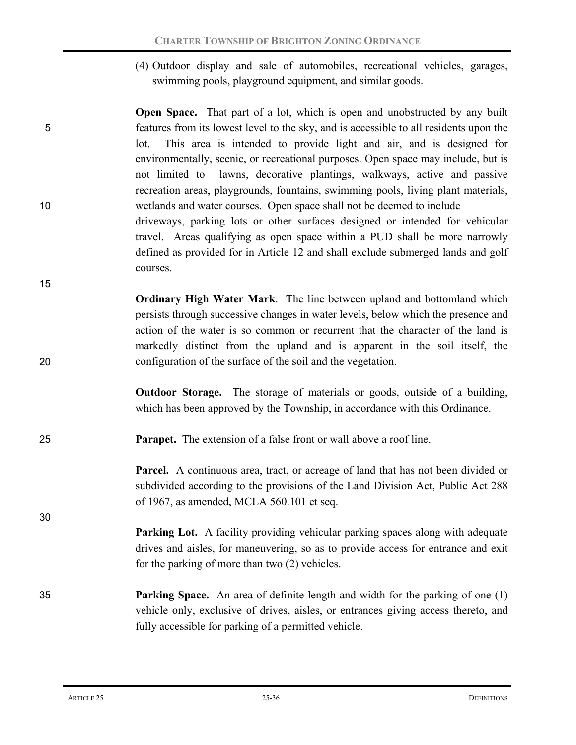(4) Outdoor display and sale of automobiles, recreational vehicles, garages, swimming pools, playground equipment, and similar goods.

**Open Space.** That part of a lot, which is open and unobstructed by any built features from its lowest level to the sky, and is accessible to all residents upon the lot. This area is intended to provide light and air, and is designed for environmentally, scenic, or recreational purposes. Open space may include, but is not limited to lawns, decorative plantings, walkways, active and passive recreation areas, playgrounds, fountains, swimming pools, living plant materials, wetlands and water courses. Open space shall not be deemed to include driveways, parking lots or other surfaces designed or intended for vehicular travel. Areas qualifying as open space within a PUD shall be more narrowly defined as provided for in Article 12 and shall exclude submerged lands and golf courses.

**Ordinary High Water Mark**. The line between upland and bottomland which persists through successive changes in water levels, below which the presence and action of the water is so common or recurrent that the character of the land is markedly distinct from the upland and is apparent in the soil itself, the configuration of the surface of the soil and the vegetation.

**Outdoor Storage.** The storage of materials or goods, outside of a building, which has been approved by the Township, in accordance with this Ordinance.

**Parapet.** The extension of a false front or wall above a roof line.

**Parcel.** A continuous area, tract, or acreage of land that has not been divided or subdivided according to the provisions of the Land Division Act, Public Act 288 of 1967, as amended, MCLA 560.101 et seq.

**Parking Lot.** A facility providing vehicular parking spaces along with adequate drives and aisles, for maneuvering, so as to provide access for entrance and exit for the parking of more than two (2) vehicles.

**Parking Space.** An area of definite length and width for the parking of one (1) vehicle only, exclusive of drives, aisles, or entrances giving access thereto, and fully accessible for parking of a permitted vehicle.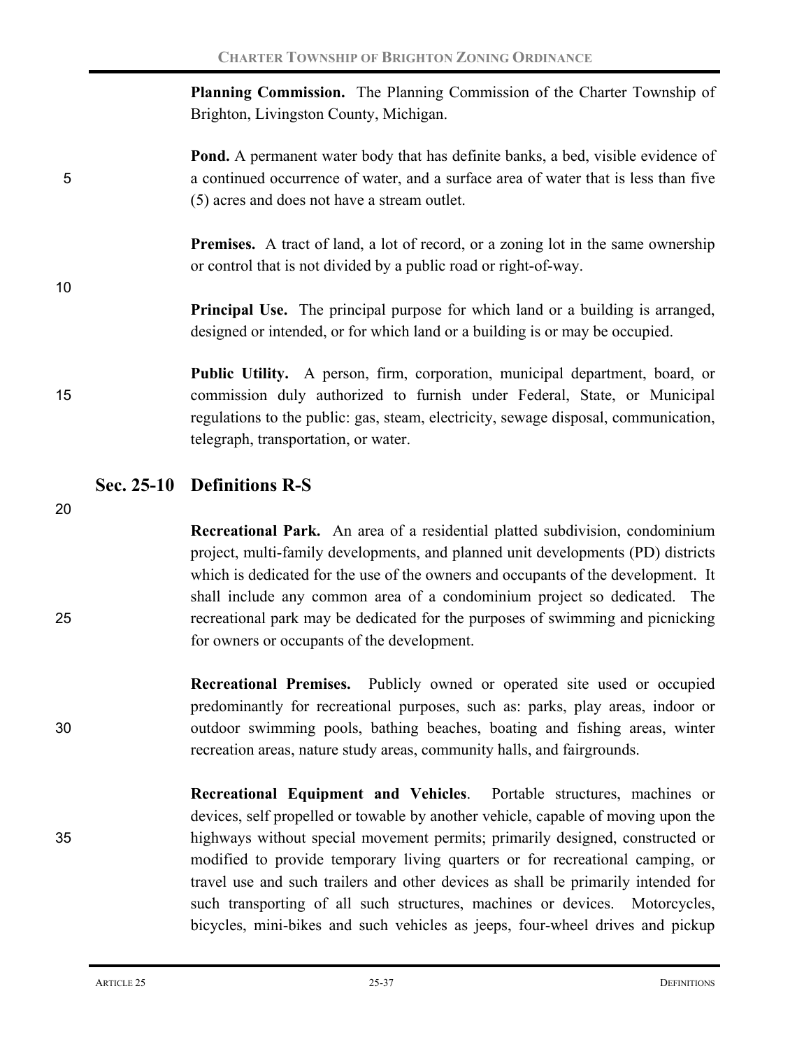**Planning Commission.** The Planning Commission of the Charter Township of Brighton, Livingston County, Michigan.

**Pond.** A permanent water body that has definite banks, a bed, visible evidence of a continued occurrence of water, and a surface area of water that is less than five (5) acres and does not have a stream outlet.

**Premises.** A tract of land, a lot of record, or a zoning lot in the same ownership or control that is not divided by a public road or right-of-way.

**Principal Use.** The principal purpose for which land or a building is arranged, designed or intended, or for which land or a building is or may be occupied.

**Public Utility.** A person, firm, corporation, municipal department, board, or commission duly authorized to furnish under Federal, State, or Municipal regulations to the public: gas, steam, electricity, sewage disposal, communication, telegraph, transportation, or water.

## Sec. 25-10 Definitions R-S

**Recreational Park.** An area of a residential platted subdivision, condominium project, multi-family developments, and planned unit developments (PD) districts which is dedicated for the use of the owners and occupants of the development. It shall include any common area of a condominium project so dedicated. The recreational park may be dedicated for the purposes of swimming and picnicking for owners or occupants of the development.

**Recreational Premises.** Publicly owned or operated site used or occupied predominantly for recreational purposes, such as: parks, play areas, indoor or outdoor swimming pools, bathing beaches, boating and fishing areas, winter recreation areas, nature study areas, community halls, and fairgrounds.

**Recreational Equipment and Vehicles**. Portable structures, machines or devices, self propelled or towable by another vehicle, capable of moving upon the highways without special movement permits; primarily designed, constructed or modified to provide temporary living quarters or for recreational camping, or travel use and such trailers and other devices as shall be primarily intended for such transporting of all such structures, machines or devices. Motorcycles, bicycles, mini-bikes and such vehicles as jeeps, four-wheel drives and pickup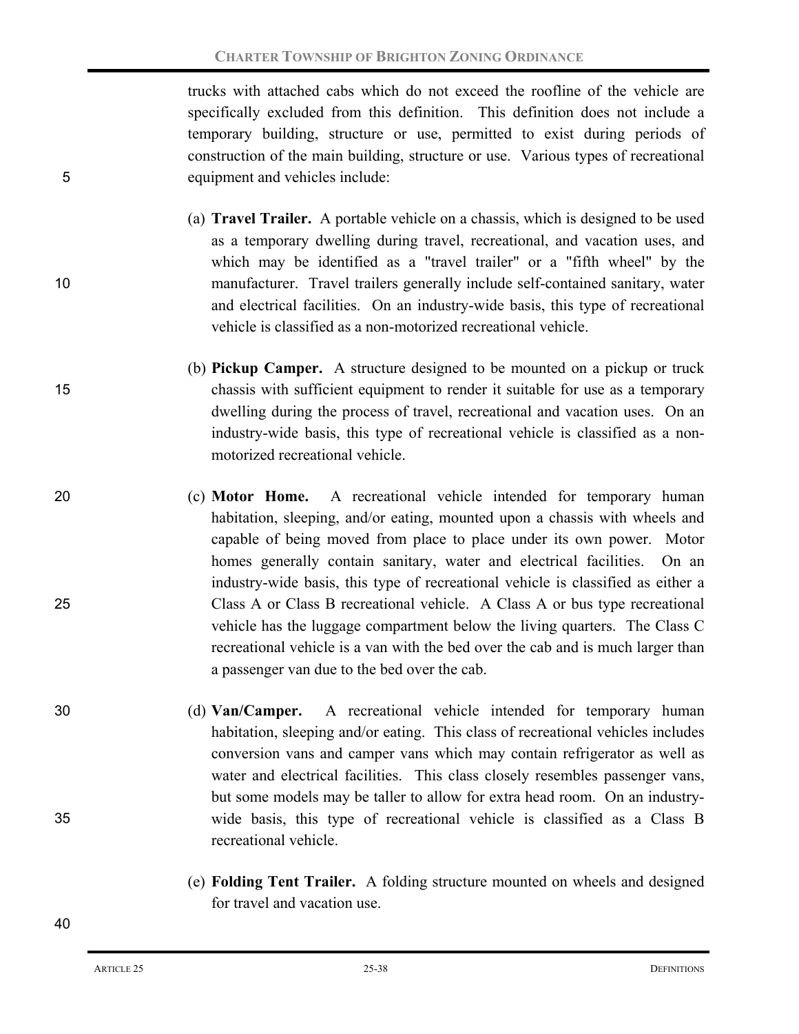trucks with attached cabs which do not exceed the roofline of the vehicle are specifically excluded from this definition. This definition does not include a temporary building, structure or use, permitted to exist during periods of construction of the main building, structure or use. Various types of recreational equipment and vehicles include:

(a) **Travel Trailer.** A portable vehicle on a chassis, which is designed to be used as a temporary dwelling during travel, recreational, and vacation uses, and which may be identified as a "travel trailer" or a "fifth wheel" by the manufacturer. Travel trailers generally include self-contained sanitary, water and electrical facilities. On an industry-wide basis, this type of recreational vehicle is classified as a non-motorized recreational vehicle.

(b) **Pickup Camper.** A structure designed to be mounted on a pickup or truck chassis with sufficient equipment to render it suitable for use as a temporary dwelling during the process of travel, recreational and vacation uses. On an industry-wide basis, this type of recreational vehicle is classified as a non-motorized recreational vehicle.

(c) **Motor Home.** A recreational vehicle intended for temporary human habitation, sleeping, and/or eating, mounted upon a chassis with wheels and capable of being moved from place to place under its own power. Motor homes generally contain sanitary, water and electrical facilities. On an industry-wide basis, this type of recreational vehicle is classified as either a Class A or Class B recreational vehicle. A Class A or bus type recreational vehicle has the luggage compartment below the living quarters. The Class C recreational vehicle is a van with the bed over the cab and is much larger than a passenger van due to the bed over the cab.

(d) **Van/Camper.** A recreational vehicle intended for temporary human habitation, sleeping and/or eating. This class of recreational vehicles includes conversion vans and camper vans which may contain refrigerator as well as water and electrical facilities. This class closely resembles passenger vans, but some models may be taller to allow for extra head room. On an industry-wide basis, this type of recreational vehicle is classified as a Class B recreational vehicle.

(e) **Folding Tent Trailer.** A folding structure mounted on wheels and designed for travel and vacation use.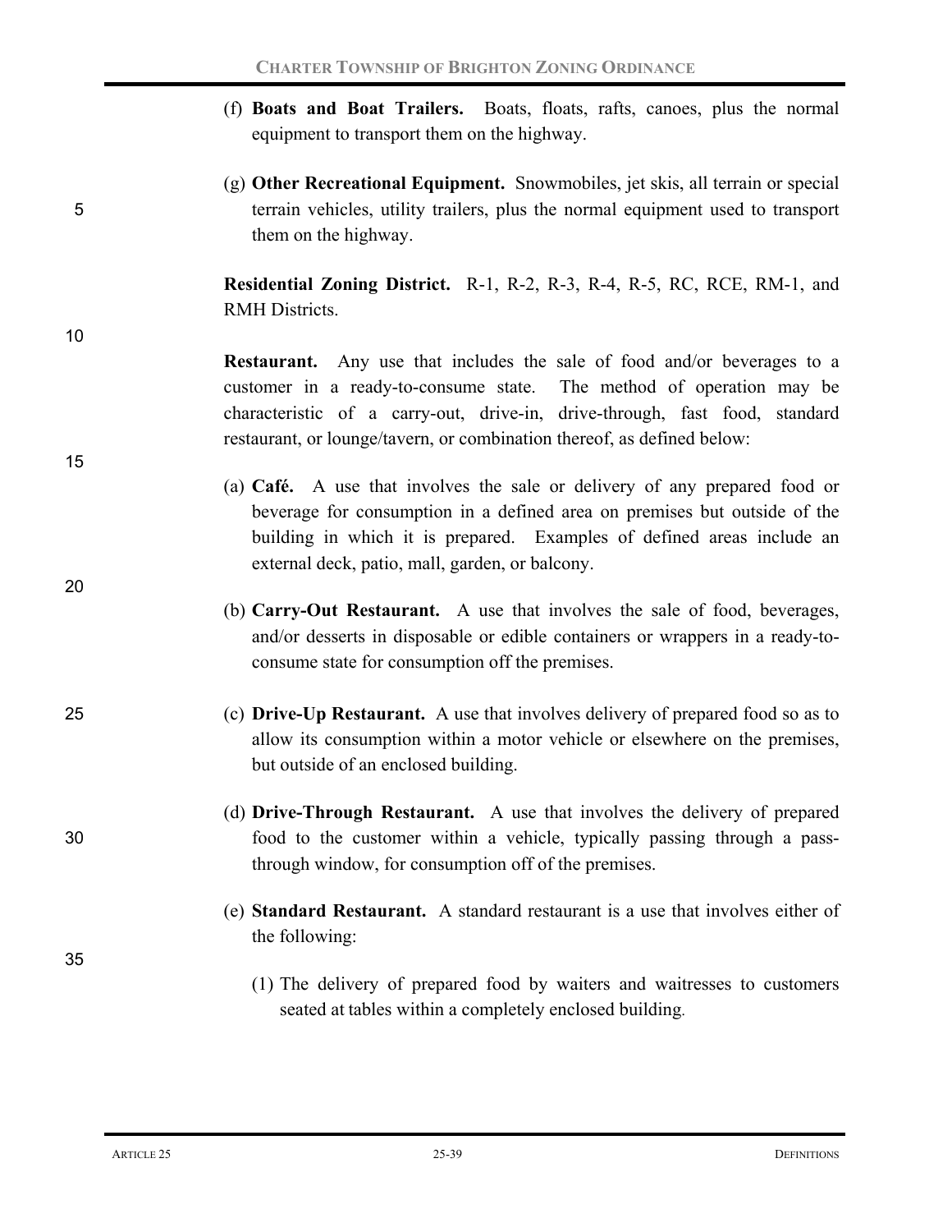(f) **Boats and Boat Trailers.** Boats, floats, rafts, canoes, plus the normal equipment to transport them on the highway.

(g) **Other Recreational Equipment.** Snowmobiles, jet skis, all terrain or special terrain vehicles, utility trailers, plus the normal equipment used to transport them on the highway.

**Residential Zoning District.** R-1, R-2, R-3, R-4, R-5, RC, RCE, RM-1, and RMH Districts.

**Restaurant.** Any use that includes the sale of food and/or beverages to a customer in a ready-to-consume state. The method of operation may be characteristic of a carry-out, drive-in, drive-through, fast food, standard restaurant, or lounge/tavern, or combination thereof, as defined below:

(a) **Café.** A use that involves the sale or delivery of any prepared food or beverage for consumption in a defined area on premises but outside of the building in which it is prepared. Examples of defined areas include an external deck, patio, mall, garden, or balcony.

(b) **Carry-Out Restaurant.** A use that involves the sale of food, beverages, and/or desserts in disposable or edible containers or wrappers in a ready-to-consume state for consumption off the premises.

(c) **Drive-Up Restaurant.** A use that involves delivery of prepared food so as to allow its consumption within a motor vehicle or elsewhere on the premises, but outside of an enclosed building.

(d) **Drive-Through Restaurant.** A use that involves the delivery of prepared food to the customer within a vehicle, typically passing through a pass-through window, for consumption off of the premises.

(e) **Standard Restaurant.** A standard restaurant is a use that involves either of the following:

(1) The delivery of prepared food by waiters and waitresses to customers seated at tables within a completely enclosed building.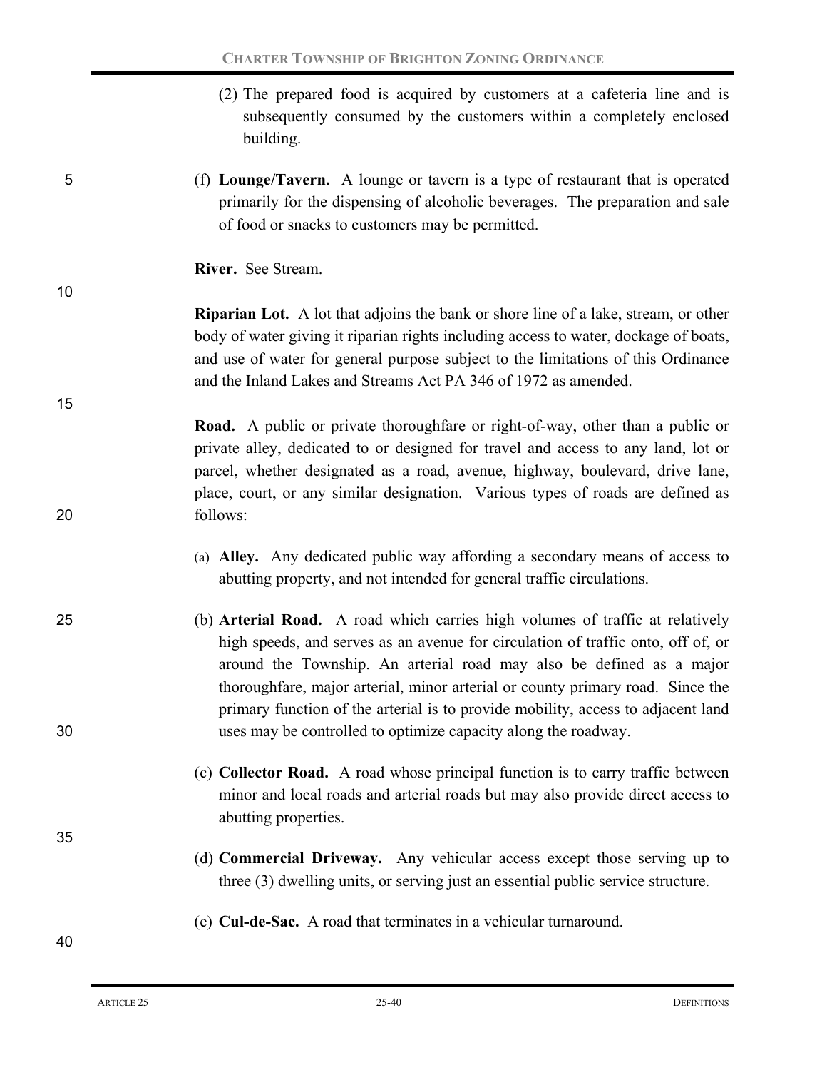(2) The prepared food is acquired by customers at a cafeteria line and is subsequently consumed by the customers within a completely enclosed building.

(f) **Lounge/Tavern.** A lounge or tavern is a type of restaurant that is operated primarily for the dispensing of alcoholic beverages. The preparation and sale of food or snacks to customers may be permitted.

**River.** See Stream.

**Riparian Lot.** A lot that adjoins the bank or shore line of a lake, stream, or other body of water giving it riparian rights including access to water, dockage of boats, and use of water for general purpose subject to the limitations of this Ordinance and the Inland Lakes and Streams Act PA 346 of 1972 as amended.

**Road.** A public or private thoroughfare or right-of-way, other than a public or private alley, dedicated to or designed for travel and access to any land, lot or parcel, whether designated as a road, avenue, highway, boulevard, drive lane, place, court, or any similar designation. Various types of roads are defined as follows:

(a) **Alley.** Any dedicated public way affording a secondary means of access to abutting property, and not intended for general traffic circulations.

(b) **Arterial Road.** A road which carries high volumes of traffic at relatively high speeds, and serves as an avenue for circulation of traffic onto, off of, or around the Township. An arterial road may also be defined as a major thoroughfare, major arterial, minor arterial or county primary road. Since the primary function of the arterial is to provide mobility, access to adjacent land uses may be controlled to optimize capacity along the roadway.

(c) **Collector Road.** A road whose principal function is to carry traffic between minor and local roads and arterial roads but may also provide direct access to abutting properties.

(d) **Commercial Driveway.** Any vehicular access except those serving up to three (3) dwelling units, or serving just an essential public service structure.

(e) **Cul-de-Sac.** A road that terminates in a vehicular turnaround.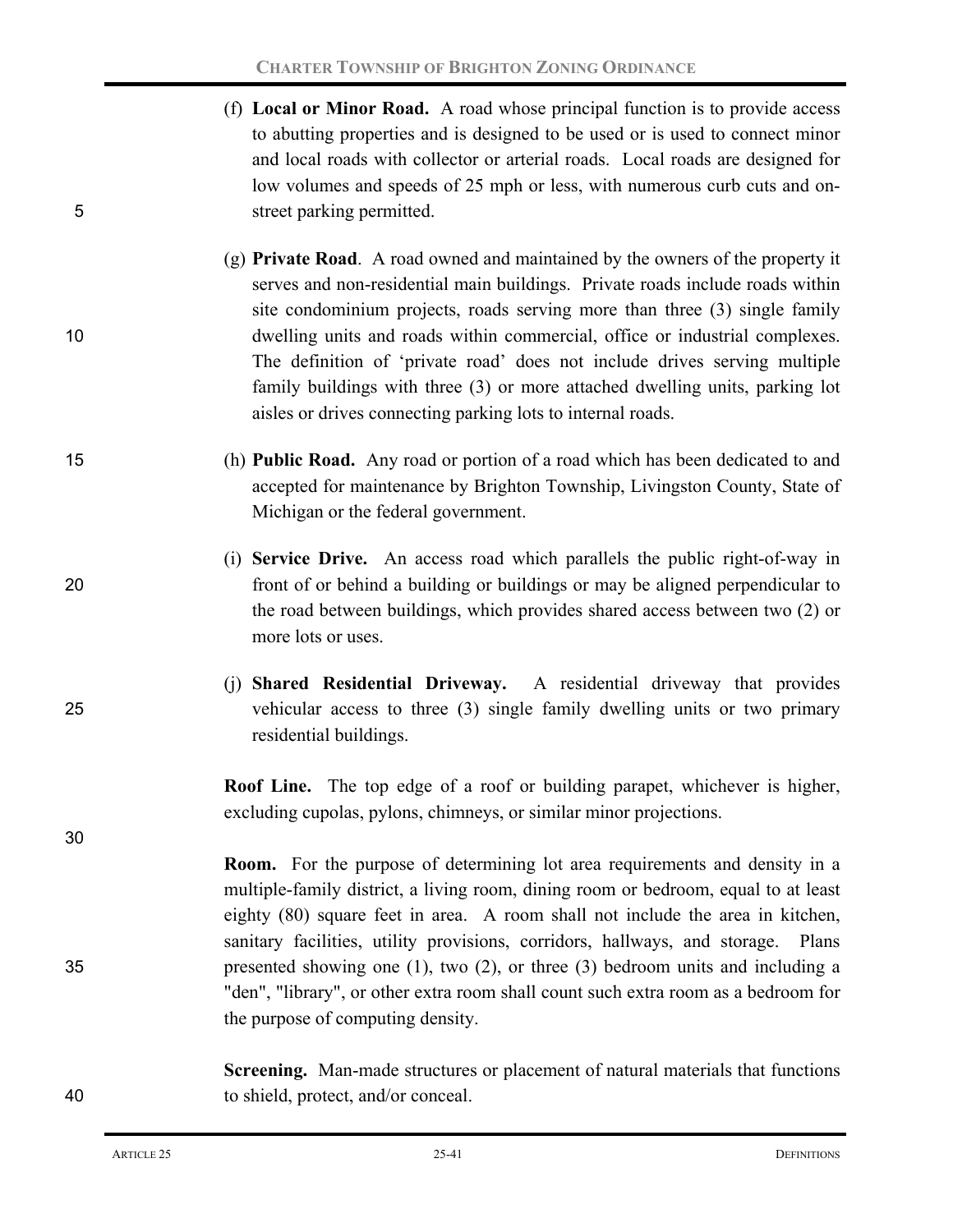(f) **Local or Minor Road.** A road whose principal function is to provide access to abutting properties and is designed to be used or is used to connect minor and local roads with collector or arterial roads. Local roads are designed for low volumes and speeds of 25 mph or less, with numerous curb cuts and on-street parking permitted.

(g) **Private Road**. A road owned and maintained by the owners of the property it serves and non-residential main buildings. Private roads include roads within site condominium projects, roads serving more than three (3) single family dwelling units and roads within commercial, office or industrial complexes. The definition of 'private road' does not include drives serving multiple family buildings with three (3) or more attached dwelling units, parking lot aisles or drives connecting parking lots to internal roads.

(h) **Public Road.** Any road or portion of a road which has been dedicated to and accepted for maintenance by Brighton Township, Livingston County, State of Michigan or the federal government.

(i) **Service Drive.** An access road which parallels the public right-of-way in front of or behind a building or buildings or may be aligned perpendicular to the road between buildings, which provides shared access between two (2) or more lots or uses.

(j) **Shared Residential Driveway.** A residential driveway that provides vehicular access to three (3) single family dwelling units or two primary residential buildings.

**Roof Line.** The top edge of a roof or building parapet, whichever is higher, excluding cupolas, pylons, chimneys, or similar minor projections.

**Room.** For the purpose of determining lot area requirements and density in a multiple-family district, a living room, dining room or bedroom, equal to at least eighty (80) square feet in area. A room shall not include the area in kitchen, sanitary facilities, utility provisions, corridors, hallways, and storage. Plans presented showing one (1), two (2), or three (3) bedroom units and including a "den", "library", or other extra room shall count such extra room as a bedroom for the purpose of computing density.

**Screening.** Man-made structures or placement of natural materials that functions to shield, protect, and/or conceal.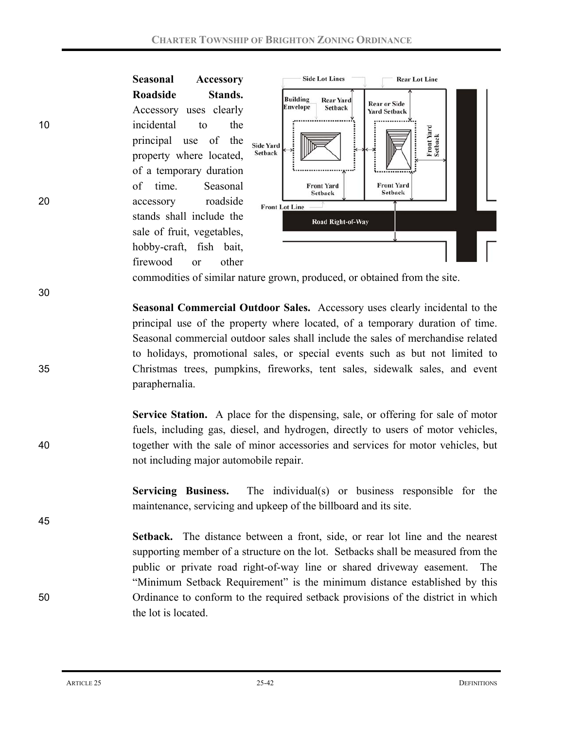**Seasonal Accessory Roadside Stands.** Accessory uses clearly incidental to the principal use of the property where located, of a temporary duration of time. Seasonal accessory roadside stands shall include the sale of fruit, vegetables, hobby-craft, fish bait, firewood or other commodities of similar nature grown, produced, or obtained from the site.

**Seasonal Commercial Outdoor Sales.** Accessory uses clearly incidental to the principal use of the property where located, of a temporary duration of time. Seasonal commercial outdoor sales shall include the sales of merchandise related to holidays, promotional sales, or special events such as but not limited to Christmas trees, pumpkins, fireworks, tent sales, sidewalk sales, and event paraphernalia.

**Service Station.** A place for the dispensing, sale, or offering for sale of motor fuels, including gas, diesel, and hydrogen, directly to users of motor vehicles, together with the sale of minor accessories and services for motor vehicles, but not including major automobile repair.

**Servicing Business.** The individual(s) or business responsible for the maintenance, servicing and upkeep of the billboard and its site.

**Setback.** The distance between a front, side, or rear lot line and the nearest supporting member of a structure on the lot. Setbacks shall be measured from the public or private road right-of-way line or shared driveway easement. The "Minimum Setback Requirement" is the minimum distance established by this Ordinance to conform to the required setback provisions of the district in which the lot is located.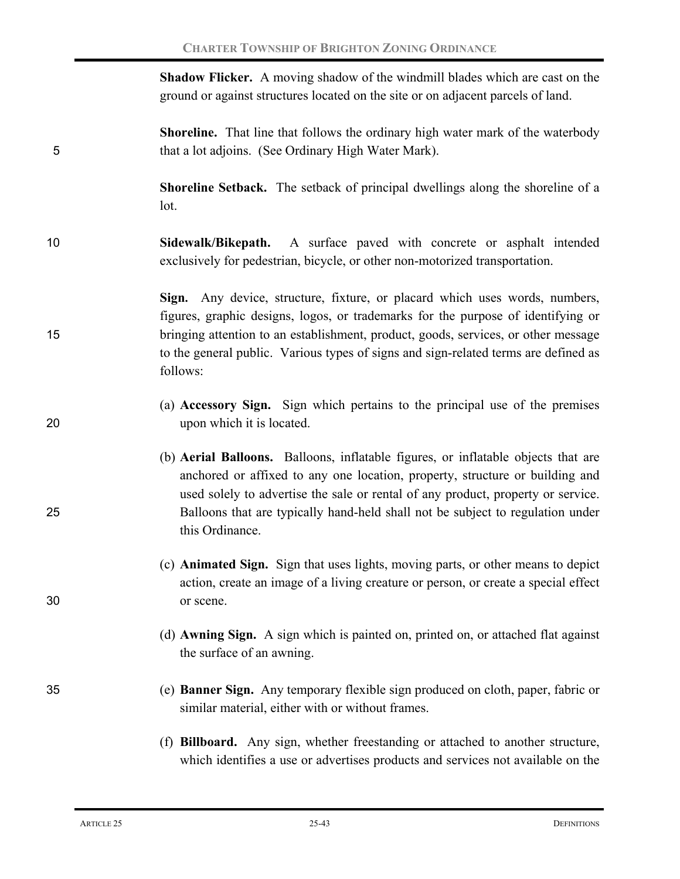**Shadow Flicker.** A moving shadow of the windmill blades which are cast on the ground or against structures located on the site or on adjacent parcels of land.

**Shoreline.** That line that follows the ordinary high water mark of the waterbody that a lot adjoins. (See Ordinary High Water Mark).

**Shoreline Setback.** The setback of principal dwellings along the shoreline of a lot.

**Sidewalk/Bikepath.** A surface paved with concrete or asphalt intended exclusively for pedestrian, bicycle, or other non-motorized transportation.

**Sign.** Any device, structure, fixture, or placard which uses words, numbers, figures, graphic designs, logos, or trademarks for the purpose of identifying or bringing attention to an establishment, product, goods, services, or other message to the general public. Various types of signs and sign-related terms are defined as follows:

(a) **Accessory Sign.** Sign which pertains to the principal use of the premises upon which it is located.

(b) **Aerial Balloons.** Balloons, inflatable figures, or inflatable objects that are anchored or affixed to any one location, property, structure or building and used solely to advertise the sale or rental of any product, property or service. Balloons that are typically hand-held shall not be subject to regulation under this Ordinance.

(c) **Animated Sign.** Sign that uses lights, moving parts, or other means to depict action, create an image of a living creature or person, or create a special effect or scene.

(d) **Awning Sign.** A sign which is painted on, printed on, or attached flat against the surface of an awning.

(e) **Banner Sign.** Any temporary flexible sign produced on cloth, paper, fabric or similar material, either with or without frames.

(f) **Billboard.** Any sign, whether freestanding or attached to another structure, which identifies a use or advertises products and services not available on the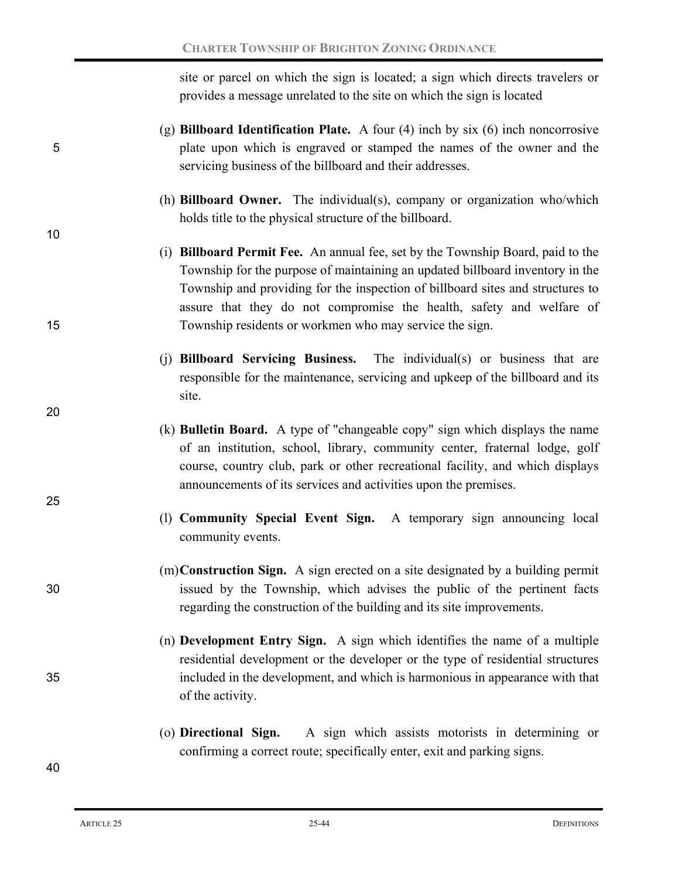site or parcel on which the sign is located; a sign which directs travelers or provides a message unrelated to the site on which the sign is located

(g) **Billboard Identification Plate.** A four (4) inch by six (6) inch noncorrosive plate upon which is engraved or stamped the names of the owner and the servicing business of the billboard and their addresses.

(h) **Billboard Owner.** The individual(s), company or organization who/which holds title to the physical structure of the billboard.

(i) **Billboard Permit Fee.** An annual fee, set by the Township Board, paid to the Township for the purpose of maintaining an updated billboard inventory in the Township and providing for the inspection of billboard sites and structures to assure that they do not compromise the health, safety and welfare of Township residents or workmen who may service the sign.

(j) **Billboard Servicing Business.** The individual(s) or business that are responsible for the maintenance, servicing and upkeep of the billboard and its site.

(k) **Bulletin Board.** A type of "changeable copy" sign which displays the name of an institution, school, library, community center, fraternal lodge, golf course, country club, park or other recreational facility, and which displays announcements of its services and activities upon the premises.

(l) **Community Special Event Sign.** A temporary sign announcing local community events.

(m) **Construction Sign.** A sign erected on a site designated by a building permit issued by the Township, which advises the public of the pertinent facts regarding the construction of the building and its site improvements.

(n) **Development Entry Sign.** A sign which identifies the name of a multiple residential development or the developer or the type of residential structures included in the development, and which is harmonious in appearance with that of the activity.

(o) **Directional Sign.** A sign which assists motorists in determining or confirming a correct route; specifically enter, exit and parking signs.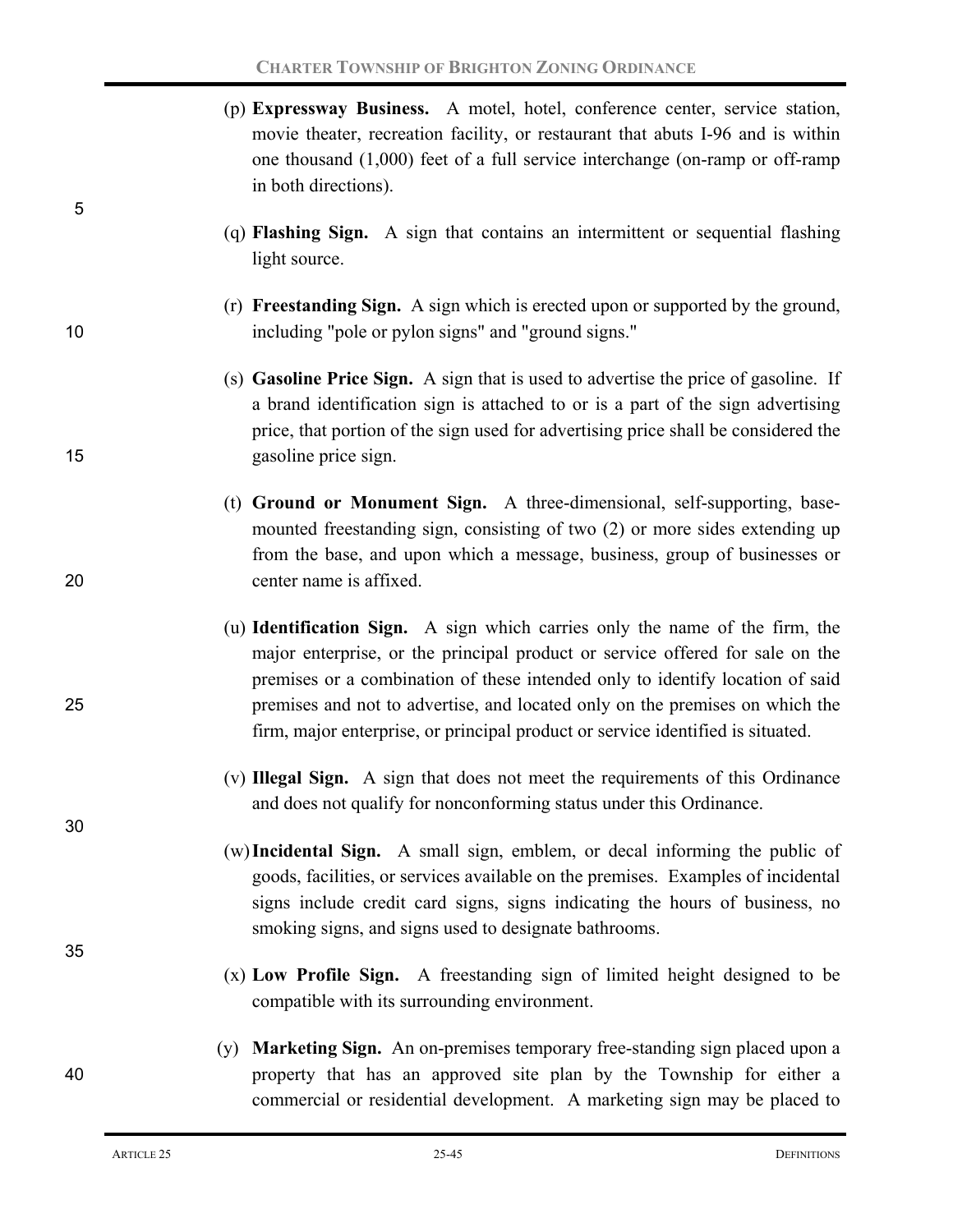(p) **Expressway Business.** A motel, hotel, conference center, service station, movie theater, recreation facility, or restaurant that abuts I-96 and is within one thousand (1,000) feet of a full service interchange (on-ramp or off-ramp in both directions).

(q) **Flashing Sign.** A sign that contains an intermittent or sequential flashing light source.

(r) **Freestanding Sign.** A sign which is erected upon or supported by the ground, including "pole or pylon signs" and "ground signs."

(s) **Gasoline Price Sign.** A sign that is used to advertise the price of gasoline. If a brand identification sign is attached to or is a part of the sign advertising price, that portion of the sign used for advertising price shall be considered the gasoline price sign.

(t) **Ground or Monument Sign.** A three-dimensional, self-supporting, base-mounted freestanding sign, consisting of two (2) or more sides extending up from the base, and upon which a message, business, group of businesses or center name is affixed.

(u) **Identification Sign.** A sign which carries only the name of the firm, the major enterprise, or the principal product or service offered for sale on the premises or a combination of these intended only to identify location of said premises and not to advertise, and located only on the premises on which the firm, major enterprise, or principal product or service identified is situated.

(v) **Illegal Sign.** A sign that does not meet the requirements of this Ordinance and does not qualify for nonconforming status under this Ordinance.

(w) **Incidental Sign.** A small sign, emblem, or decal informing the public of goods, facilities, or services available on the premises. Examples of incidental signs include credit card signs, signs indicating the hours of business, no smoking signs, and signs used to designate bathrooms.

(x) **Low Profile Sign.** A freestanding sign of limited height designed to be compatible with its surrounding environment.

(y) **Marketing Sign.** An on-premises temporary free-standing sign placed upon a property that has an approved site plan by the Township for either a commercial or residential development. A marketing sign may be placed to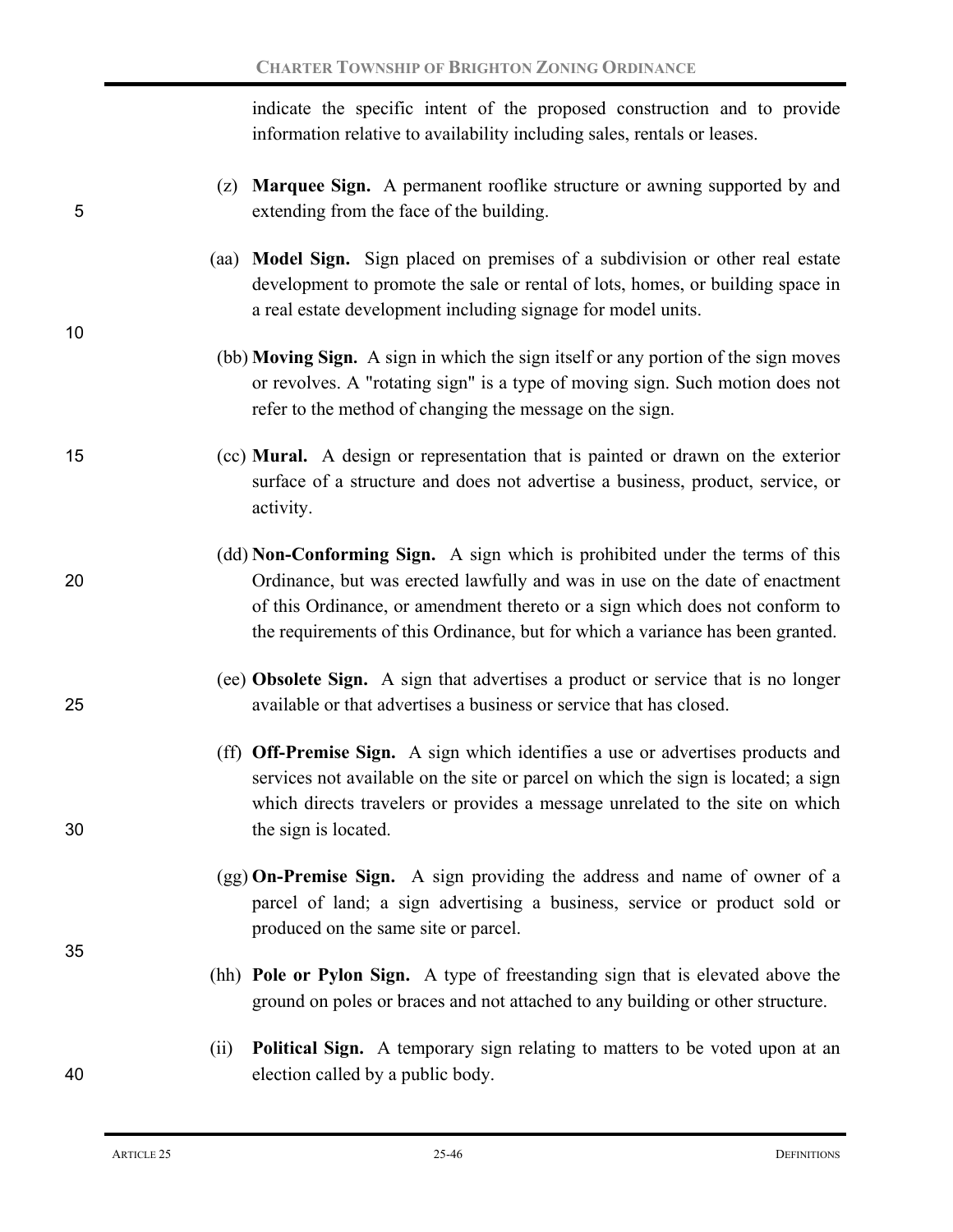indicate the specific intent of the proposed construction and to provide information relative to availability including sales, rentals or leases.

(z) **Marquee Sign.** A permanent rooflike structure or awning supported by and extending from the face of the building.

(aa) **Model Sign.** Sign placed on premises of a subdivision or other real estate development to promote the sale or rental of lots, homes, or building space in a real estate development including signage for model units.

(bb) **Moving Sign.** A sign in which the sign itself or any portion of the sign moves or revolves. A "rotating sign" is a type of moving sign. Such motion does not refer to the method of changing the message on the sign.

(cc) **Mural.** A design or representation that is painted or drawn on the exterior surface of a structure and does not advertise a business, product, service, or activity.

(dd) **Non-Conforming Sign.** A sign which is prohibited under the terms of this Ordinance, but was erected lawfully and was in use on the date of enactment of this Ordinance, or amendment thereto or a sign which does not conform to the requirements of this Ordinance, but for which a variance has been granted.

(ee) **Obsolete Sign.** A sign that advertises a product or service that is no longer available or that advertises a business or service that has closed.

(ff) **Off-Premise Sign.** A sign which identifies a use or advertises products and services not available on the site or parcel on which the sign is located; a sign which directs travelers or provides a message unrelated to the site on which the sign is located.

(gg) **On-Premise Sign.** A sign providing the address and name of owner of a parcel of land; a sign advertising a business, service or product sold or produced on the same site or parcel.

(hh) **Pole or Pylon Sign.** A type of freestanding sign that is elevated above the ground on poles or braces and not attached to any building or other structure.

(ii) **Political Sign.** A temporary sign relating to matters to be voted upon at an election called by a public body.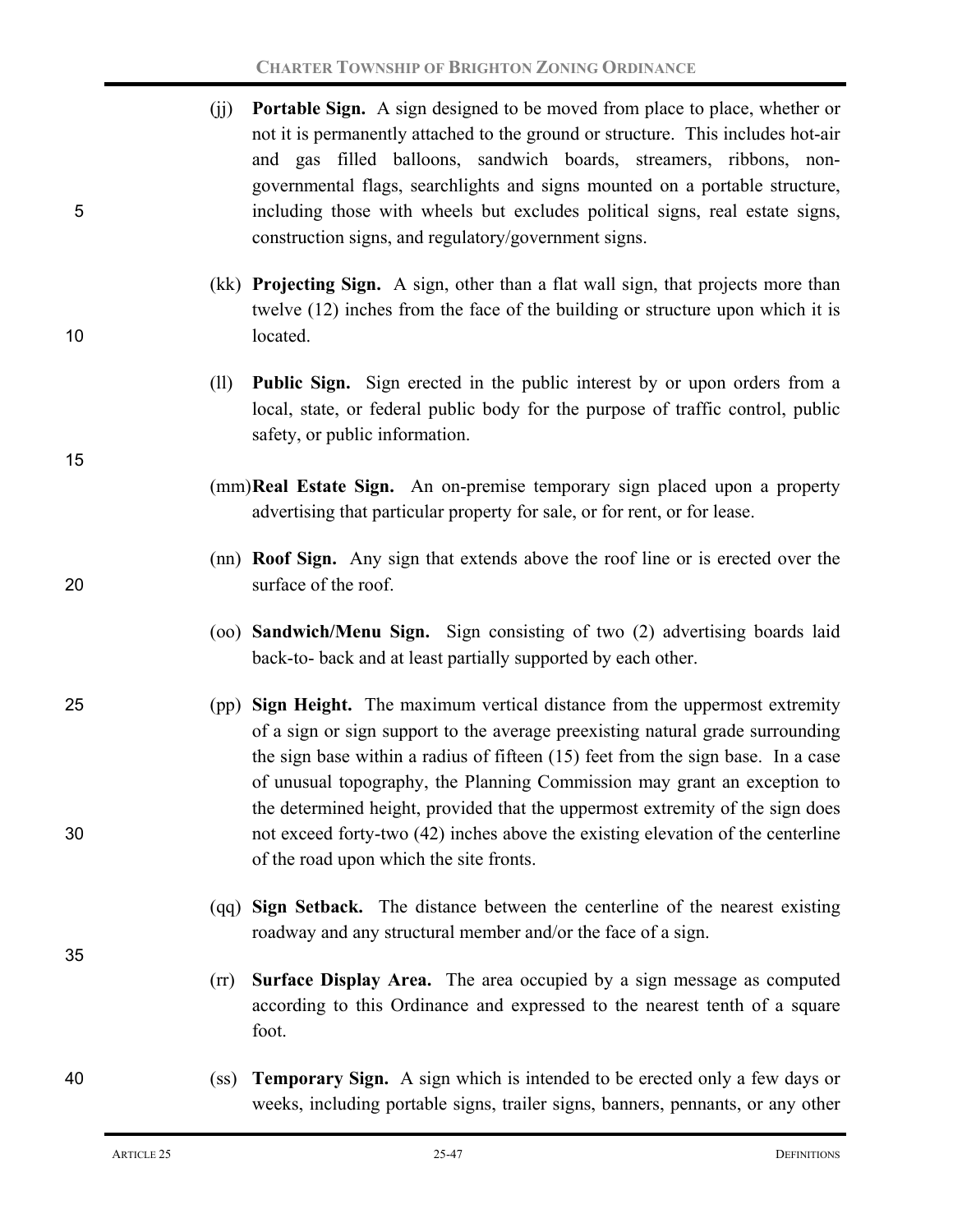(jj) **Portable Sign.** A sign designed to be moved from place to place, whether or not it is permanently attached to the ground or structure. This includes hot-air and gas filled balloons, sandwich boards, streamers, ribbons, non-governmental flags, searchlights and signs mounted on a portable structure, including those with wheels but excludes political signs, real estate signs, construction signs, and regulatory/government signs.

(kk) **Projecting Sign.** A sign, other than a flat wall sign, that projects more than twelve (12) inches from the face of the building or structure upon which it is located.

(ll) **Public Sign.** Sign erected in the public interest by or upon orders from a local, state, or federal public body for the purpose of traffic control, public safety, or public information.

(mm) **Real Estate Sign.** An on-premise temporary sign placed upon a property advertising that particular property for sale, or for rent, or for lease.

(nn) **Roof Sign.** Any sign that extends above the roof line or is erected over the surface of the roof.

(oo) **Sandwich/Menu Sign.** Sign consisting of two (2) advertising boards laid back-to- back and at least partially supported by each other.

(pp) **Sign Height.** The maximum vertical distance from the uppermost extremity of a sign or sign support to the average preexisting natural grade surrounding the sign base within a radius of fifteen (15) feet from the sign base. In a case of unusual topography, the Planning Commission may grant an exception to the determined height, provided that the uppermost extremity of the sign does not exceed forty-two (42) inches above the existing elevation of the centerline of the road upon which the site fronts.

(qq) **Sign Setback.** The distance between the centerline of the nearest existing roadway and any structural member and/or the face of a sign.

(rr) **Surface Display Area.** The area occupied by a sign message as computed according to this Ordinance and expressed to the nearest tenth of a square foot.

(ss) **Temporary Sign.** A sign which is intended to be erected only a few days or weeks, including portable signs, trailer signs, banners, pennants, or any other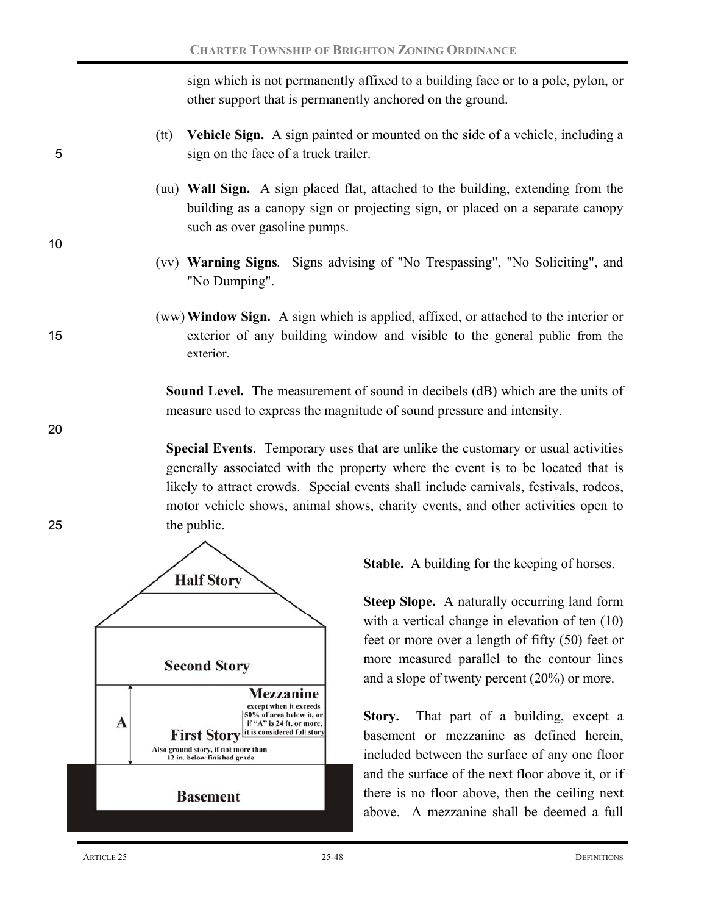sign which is not permanently affixed to a building face or to a pole, pylon, or other support that is permanently anchored on the ground.

(tt) **Vehicle Sign.** A sign painted or mounted on the side of a vehicle, including a sign on the face of a truck trailer.

(uu) **Wall Sign.** A sign placed flat, attached to the building, extending from the building as a canopy sign or projecting sign, or placed on a separate canopy such as over gasoline pumps.

(vv) **Warning Signs**. Signs advising of "No Trespassing", "No Soliciting", and "No Dumping".

(ww) **Window Sign.** A sign which is applied, affixed, or attached to the interior or exterior of any building window and visible to the general public from the exterior.

**Sound Level.** The measurement of sound in decibels (dB) which are the units of measure used to express the magnitude of sound pressure and intensity.

**Special Events**. Temporary uses that are unlike the customary or usual activities generally associated with the property where the event is to be located that is likely to attract crowds. Special events shall include carnivals, festivals, rodeos, motor vehicle shows, animal shows, charity events, and other activities open to the public.

Half Story

Second Story

Mezzanine
except when it exceeds 50% of area below it, or if "A" is 24 ft. or more, it is considered full story

A

First Story
Also ground story, if not more than 12 in. below finished grade

Basement

**Stable.** A building for the keeping of horses.

**Steep Slope.** A naturally occurring land form with a vertical change in elevation of ten (10) feet or more over a length of fifty (50) feet or more measured parallel to the contour lines and a slope of twenty percent (20%) or more.

**Story.** That part of a building, except a basement or mezzanine as defined herein, included between the surface of any one floor and the surface of the next floor above it, or if there is no floor above, then the ceiling next above. A mezzanine shall be deemed a full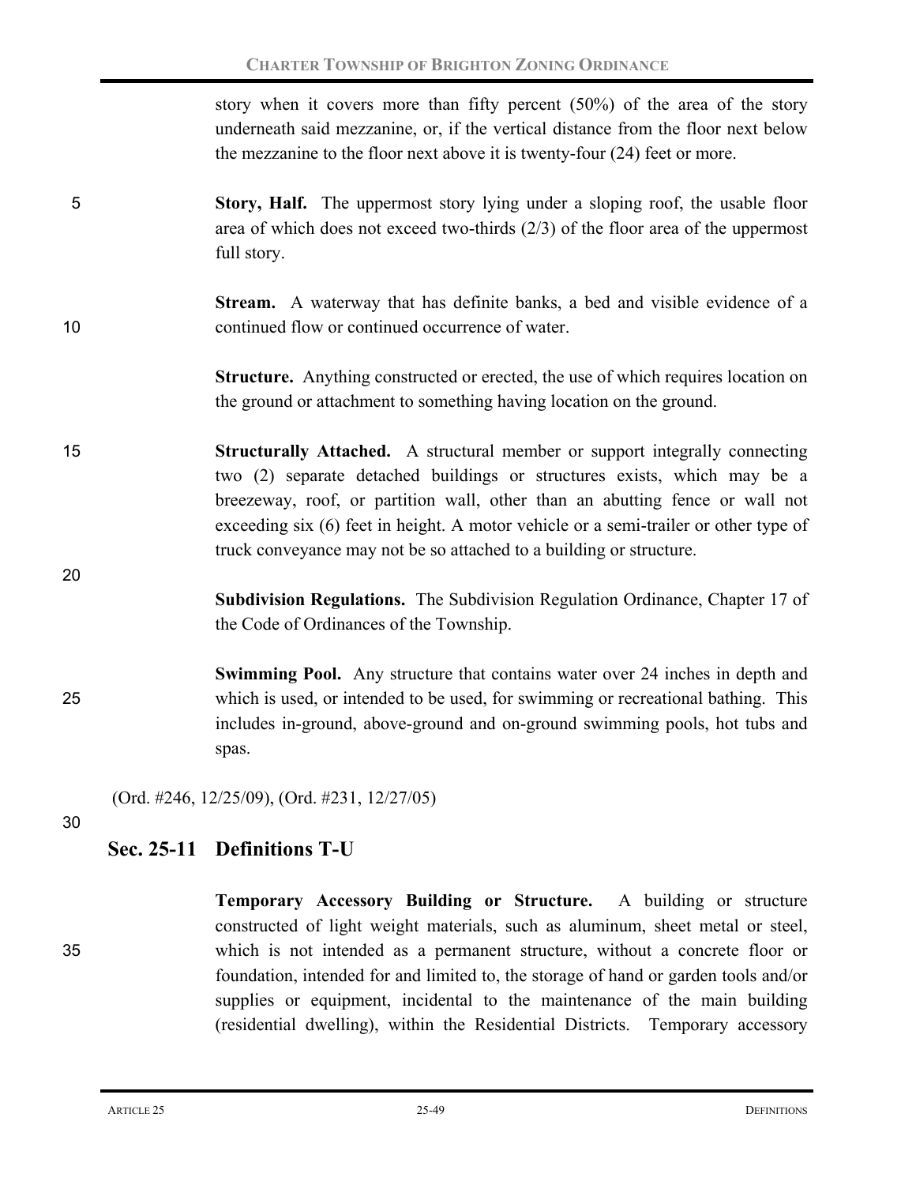story when it covers more than fifty percent (50%) of the area of the story underneath said mezzanine, or, if the vertical distance from the floor next below the mezzanine to the floor next above it is twenty-four (24) feet or more.

**Story, Half.** The uppermost story lying under a sloping roof, the usable floor area of which does not exceed two-thirds (2/3) of the floor area of the uppermost full story.

**Stream.** A waterway that has definite banks, a bed and visible evidence of a continued flow or continued occurrence of water.

**Structure.** Anything constructed or erected, the use of which requires location on the ground or attachment to something having location on the ground.

**Structurally Attached.** A structural member or support integrally connecting two (2) separate detached buildings or structures exists, which may be a breezeway, roof, or partition wall, other than an abutting fence or wall not exceeding six (6) feet in height. A motor vehicle or a semi-trailer or other type of truck conveyance may not be so attached to a building or structure.

**Subdivision Regulations.** The Subdivision Regulation Ordinance, Chapter 17 of the Code of Ordinances of the Township.

**Swimming Pool.** Any structure that contains water over 24 inches in depth and which is used, or intended to be used, for swimming or recreational bathing. This includes in-ground, above-ground and on-ground swimming pools, hot tubs and spas.

(Ord. #246, 12/25/09), (Ord. #231, 12/27/05)

## Sec. 25-11 Definitions T-U

**Temporary Accessory Building or Structure.** A building or structure constructed of light weight materials, such as aluminum, sheet metal or steel, which is not intended as a permanent structure, without a concrete floor or foundation, intended for and limited to, the storage of hand or garden tools and/or supplies or equipment, incidental to the maintenance of the main building (residential dwelling), within the Residential Districts. Temporary accessory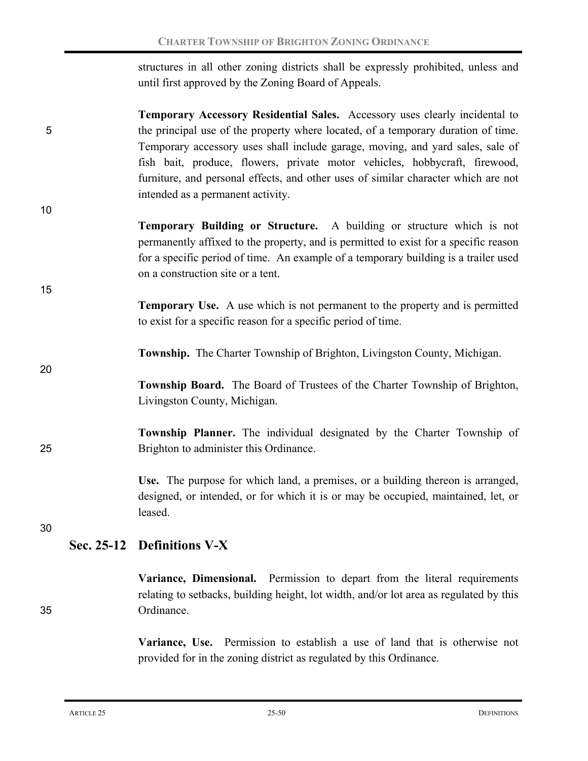structures in all other zoning districts shall be expressly prohibited, unless and until first approved by the Zoning Board of Appeals.

**Temporary Accessory Residential Sales.** Accessory uses clearly incidental to the principal use of the property where located, of a temporary duration of time. Temporary accessory uses shall include garage, moving, and yard sales, sale of fish bait, produce, flowers, private motor vehicles, hobbycraft, firewood, furniture, and personal effects, and other uses of similar character which are not intended as a permanent activity.

**Temporary Building or Structure.** A building or structure which is not permanently affixed to the property, and is permitted to exist for a specific reason for a specific period of time. An example of a temporary building is a trailer used on a construction site or a tent.

**Temporary Use.** A use which is not permanent to the property and is permitted to exist for a specific reason for a specific period of time.

**Township.** The Charter Township of Brighton, Livingston County, Michigan.

**Township Board.** The Board of Trustees of the Charter Township of Brighton, Livingston County, Michigan.

**Township Planner.** The individual designated by the Charter Township of Brighton to administer this Ordinance.

**Use.** The purpose for which land, a premises, or a building thereon is arranged, designed, or intended, or for which it is or may be occupied, maintained, let, or leased.

## Sec. 25-12 Definitions V-X

**Variance, Dimensional.** Permission to depart from the literal requirements relating to setbacks, building height, lot width, and/or lot area as regulated by this Ordinance.

**Variance, Use.** Permission to establish a use of land that is otherwise not provided for in the zoning district as regulated by this Ordinance.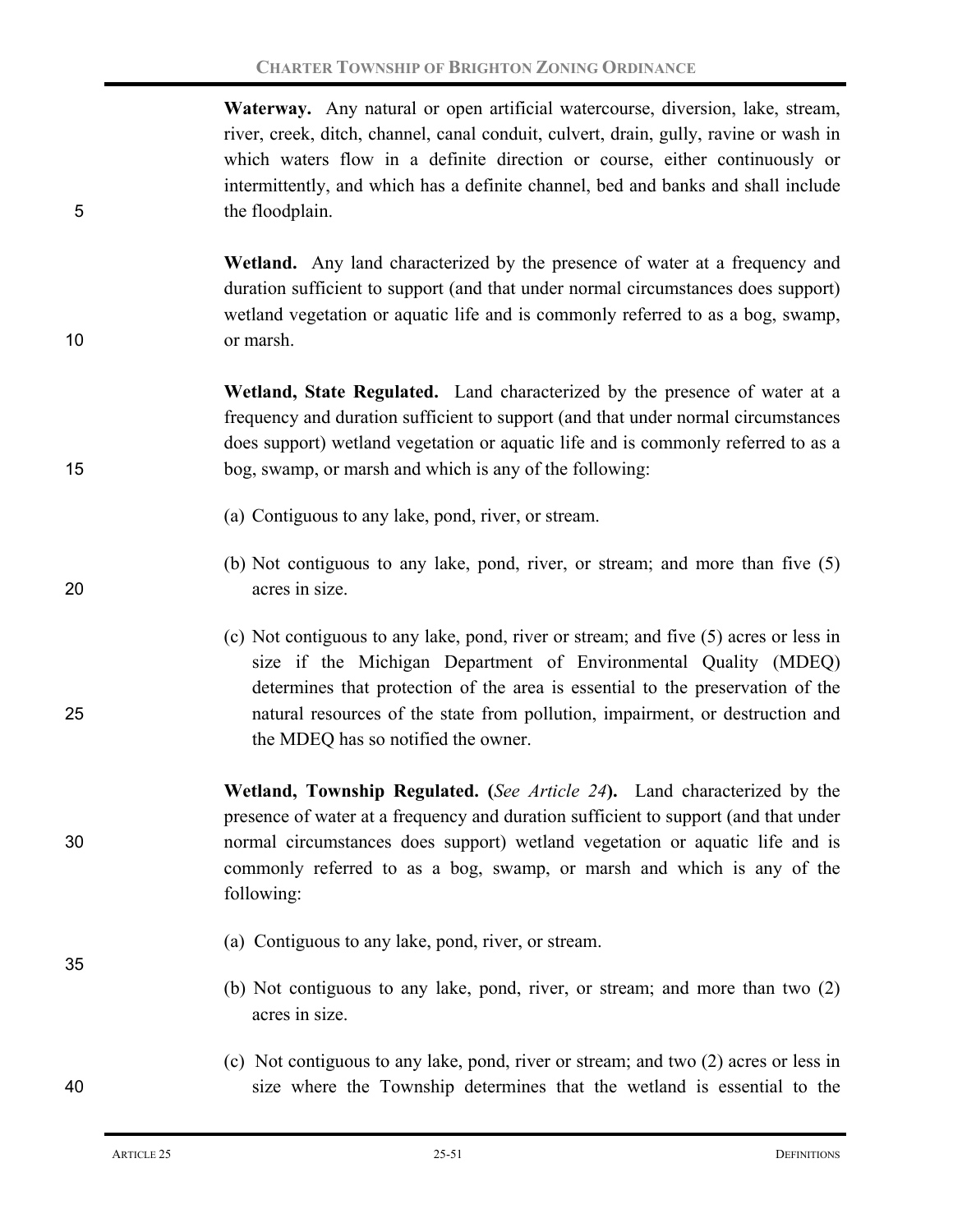**Waterway.** Any natural or open artificial watercourse, diversion, lake, stream, river, creek, ditch, channel, canal conduit, culvert, drain, gully, ravine or wash in which waters flow in a definite direction or course, either continuously or intermittently, and which has a definite channel, bed and banks and shall include the floodplain.

**Wetland.** Any land characterized by the presence of water at a frequency and duration sufficient to support (and that under normal circumstances does support) wetland vegetation or aquatic life and is commonly referred to as a bog, swamp, or marsh.

**Wetland, State Regulated.** Land characterized by the presence of water at a frequency and duration sufficient to support (and that under normal circumstances does support) wetland vegetation or aquatic life and is commonly referred to as a bog, swamp, or marsh and which is any of the following:

(a) Contiguous to any lake, pond, river, or stream.

(b) Not contiguous to any lake, pond, river, or stream; and more than five (5) acres in size.

(c) Not contiguous to any lake, pond, river or stream; and five (5) acres or less in size if the Michigan Department of Environmental Quality (MDEQ) determines that protection of the area is essential to the preservation of the natural resources of the state from pollution, impairment, or destruction and the MDEQ has so notified the owner.

**Wetland, Township Regulated. (***See Article 24***).** Land characterized by the presence of water at a frequency and duration sufficient to support (and that under normal circumstances does support) wetland vegetation or aquatic life and is commonly referred to as a bog, swamp, or marsh and which is any of the following:

(a) Contiguous to any lake, pond, river, or stream.

(b) Not contiguous to any lake, pond, river, or stream; and more than two (2) acres in size.

(c) Not contiguous to any lake, pond, river or stream; and two (2) acres or less in size where the Township determines that the wetland is essential to the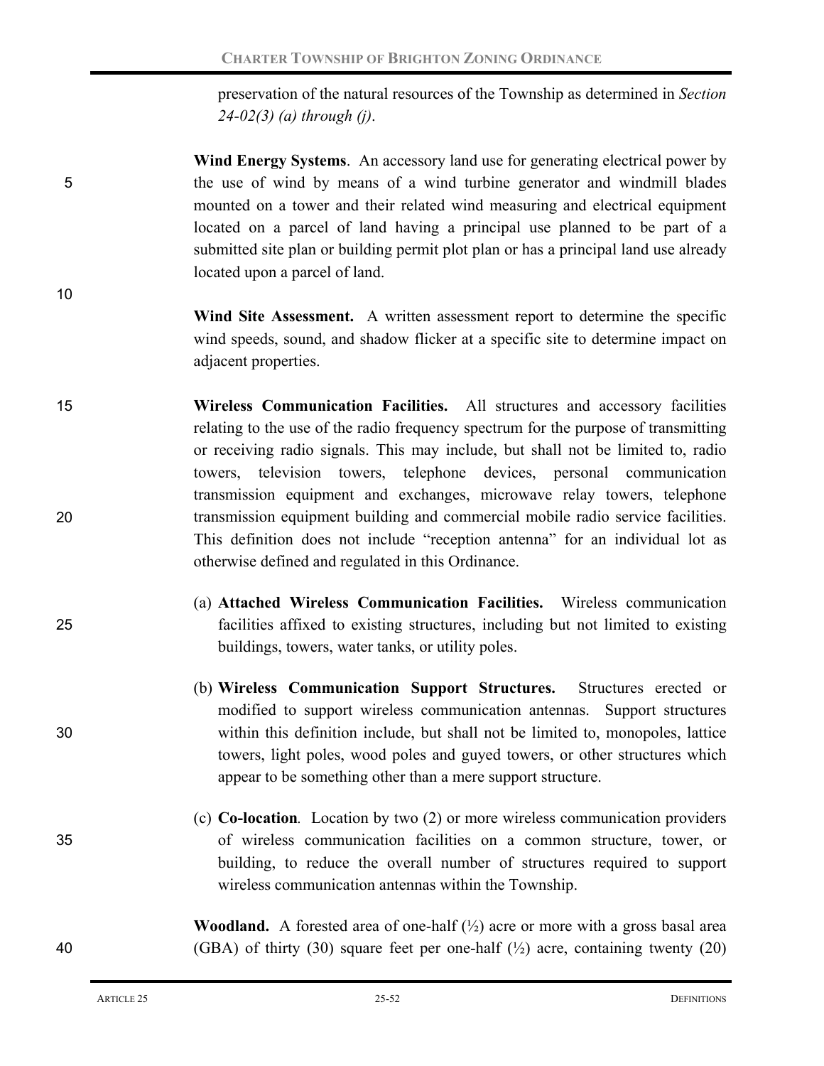preservation of the natural resources of the Township as determined in *Section 24-02(3) (a) through (j)*.

**Wind Energy Systems**. An accessory land use for generating electrical power by the use of wind by means of a wind turbine generator and windmill blades mounted on a tower and their related wind measuring and electrical equipment located on a parcel of land having a principal use planned to be part of a submitted site plan or building permit plot plan or has a principal land use already located upon a parcel of land.

**Wind Site Assessment.** A written assessment report to determine the specific wind speeds, sound, and shadow flicker at a specific site to determine impact on adjacent properties.

**Wireless Communication Facilities.** All structures and accessory facilities relating to the use of the radio frequency spectrum for the purpose of transmitting or receiving radio signals. This may include, but shall not be limited to, radio towers, television towers, telephone devices, personal communication transmission equipment and exchanges, microwave relay towers, telephone transmission equipment building and commercial mobile radio service facilities. This definition does not include "reception antenna" for an individual lot as otherwise defined and regulated in this Ordinance.

(a) **Attached Wireless Communication Facilities.** Wireless communication facilities affixed to existing structures, including but not limited to existing buildings, towers, water tanks, or utility poles.

(b) **Wireless Communication Support Structures.** Structures erected or modified to support wireless communication antennas. Support structures within this definition include, but shall not be limited to, monopoles, lattice towers, light poles, wood poles and guyed towers, or other structures which appear to be something other than a mere support structure.

(c) **Co-location**. Location by two (2) or more wireless communication providers of wireless communication facilities on a common structure, tower, or building, to reduce the overall number of structures required to support wireless communication antennas within the Township.

**Woodland.** A forested area of one-half (½) acre or more with a gross basal area (GBA) of thirty (30) square feet per one-half (½) acre, containing twenty (20)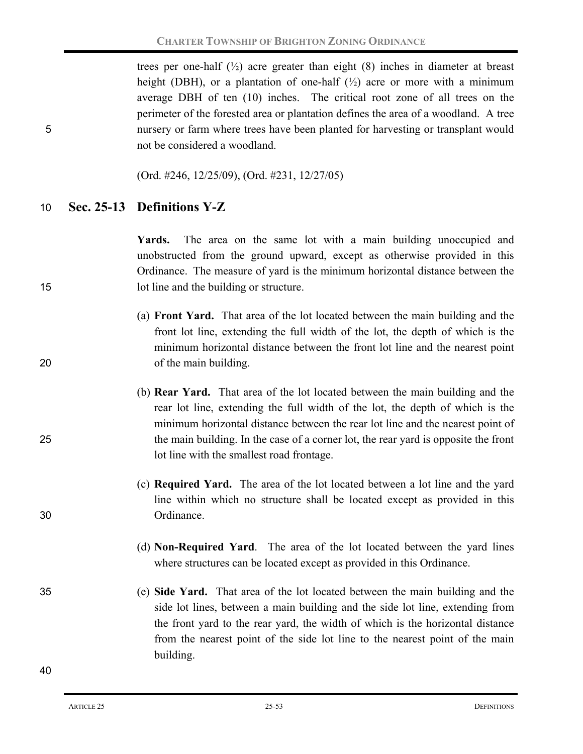trees per one-half (½) acre greater than eight (8) inches in diameter at breast height (DBH), or a plantation of one-half (½) acre or more with a minimum average DBH of ten (10) inches. The critical root zone of all trees on the perimeter of the forested area or plantation defines the area of a woodland. A tree nursery or farm where trees have been planted for harvesting or transplant would not be considered a woodland.

(Ord. #246, 12/25/09), (Ord. #231, 12/27/05)

## Sec. 25-13 Definitions Y-Z

**Yards.** The area on the same lot with a main building unoccupied and unobstructed from the ground upward, except as otherwise provided in this Ordinance. The measure of yard is the minimum horizontal distance between the lot line and the building or structure.

(a) **Front Yard.** That area of the lot located between the main building and the front lot line, extending the full width of the lot, the depth of which is the minimum horizontal distance between the front lot line and the nearest point of the main building.

(b) **Rear Yard.** That area of the lot located between the main building and the rear lot line, extending the full width of the lot, the depth of which is the minimum horizontal distance between the rear lot line and the nearest point of the main building. In the case of a corner lot, the rear yard is opposite the front lot line with the smallest road frontage.

(c) **Required Yard.** The area of the lot located between a lot line and the yard line within which no structure shall be located except as provided in this Ordinance.

(d) **Non-Required Yard**. The area of the lot located between the yard lines where structures can be located except as provided in this Ordinance.

(e) **Side Yard.** That area of the lot located between the main building and the side lot lines, between a main building and the side lot line, extending from the front yard to the rear yard, the width of which is the horizontal distance from the nearest point of the side lot line to the nearest point of the main building.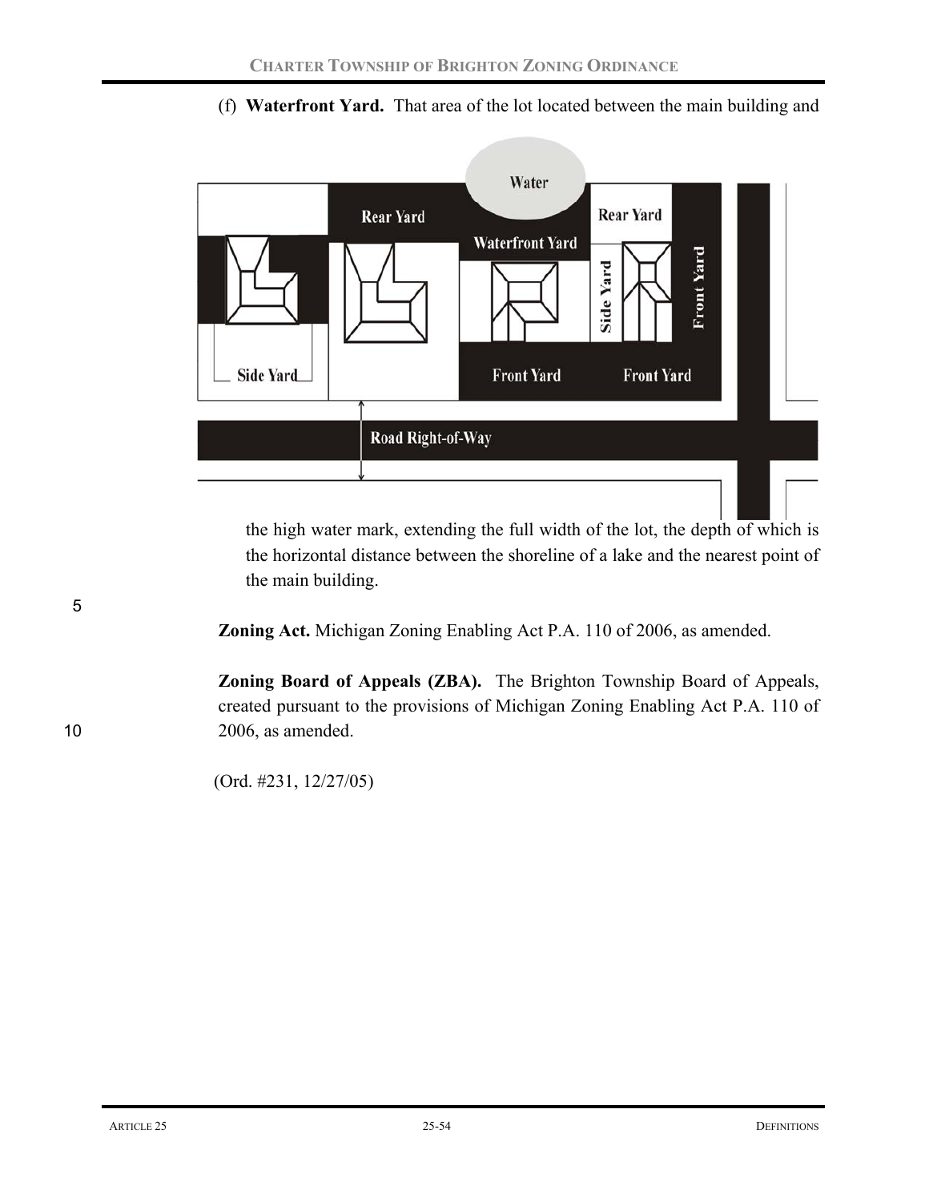(f) **Waterfront Yard.** That area of the lot located between the main building and the high water mark, extending the full width of the lot, the depth of which is the horizontal distance between the shoreline of a lake and the nearest point of the main building.

Water

Rear Yard

Rear Yard

Waterfront Yard

Side Yard

Front Yard

Side Yard

Front Yard

Front Yard

Road Right-of-Way

**Zoning Act.** Michigan Zoning Enabling Act P.A. 110 of 2006, as amended.

**Zoning Board of Appeals (ZBA).** The Brighton Township Board of Appeals, created pursuant to the provisions of Michigan Zoning Enabling Act P.A. 110 of 2006, as amended.

(Ord. #231, 12/27/05)